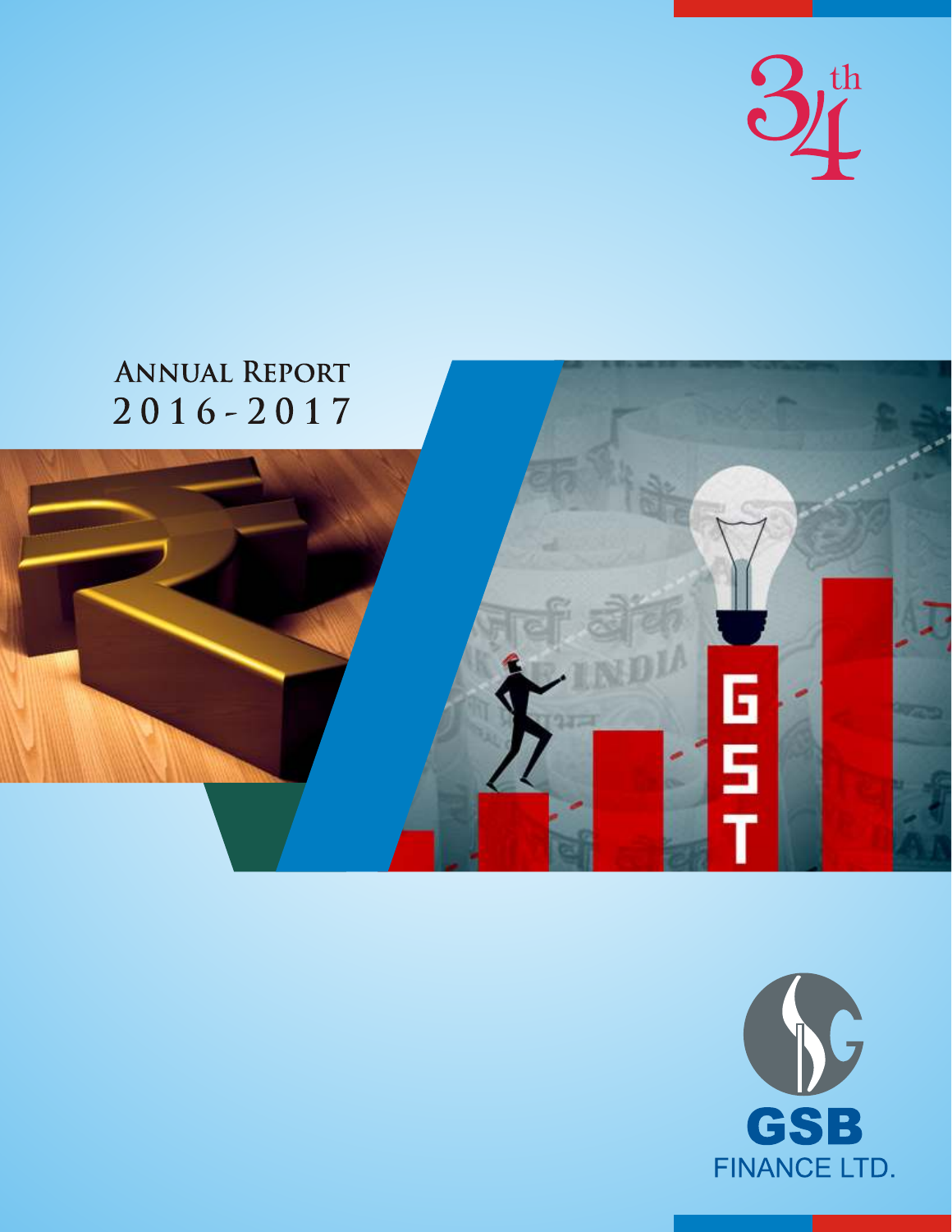34th

# Annual Report 2016-2017

GSB FINANCE LTD.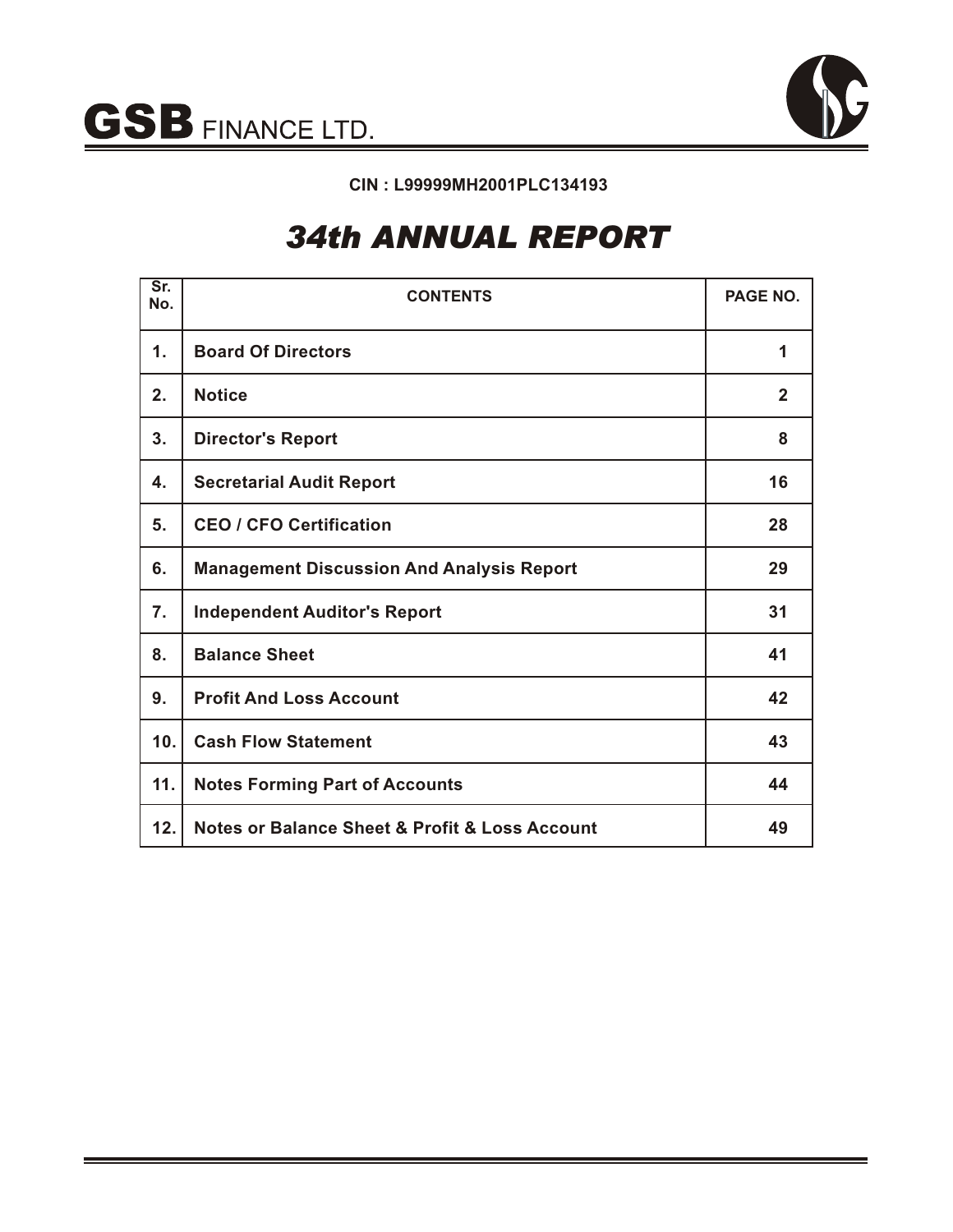# GSB FINANCE LTD.

**CIN : L99999MH2001PLC134193**

# *34th ANNUAL REPORT*

| Sr. No. | CONTENTS | PAGE NO. |
|---|---|---|
| 1. | Board Of Directors | 1 |
| 2. | Notice | 2 |
| 3. | Director's Report | 8 |
| 4. | Secretarial Audit Report | 16 |
| 5. | CEO / CFO Certification | 28 |
| 6. | Management Discussion And Analysis Report | 29 |
| 7. | Independent Auditor's Report | 31 |
| 8. | Balance Sheet | 41 |
| 9. | Profit And Loss Account | 42 |
| 10. | Cash Flow Statement | 43 |
| 11. | Notes Forming Part of Accounts | 44 |
| 12. | Notes or Balance Sheet & Profit & Loss Account | 49 |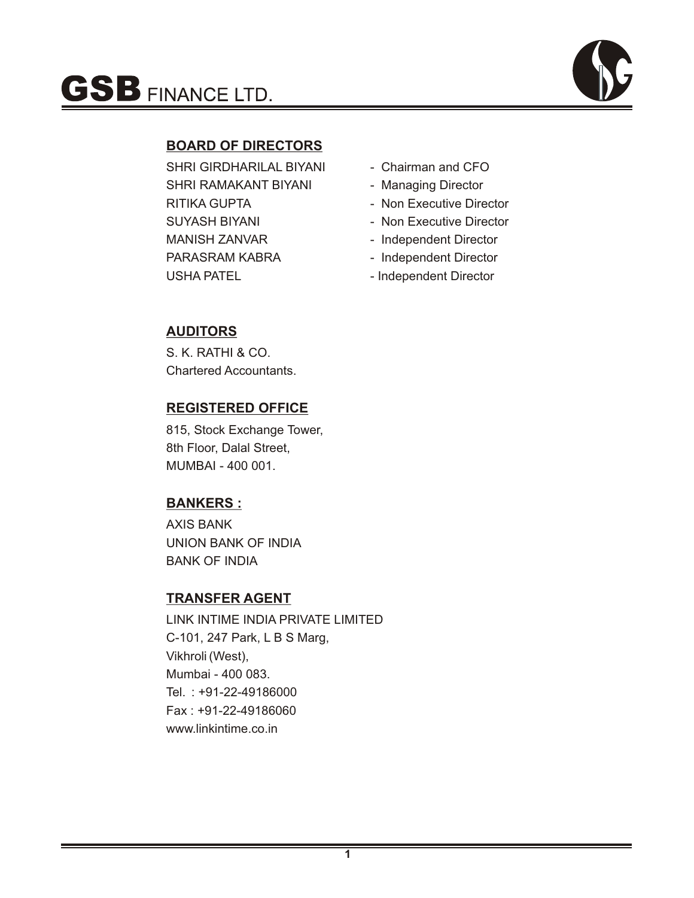# GSB FINANCE LTD.

## BOARD OF DIRECTORS

| | |
|---|---|
| SHRI GIRDHARILAL BIYANI | - Chairman and CFO |
| SHRI RAMAKANT BIYANI | - Managing Director |
| RITIKA GUPTA | - Non Executive Director |
| SUYASH BIYANI | - Non Executive Director |
| MANISH ZANVAR | - Independent Director |
| PARASRAM KABRA | - Independent Director |
| USHA PATEL | - Independent Director |

## AUDITORS

S. K. RATHI & CO.
Chartered Accountants.

## REGISTERED OFFICE

815, Stock Exchange Tower,
8th Floor, Dalal Street,
MUMBAI - 400 001.

## BANKERS :

AXIS BANK
UNION BANK OF INDIA
BANK OF INDIA

## TRANSFER AGENT

LINK INTIME INDIA PRIVATE LIMITED
C-101, 247 Park, L B S Marg,
Vikhroli (West),
Mumbai - 400 083.
Tel. : +91-22-49186000
Fax : +91-22-49186060
www.linkintime.co.in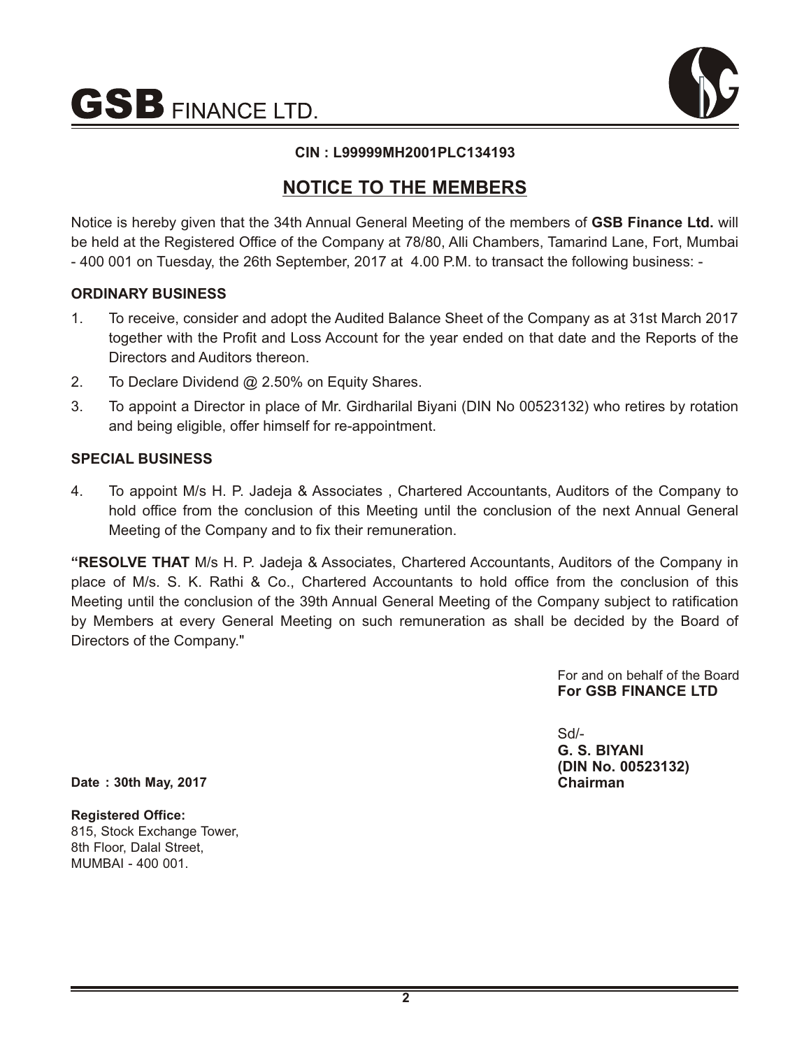**CIN : L99999MH2001PLC134193**

## NOTICE TO THE MEMBERS

Notice is hereby given that the 34th Annual General Meeting of the members of **GSB Finance Ltd.** will be held at the Registered Office of the Company at 78/80, Alli Chambers, Tamarind Lane, Fort, Mumbai - 400 001 on Tuesday, the 26th September, 2017 at 4.00 P.M. to transact the following business: -

### ORDINARY BUSINESS

1. To receive, consider and adopt the Audited Balance Sheet of the Company as at 31st March 2017 together with the Profit and Loss Account for the year ended on that date and the Reports of the Directors and Auditors thereon.
2. To Declare Dividend @ 2.50% on Equity Shares.
3. To appoint a Director in place of Mr. Girdharilal Biyani (DIN No 00523132) who retires by rotation and being eligible, offer himself for re-appointment.

### SPECIAL BUSINESS

4. To appoint M/s H. P. Jadeja & Associates , Chartered Accountants, Auditors of the Company to hold office from the conclusion of this Meeting until the conclusion of the next Annual General Meeting of the Company and to fix their remuneration.

**"RESOLVE THAT** M/s H. P. Jadeja & Associates, Chartered Accountants, Auditors of the Company in place of M/s. S. K. Rathi & Co., Chartered Accountants to hold office from the conclusion of this Meeting until the conclusion of the 39th Annual General Meeting of the Company subject to ratification by Members at every General Meeting on such remuneration as shall be decided by the Board of Directors of the Company."

For and on behalf of the Board
**For GSB FINANCE LTD**

Sd/-
**G. S. BIYANI**
**(DIN No. 00523132)**
**Chairman**

**Date : 30th May, 2017**

**Registered Office:**
815, Stock Exchange Tower,
8th Floor, Dalal Street,
MUMBAI - 400 001.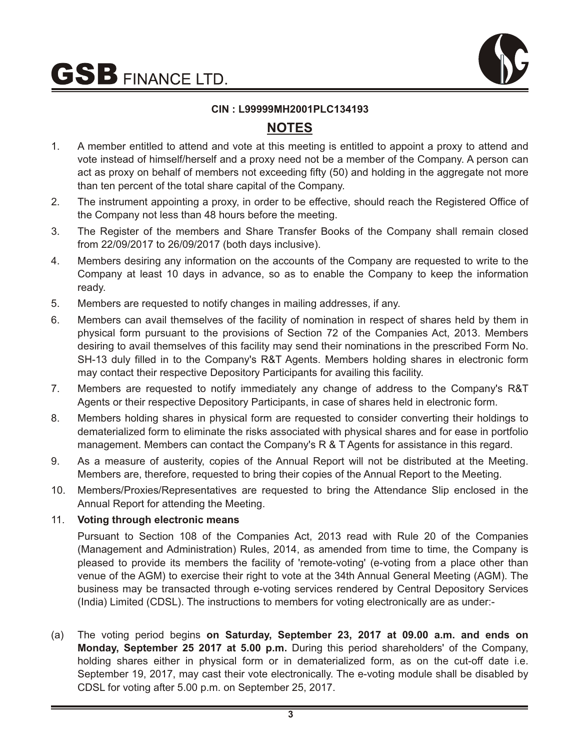**CIN : L99999MH2001PLC134193**

## NOTES

1. A member entitled to attend and vote at this meeting is entitled to appoint a proxy to attend and vote instead of himself/herself and a proxy need not be a member of the Company. A person can act as proxy on behalf of members not exceeding fifty (50) and holding in the aggregate not more than ten percent of the total share capital of the Company.
2. The instrument appointing a proxy, in order to be effective, should reach the Registered Office of the Company not less than 48 hours before the meeting.
3. The Register of the members and Share Transfer Books of the Company shall remain closed from 22/09/2017 to 26/09/2017 (both days inclusive).
4. Members desiring any information on the accounts of the Company are requested to write to the Company at least 10 days in advance, so as to enable the Company to keep the information ready.
5. Members are requested to notify changes in mailing addresses, if any.
6. Members can avail themselves of the facility of nomination in respect of shares held by them in physical form pursuant to the provisions of Section 72 of the Companies Act, 2013. Members desiring to avail themselves of this facility may send their nominations in the prescribed Form No. SH-13 duly filled in to the Company's R&T Agents. Members holding shares in electronic form may contact their respective Depository Participants for availing this facility.
7. Members are requested to notify immediately any change of address to the Company's R&T Agents or their respective Depository Participants, in case of shares held in electronic form.
8. Members holding shares in physical form are requested to consider converting their holdings to dematerialized form to eliminate the risks associated with physical shares and for ease in portfolio management. Members can contact the Company's R & T Agents for assistance in this regard.
9. As a measure of austerity, copies of the Annual Report will not be distributed at the Meeting. Members are, therefore, requested to bring their copies of the Annual Report to the Meeting.
10. Members/Proxies/Representatives are requested to bring the Attendance Slip enclosed in the Annual Report for attending the Meeting.
11. **Voting through electronic means**

    Pursuant to Section 108 of the Companies Act, 2013 read with Rule 20 of the Companies (Management and Administration) Rules, 2014, as amended from time to time, the Company is pleased to provide its members the facility of 'remote-voting' (e-voting from a place other than venue of the AGM) to exercise their right to vote at the 34th Annual General Meeting (AGM). The business may be transacted through e-voting services rendered by Central Depository Services (India) Limited (CDSL). The instructions to members for voting electronically are as under:-

(a) The voting period begins **on Saturday, September 23, 2017 at 09.00 a.m. and ends on Monday, September 25 2017 at 5.00 p.m.** During this period shareholders' of the Company, holding shares either in physical form or in dematerialized form, as on the cut-off date i.e. September 19, 2017, may cast their vote electronically. The e-voting module shall be disabled by CDSL for voting after 5.00 p.m. on September 25, 2017.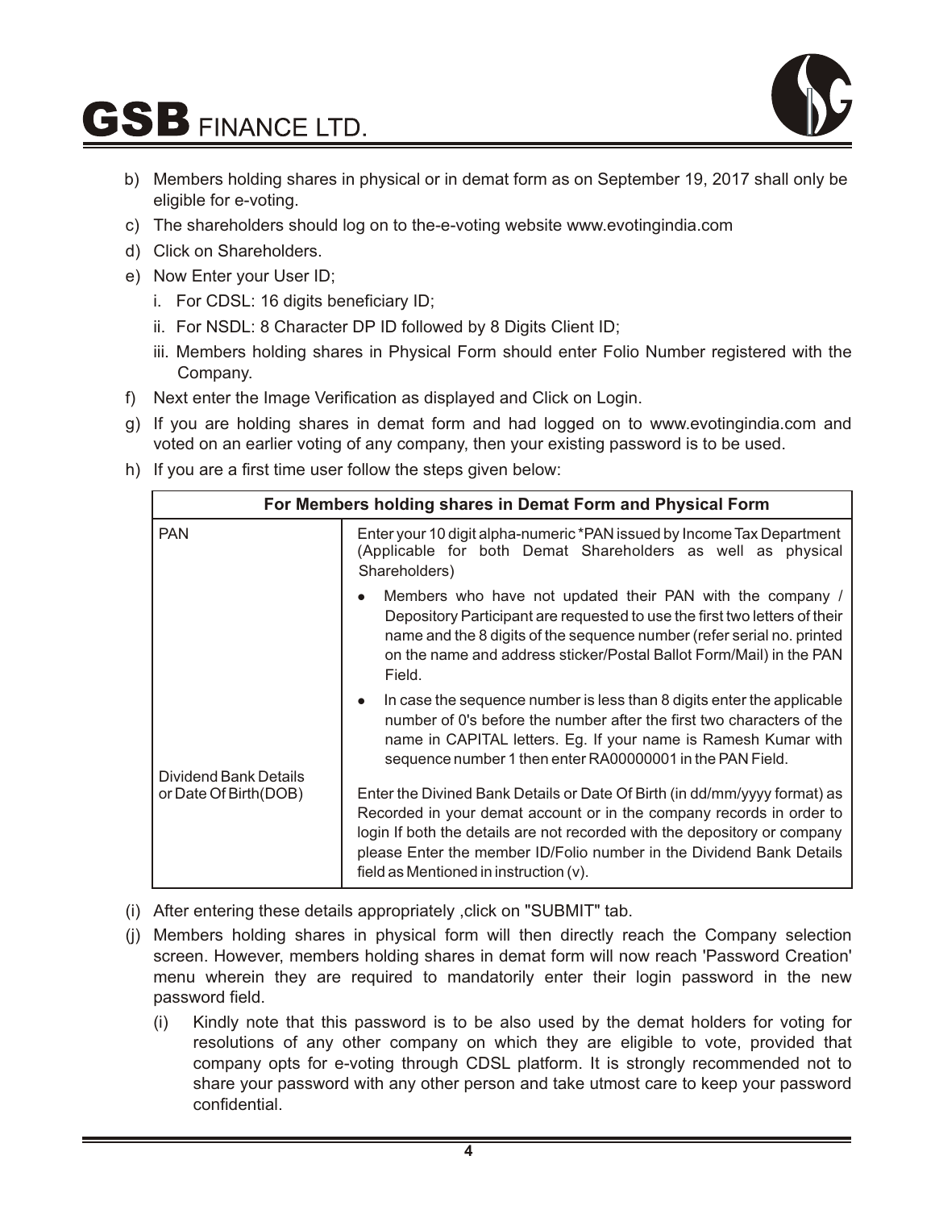b) Members holding shares in physical or in demat form as on September 19, 2017 shall only be eligible for e-voting.

c) The shareholders should log on to the-e-voting website www.evotingindia.com

d) Click on Shareholders.

e) Now Enter your User ID;

   i. For CDSL: 16 digits beneficiary ID;

   ii. For NSDL: 8 Character DP ID followed by 8 Digits Client ID;

   iii. Members holding shares in Physical Form should enter Folio Number registered with the Company.

f) Next enter the Image Verification as displayed and Click on Login.

g) If you are holding shares in demat form and had logged on to www.evotingindia.com and voted on an earlier voting of any company, then your existing password is to be used.

h) If you are a first time user follow the steps given below:

| For Members holding shares in Demat Form and Physical Form | |
|---|---|
| PAN | Enter your 10 digit alpha-numeric *PAN issued by Income Tax Department (Applicable for both Demat Shareholders as well as physical Shareholders)<br>• Members who have not updated their PAN with the company / Depository Participant are requested to use the first two letters of their name and the 8 digits of the sequence number (refer serial no. printed on the name and address sticker/Postal Ballot Form/Mail) in the PAN Field.<br>• In case the sequence number is less than 8 digits enter the applicable number of 0's before the number after the first two characters of the name in CAPITAL letters. Eg. If your name is Ramesh Kumar with sequence number 1 then enter RA00000001 in the PAN Field. |
| Dividend Bank Details or Date Of Birth(DOB) | Enter the Divined Bank Details or Date Of Birth (in dd/mm/yyyy format) as Recorded in your demat account or in the company records in order to login If both the details are not recorded with the depository or company please Enter the member ID/Folio number in the Dividend Bank Details field as Mentioned in instruction (v). |

(i) After entering these details appropriately ,click on "SUBMIT" tab.

(j) Members holding shares in physical form will then directly reach the Company selection screen. However, members holding shares in demat form will now reach 'Password Creation' menu wherein they are required to mandatorily enter their login password in the new password field.

   (i) Kindly note that this password is to be also used by the demat holders for voting for resolutions of any other company on which they are eligible to vote, provided that company opts for e-voting through CDSL platform. It is strongly recommended not to share your password with any other person and take utmost care to keep your password confidential.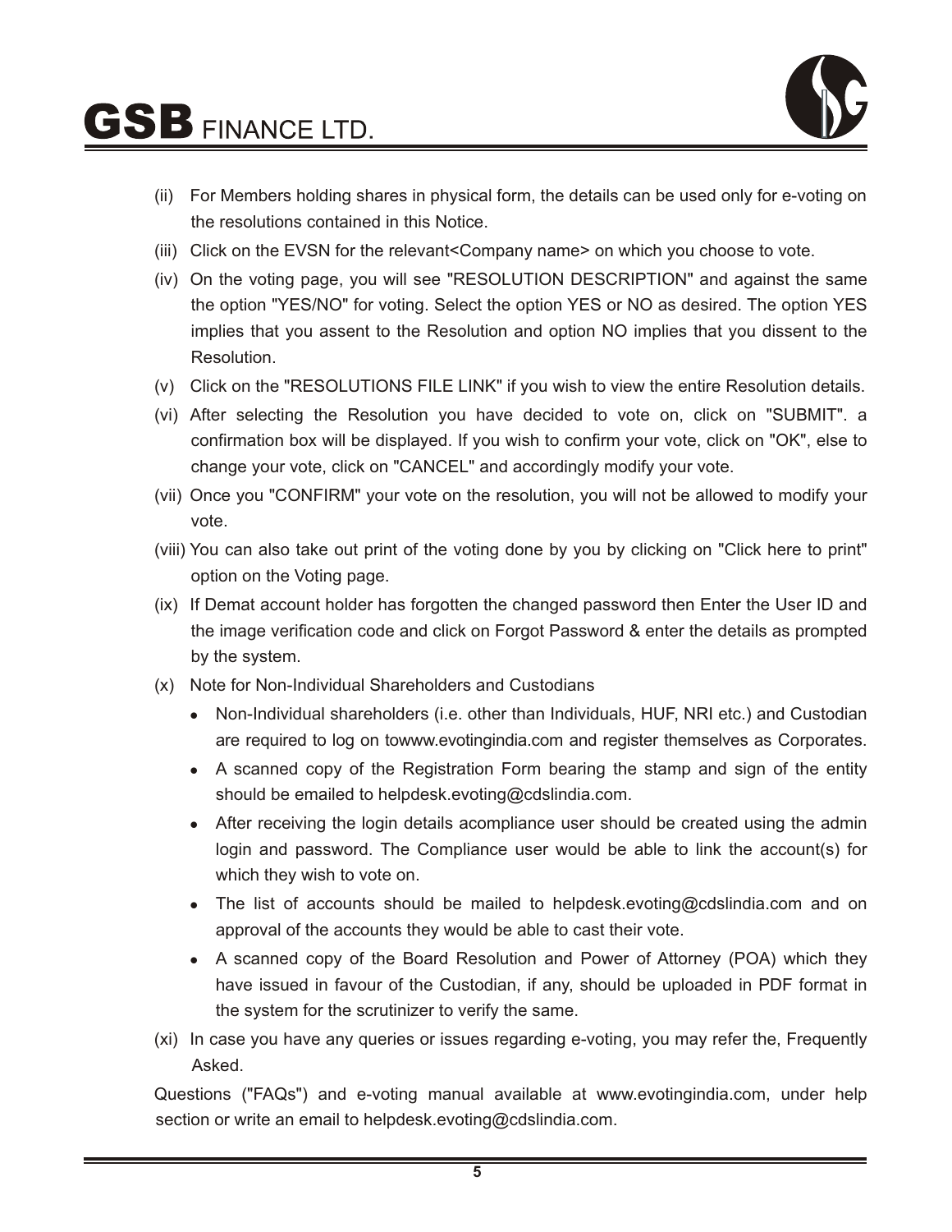(ii) For Members holding shares in physical form, the details can be used only for e-voting on the resolutions contained in this Notice.

(iii) Click on the EVSN for the relevant<Company name> on which you choose to vote.

(iv) On the voting page, you will see "RESOLUTION DESCRIPTION" and against the same the option "YES/NO" for voting. Select the option YES or NO as desired. The option YES implies that you assent to the Resolution and option NO implies that you dissent to the Resolution.

(v) Click on the "RESOLUTIONS FILE LINK" if you wish to view the entire Resolution details.

(vi) After selecting the Resolution you have decided to vote on, click on "SUBMIT". a confirmation box will be displayed. If you wish to confirm your vote, click on "OK", else to change your vote, click on "CANCEL" and accordingly modify your vote.

(vii) Once you "CONFIRM" your vote on the resolution, you will not be allowed to modify your vote.

(viii) You can also take out print of the voting done by you by clicking on "Click here to print" option on the Voting page.

(ix) If Demat account holder has forgotten the changed password then Enter the User ID and the image verification code and click on Forgot Password & enter the details as prompted by the system.

(x) Note for Non-Individual Shareholders and Custodians

- Non-Individual shareholders (i.e. other than Individuals, HUF, NRI etc.) and Custodian are required to log on towww.evotingindia.com and register themselves as Corporates.
- A scanned copy of the Registration Form bearing the stamp and sign of the entity should be emailed to helpdesk.evoting@cdslindia.com.
- After receiving the login details acompliance user should be created using the admin login and password. The Compliance user would be able to link the account(s) for which they wish to vote on.
- The list of accounts should be mailed to helpdesk.evoting@cdslindia.com and on approval of the accounts they would be able to cast their vote.
- A scanned copy of the Board Resolution and Power of Attorney (POA) which they have issued in favour of the Custodian, if any, should be uploaded in PDF format in the system for the scrutinizer to verify the same.

(xi) In case you have any queries or issues regarding e-voting, you may refer the, Frequently Asked.

Questions ("FAQs") and e-voting manual available at www.evotingindia.com, under help section or write an email to helpdesk.evoting@cdslindia.com.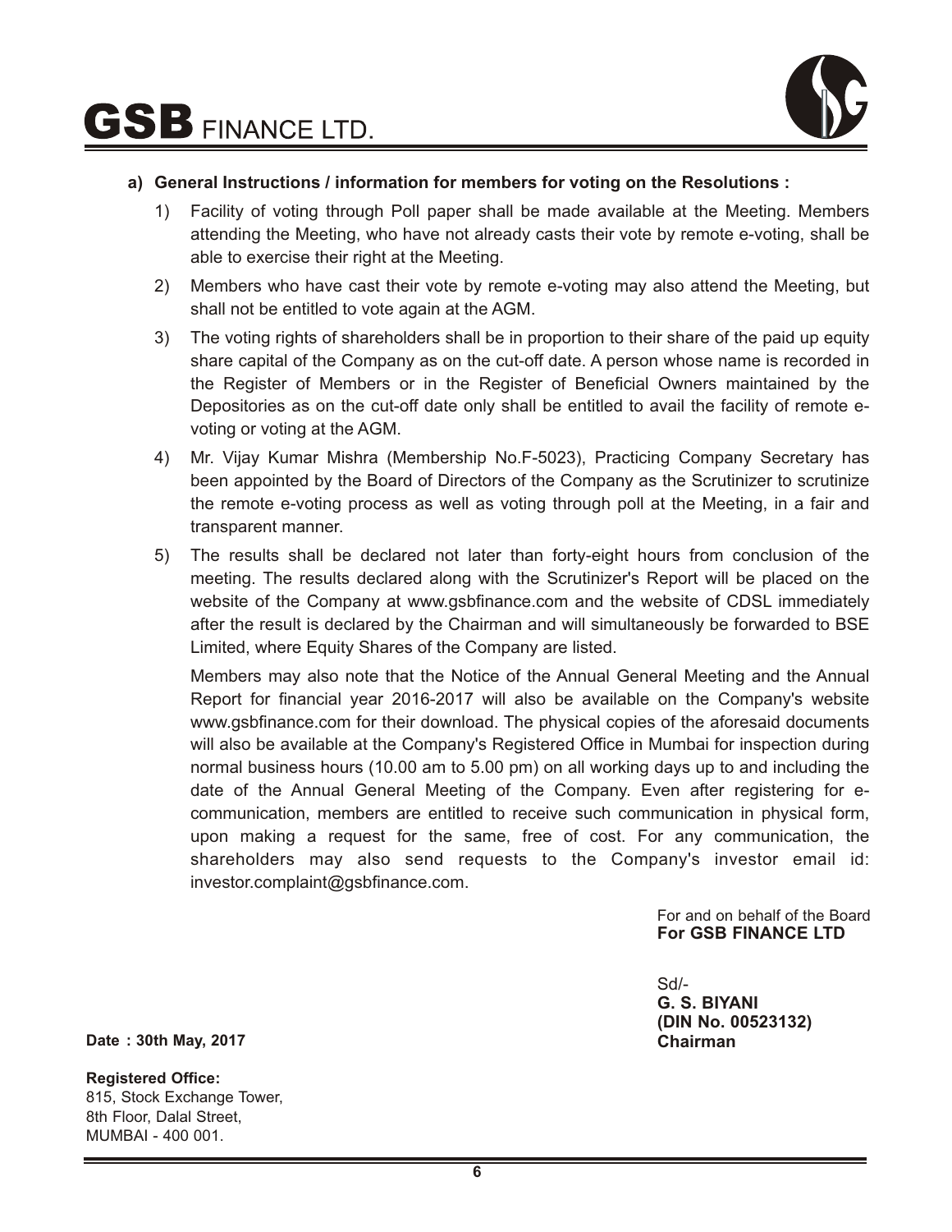**a) General Instructions / information for members for voting on the Resolutions :**

1) Facility of voting through Poll paper shall be made available at the Meeting. Members attending the Meeting, who have not already casts their vote by remote e-voting, shall be able to exercise their right at the Meeting.

2) Members who have cast their vote by remote e-voting may also attend the Meeting, but shall not be entitled to vote again at the AGM.

3) The voting rights of shareholders shall be in proportion to their share of the paid up equity share capital of the Company as on the cut-off date. A person whose name is recorded in the Register of Members or in the Register of Beneficial Owners maintained by the Depositories as on the cut-off date only shall be entitled to avail the facility of remote e-voting or voting at the AGM.

4) Mr. Vijay Kumar Mishra (Membership No.F-5023), Practicing Company Secretary has been appointed by the Board of Directors of the Company as the Scrutinizer to scrutinize the remote e-voting process as well as voting through poll at the Meeting, in a fair and transparent manner.

5) The results shall be declared not later than forty-eight hours from conclusion of the meeting. The results declared along with the Scrutinizer's Report will be placed on the website of the Company at www.gsbfinance.com and the website of CDSL immediately after the result is declared by the Chairman and will simultaneously be forwarded to BSE Limited, where Equity Shares of the Company are listed.

   Members may also note that the Notice of the Annual General Meeting and the Annual Report for financial year 2016-2017 will also be available on the Company's website www.gsbfinance.com for their download. The physical copies of the aforesaid documents will also be available at the Company's Registered Office in Mumbai for inspection during normal business hours (10.00 am to 5.00 pm) on all working days up to and including the date of the Annual General Meeting of the Company. Even after registering for e-communication, members are entitled to receive such communication in physical form, upon making a request for the same, free of cost. For any communication, the shareholders may also send requests to the Company's investor email id: investor.complaint@gsbfinance.com.

For and on behalf of the Board
**For GSB FINANCE LTD**

Sd/-
**G. S. BIYANI**
**(DIN No. 00523132)**
**Chairman**

**Date : 30th May, 2017**

**Registered Office:**
815, Stock Exchange Tower,
8th Floor, Dalal Street,
MUMBAI - 400 001.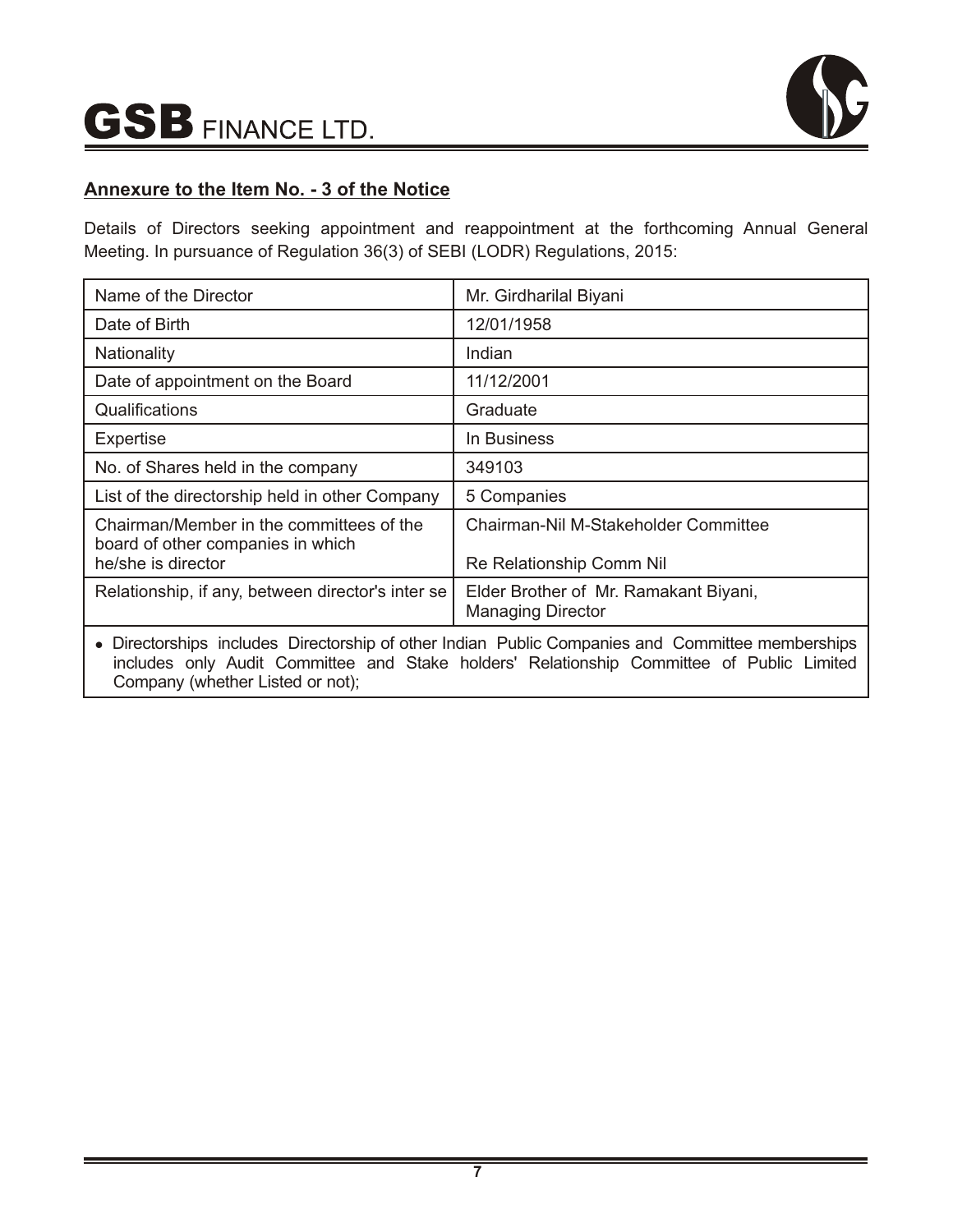## Annexure to the Item No. - 3 of the Notice

Details of Directors seeking appointment and reappointment at the forthcoming Annual General Meeting. In pursuance of Regulation 36(3) of SEBI (LODR) Regulations, 2015:

| Name of the Director | Mr. Girdharilal Biyani |
|---|---|
| Date of Birth | 12/01/1958 |
| Nationality | Indian |
| Date of appointment on the Board | 11/12/2001 |
| Qualifications | Graduate |
| Expertise | In Business |
| No. of Shares held in the company | 349103 |
| List of the directorship held in other Company | 5 Companies |
| Chairman/Member in the committees of the board of other companies in which he/she is director | Chairman-Nil M-Stakeholder Committee<br>Re Relationship Comm Nil |
| Relationship, if any, between director's inter se | Elder Brother of Mr. Ramakant Biyani, Managing Director |

- Directorships includes Directorship of other Indian Public Companies and Committee memberships includes only Audit Committee and Stake holders' Relationship Committee of Public Limited Company (whether Listed or not);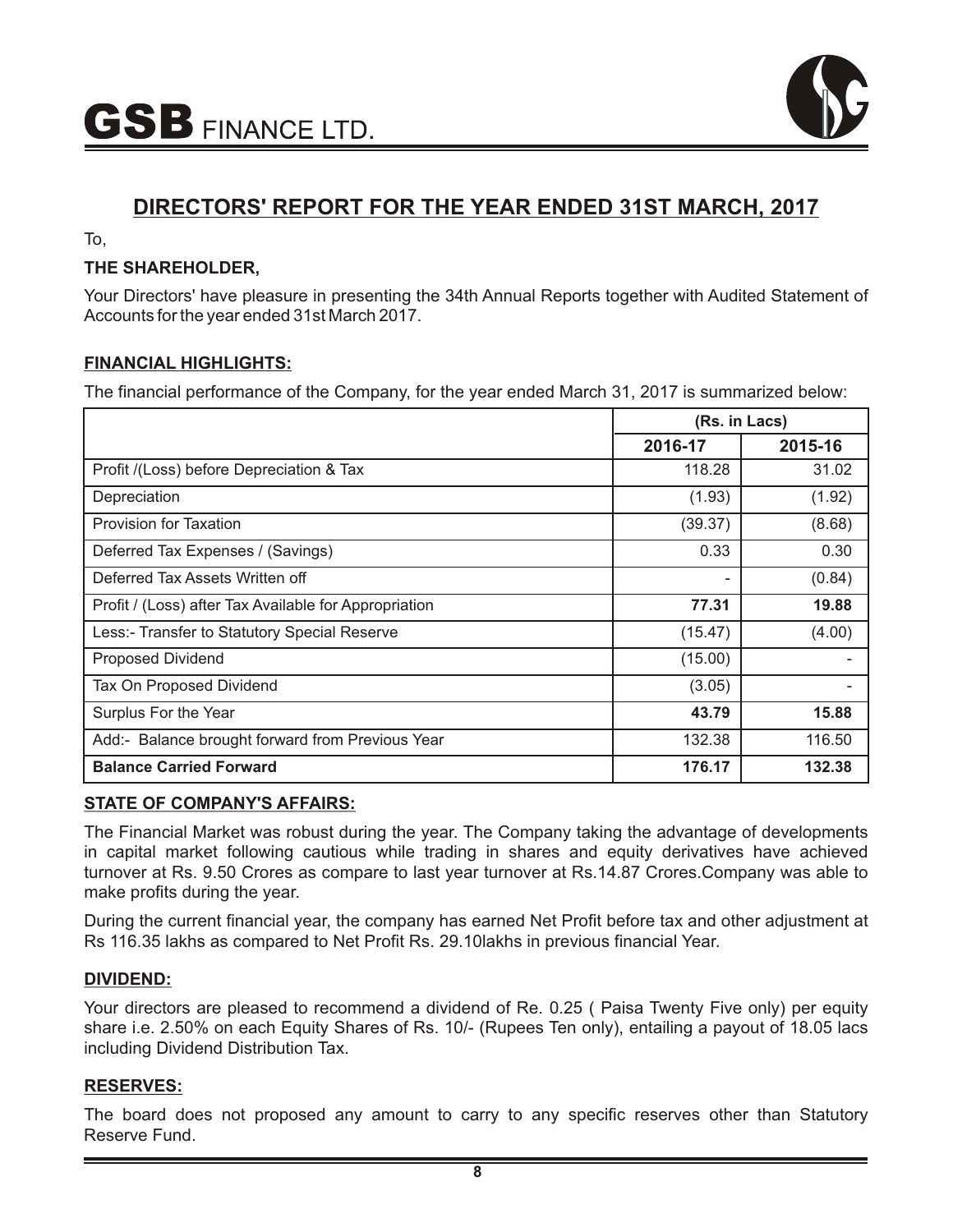# DIRECTORS' REPORT FOR THE YEAR ENDED 31ST MARCH, 2017

To,

**THE SHAREHOLDER,**

Your Directors' have pleasure in presenting the 34th Annual Reports together with Audited Statement of Accounts for the year ended 31st March 2017.

## FINANCIAL HIGHLIGHTS:

The financial performance of the Company, for the year ended March 31, 2017 is summarized below:

| | (Rs. in Lacs) | |
|---|---|---|
| | **2016-17** | **2015-16** |
| Profit /(Loss) before Depreciation & Tax | 118.28 | 31.02 |
| Depreciation | (1.93) | (1.92) |
| Provision for Taxation | (39.37) | (8.68) |
| Deferred Tax Expenses / (Savings) | 0.33 | 0.30 |
| Deferred Tax Assets Written off | - | (0.84) |
| Profit / (Loss) after Tax Available for Appropriation | **77.31** | **19.88** |
| Less:- Transfer to Statutory Special Reserve | (15.47) | (4.00) |
| Proposed Dividend | (15.00) | - |
| Tax On Proposed Dividend | (3.05) | - |
| Surplus For the Year | **43.79** | **15.88** |
| Add:- Balance brought forward from Previous Year | 132.38 | 116.50 |
| **Balance Carried Forward** | **176.17** | **132.38** |

## STATE OF COMPANY'S AFFAIRS:

The Financial Market was robust during the year. The Company taking the advantage of developments in capital market following cautious while trading in shares and equity derivatives have achieved turnover at Rs. 9.50 Crores as compare to last year turnover at Rs.14.87 Crores.Company was able to make profits during the year.

During the current financial year, the company has earned Net Profit before tax and other adjustment at Rs 116.35 lakhs as compared to Net Profit Rs. 29.10lakhs in previous financial Year.

## DIVIDEND:

Your directors are pleased to recommend a dividend of Re. 0.25 ( Paisa Twenty Five only) per equity share i.e. 2.50% on each Equity Shares of Rs. 10/- (Rupees Ten only), entailing a payout of 18.05 lacs including Dividend Distribution Tax.

## RESERVES:

The board does not proposed any amount to carry to any specific reserves other than Statutory Reserve Fund.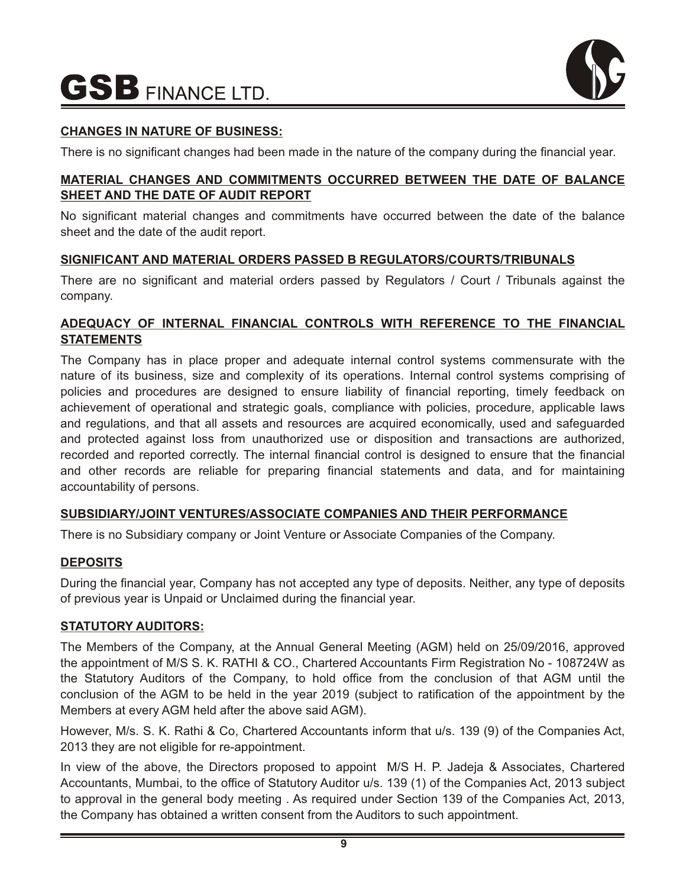## CHANGES IN NATURE OF BUSINESS:

There is no significant changes had been made in the nature of the company during the financial year.

## MATERIAL CHANGES AND COMMITMENTS OCCURRED BETWEEN THE DATE OF BALANCE SHEET AND THE DATE OF AUDIT REPORT

No significant material changes and commitments have occurred between the date of the balance sheet and the date of the audit report.

## SIGNIFICANT AND MATERIAL ORDERS PASSED B REGULATORS/COURTS/TRIBUNALS

There are no significant and material orders passed by Regulators / Court / Tribunals against the company.

## ADEQUACY OF INTERNAL FINANCIAL CONTROLS WITH REFERENCE TO THE FINANCIAL STATEMENTS

The Company has in place proper and adequate internal control systems commensurate with the nature of its business, size and complexity of its operations. Internal control systems comprising of policies and procedures are designed to ensure liability of financial reporting, timely feedback on achievement of operational and strategic goals, compliance with policies, procedure, applicable laws and regulations, and that all assets and resources are acquired economically, used and safeguarded and protected against loss from unauthorized use or disposition and transactions are authorized, recorded and reported correctly. The internal financial control is designed to ensure that the financial and other records are reliable for preparing financial statements and data, and for maintaining accountability of persons.

## SUBSIDIARY/JOINT VENTURES/ASSOCIATE COMPANIES AND THEIR PERFORMANCE

There is no Subsidiary company or Joint Venture or Associate Companies of the Company.

## DEPOSITS

During the financial year, Company has not accepted any type of deposits. Neither, any type of deposits of previous year is Unpaid or Unclaimed during the financial year.

## STATUTORY AUDITORS:

The Members of the Company, at the Annual General Meeting (AGM) held on 25/09/2016, approved the appointment of M/S S. K. RATHI & CO., Chartered Accountants Firm Registration No - 108724W as the Statutory Auditors of the Company, to hold office from the conclusion of that AGM until the conclusion of the AGM to be held in the year 2019 (subject to ratification of the appointment by the Members at every AGM held after the above said AGM).

However, M/s. S. K. Rathi & Co, Chartered Accountants inform that u/s. 139 (9) of the Companies Act, 2013 they are not eligible for re-appointment.

In view of the above, the Directors proposed to appoint M/S H. P. Jadeja & Associates, Chartered Accountants, Mumbai, to the office of Statutory Auditor u/s. 139 (1) of the Companies Act, 2013 subject to approval in the general body meeting . As required under Section 139 of the Companies Act, 2013, the Company has obtained a written consent from the Auditors to such appointment.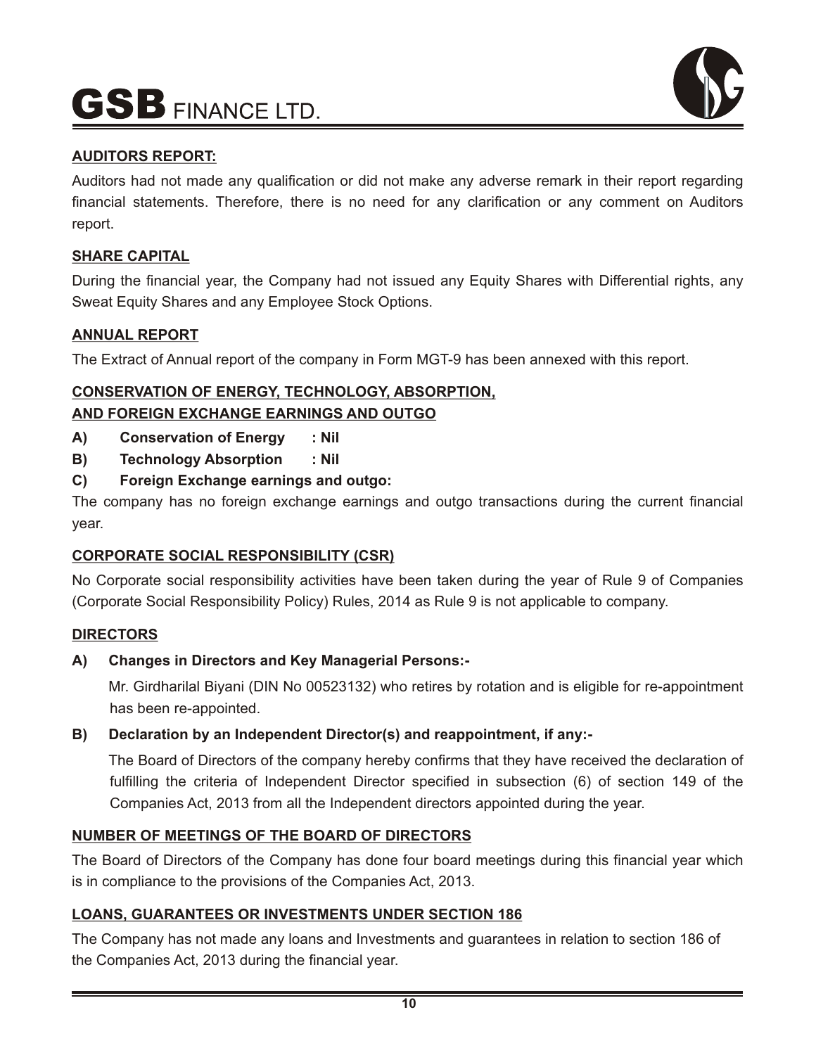## AUDITORS REPORT:

Auditors had not made any qualification or did not make any adverse remark in their report regarding financial statements. Therefore, there is no need for any clarification or any comment on Auditors report.

## SHARE CAPITAL

During the financial year, the Company had not issued any Equity Shares with Differential rights, any Sweat Equity Shares and any Employee Stock Options.

## ANNUAL REPORT

The Extract of Annual report of the company in Form MGT-9 has been annexed with this report.

## CONSERVATION OF ENERGY, TECHNOLOGY, ABSORPTION, AND FOREIGN EXCHANGE EARNINGS AND OUTGO

**A) Conservation of Energy : Nil**

**B) Technology Absorption : Nil**

**C) Foreign Exchange earnings and outgo:**

The company has no foreign exchange earnings and outgo transactions during the current financial year.

## CORPORATE SOCIAL RESPONSIBILITY (CSR)

No Corporate social responsibility activities have been taken during the year of Rule 9 of Companies (Corporate Social Responsibility Policy) Rules, 2014 as Rule 9 is not applicable to company.

## DIRECTORS

**A) Changes in Directors and Key Managerial Persons:-**

Mr. Girdharilal Biyani (DIN No 00523132) who retires by rotation and is eligible for re-appointment has been re-appointed.

**B) Declaration by an Independent Director(s) and reappointment, if any:-**

The Board of Directors of the company hereby confirms that they have received the declaration of fulfilling the criteria of Independent Director specified in subsection (6) of section 149 of the Companies Act, 2013 from all the Independent directors appointed during the year.

## NUMBER OF MEETINGS OF THE BOARD OF DIRECTORS

The Board of Directors of the Company has done four board meetings during this financial year which is in compliance to the provisions of the Companies Act, 2013.

## LOANS, GUARANTEES OR INVESTMENTS UNDER SECTION 186

The Company has not made any loans and Investments and guarantees in relation to section 186 of the Companies Act, 2013 during the financial year.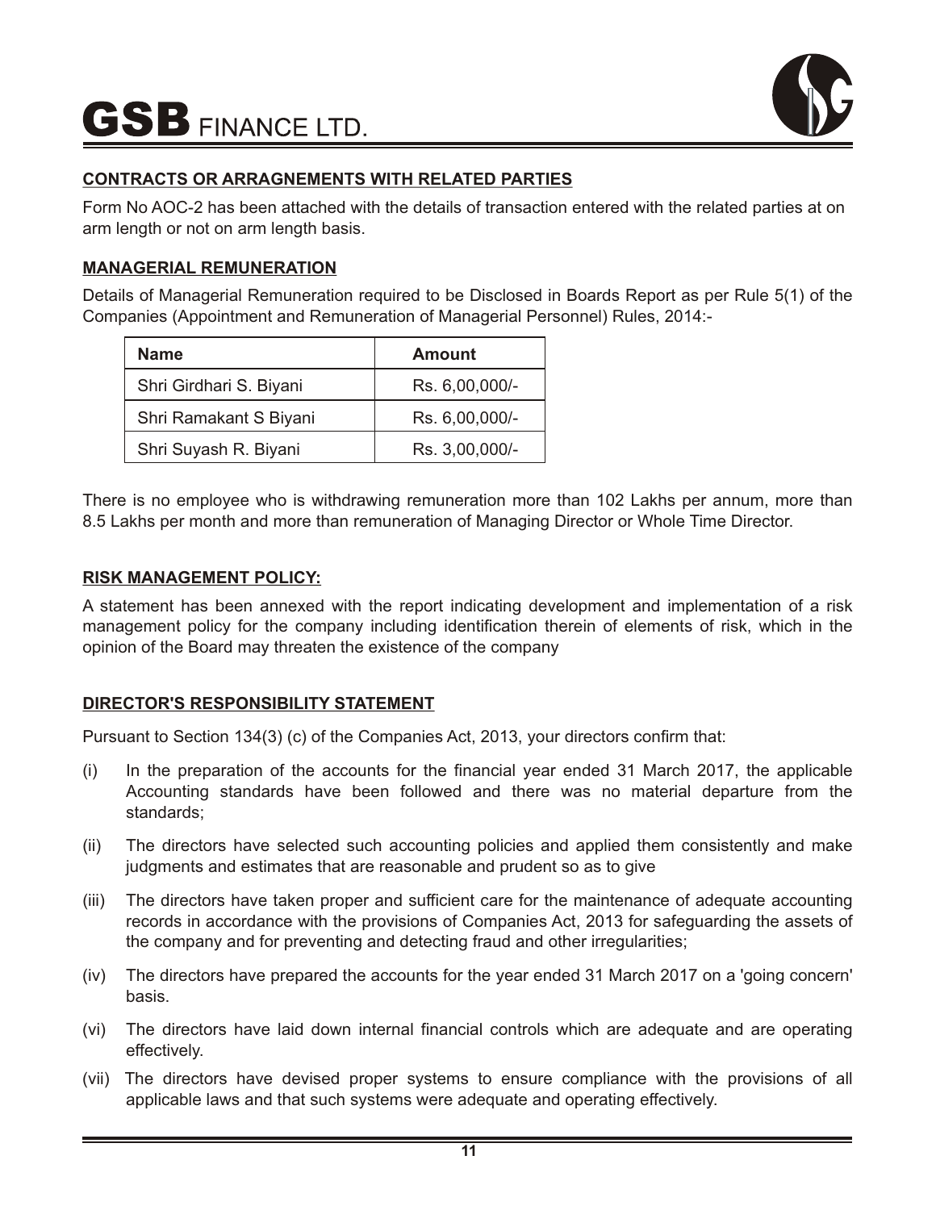## CONTRACTS OR ARRAGNEMENTS WITH RELATED PARTIES

Form No AOC-2 has been attached with the details of transaction entered with the related parties at on arm length or not on arm length basis.

## MANAGERIAL REMUNERATION

Details of Managerial Remuneration required to be Disclosed in Boards Report as per Rule 5(1) of the Companies (Appointment and Remuneration of Managerial Personnel) Rules, 2014:-

| Name | Amount |
|---|---|
| Shri Girdhari S. Biyani | Rs. 6,00,000/- |
| Shri Ramakant S Biyani | Rs. 6,00,000/- |
| Shri Suyash R. Biyani | Rs. 3,00,000/- |

There is no employee who is withdrawing remuneration more than 102 Lakhs per annum, more than 8.5 Lakhs per month and more than remuneration of Managing Director or Whole Time Director.

## RISK MANAGEMENT POLICY:

A statement has been annexed with the report indicating development and implementation of a risk management policy for the company including identification therein of elements of risk, which in the opinion of the Board may threaten the existence of the company

## DIRECTOR'S RESPONSIBILITY STATEMENT

Pursuant to Section 134(3) (c) of the Companies Act, 2013, your directors confirm that:

(i) In the preparation of the accounts for the financial year ended 31 March 2017, the applicable Accounting standards have been followed and there was no material departure from the standards;

(ii) The directors have selected such accounting policies and applied them consistently and make judgments and estimates that are reasonable and prudent so as to give

(iii) The directors have taken proper and sufficient care for the maintenance of adequate accounting records in accordance with the provisions of Companies Act, 2013 for safeguarding the assets of the company and for preventing and detecting fraud and other irregularities;

(iv) The directors have prepared the accounts for the year ended 31 March 2017 on a 'going concern' basis.

(vi) The directors have laid down internal financial controls which are adequate and are operating effectively.

(vii) The directors have devised proper systems to ensure compliance with the provisions of all applicable laws and that such systems were adequate and operating effectively.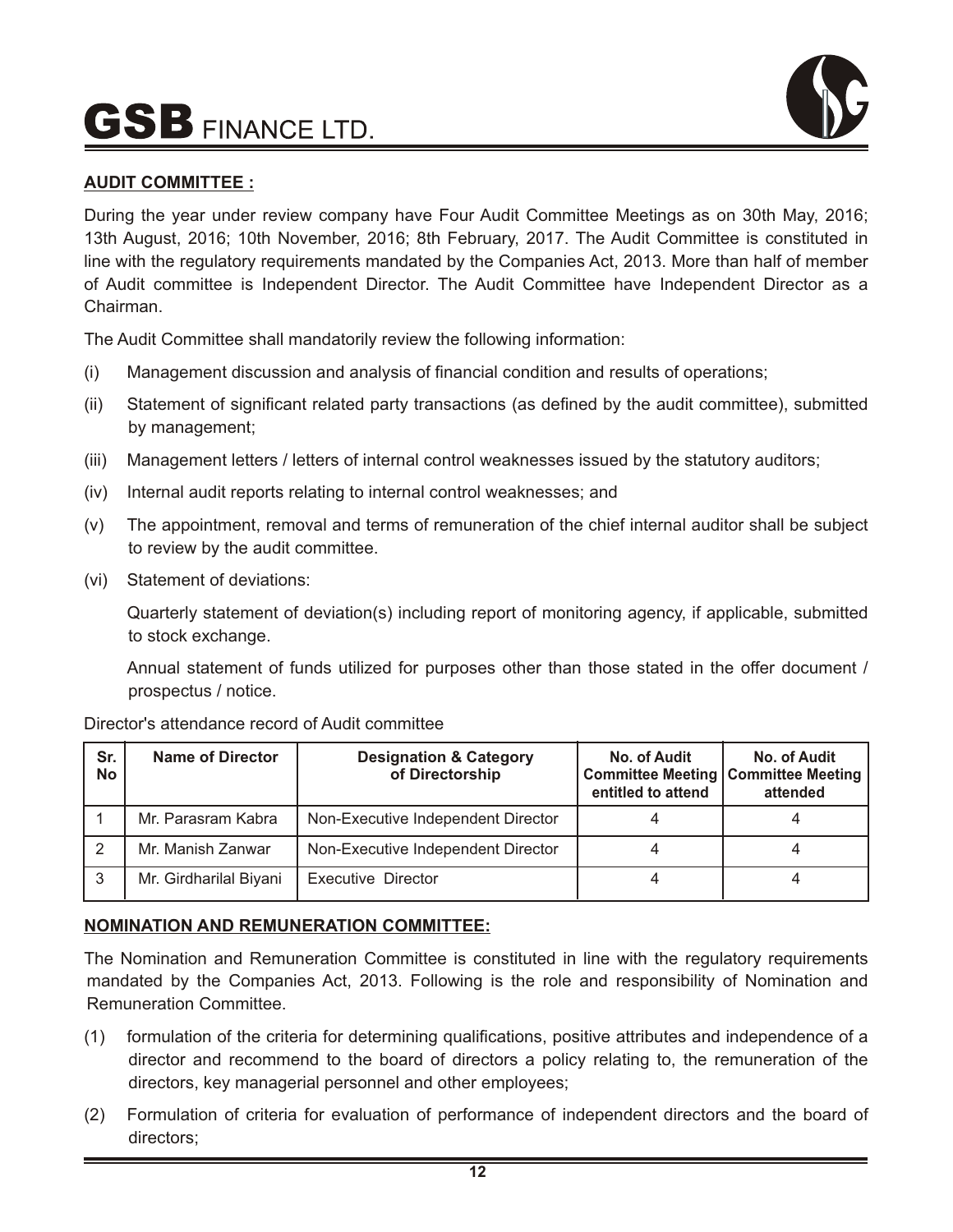**AUDIT COMMITTEE :**

During the year under review company have Four Audit Committee Meetings as on 30th May, 2016; 13th August, 2016; 10th November, 2016; 8th February, 2017. The Audit Committee is constituted in line with the regulatory requirements mandated by the Companies Act, 2013. More than half of member of Audit committee is Independent Director. The Audit Committee have Independent Director as a Chairman.

The Audit Committee shall mandatorily review the following information:

(i) Management discussion and analysis of financial condition and results of operations;

(ii) Statement of significant related party transactions (as defined by the audit committee), submitted by management;

(iii) Management letters / letters of internal control weaknesses issued by the statutory auditors;

(iv) Internal audit reports relating to internal control weaknesses; and

(v) The appointment, removal and terms of remuneration of the chief internal auditor shall be subject to review by the audit committee.

(vi) Statement of deviations:

Quarterly statement of deviation(s) including report of monitoring agency, if applicable, submitted to stock exchange.

Annual statement of funds utilized for purposes other than those stated in the offer document / prospectus / notice.

Director's attendance record of Audit committee

| Sr. No | Name of Director | Designation & Category of Directorship | No. of Audit Committee Meeting entitled to attend | No. of Audit Committee Meeting attended |
|---|---|---|---|---|
| 1 | Mr. Parasram Kabra | Non-Executive Independent Director | 4 | 4 |
| 2 | Mr. Manish Zanwar | Non-Executive Independent Director | 4 | 4 |
| 3 | Mr. Girdharilal Biyani | Executive Director | 4 | 4 |

**NOMINATION AND REMUNERATION COMMITTEE:**

The Nomination and Remuneration Committee is constituted in line with the regulatory requirements mandated by the Companies Act, 2013. Following is the role and responsibility of Nomination and Remuneration Committee.

(1) formulation of the criteria for determining qualifications, positive attributes and independence of a director and recommend to the board of directors a policy relating to, the remuneration of the directors, key managerial personnel and other employees;

(2) Formulation of criteria for evaluation of performance of independent directors and the board of directors;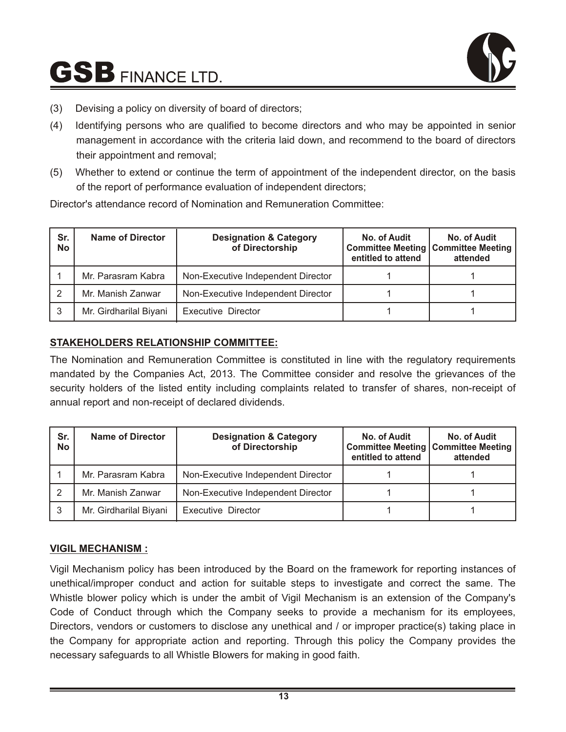(3) Devising a policy on diversity of board of directors;

(4) Identifying persons who are qualified to become directors and who may be appointed in senior management in accordance with the criteria laid down, and recommend to the board of directors their appointment and removal;

(5) Whether to extend or continue the term of appointment of the independent director, on the basis of the report of performance evaluation of independent directors;

Director's attendance record of Nomination and Remuneration Committee:

| Sr. No | Name of Director | Designation & Category of Directorship | No. of Audit Committee Meeting entitled to attend | No. of Audit Committee Meeting attended |
|---|---|---|---|---|
| 1 | Mr. Parasram Kabra | Non-Executive Independent Director | 1 | 1 |
| 2 | Mr. Manish Zanwar | Non-Executive Independent Director | 1 | 1 |
| 3 | Mr. Girdharilal Biyani | Executive Director | 1 | 1 |

**STAKEHOLDERS RELATIONSHIP COMMITTEE:**

The Nomination and Remuneration Committee is constituted in line with the regulatory requirements mandated by the Companies Act, 2013. The Committee consider and resolve the grievances of the security holders of the listed entity including complaints related to transfer of shares, non-receipt of annual report and non-receipt of declared dividends.

| Sr. No | Name of Director | Designation & Category of Directorship | No. of Audit Committee Meeting entitled to attend | No. of Audit Committee Meeting attended |
|---|---|---|---|---|
| 1 | Mr. Parasram Kabra | Non-Executive Independent Director | 1 | 1 |
| 2 | Mr. Manish Zanwar | Non-Executive Independent Director | 1 | 1 |
| 3 | Mr. Girdharilal Biyani | Executive Director | 1 | 1 |

**VIGIL MECHANISM :**

Vigil Mechanism policy has been introduced by the Board on the framework for reporting instances of unethical/improper conduct and action for suitable steps to investigate and correct the same. The Whistle blower policy which is under the ambit of Vigil Mechanism is an extension of the Company's Code of Conduct through which the Company seeks to provide a mechanism for its employees, Directors, vendors or customers to disclose any unethical and / or improper practice(s) taking place in the Company for appropriate action and reporting. Through this policy the Company provides the necessary safeguards to all Whistle Blowers for making in good faith.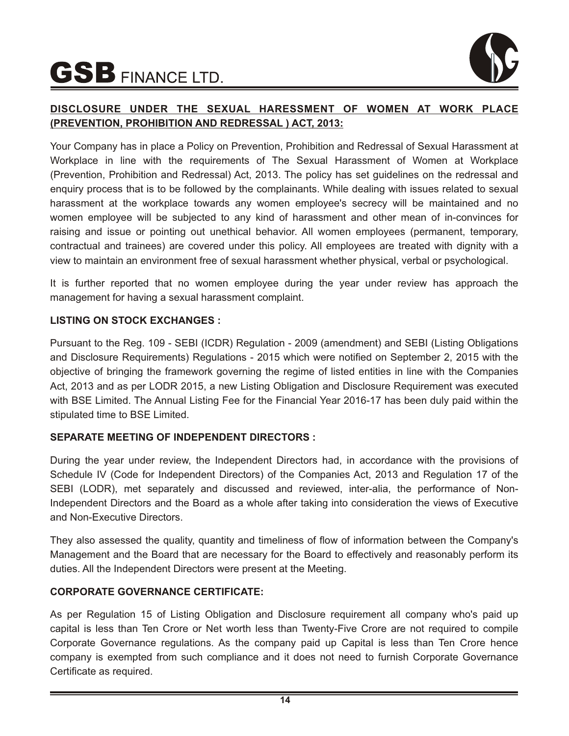## DISCLOSURE UNDER THE SEXUAL HARESSMENT OF WOMEN AT WORK PLACE (PREVENTION, PROHIBITION AND REDRESSAL ) ACT, 2013:

Your Company has in place a Policy on Prevention, Prohibition and Redressal of Sexual Harassment at Workplace in line with the requirements of The Sexual Harassment of Women at Workplace (Prevention, Prohibition and Redressal) Act, 2013. The policy has set guidelines on the redressal and enquiry process that is to be followed by the complainants. While dealing with issues related to sexual harassment at the workplace towards any women employee's secrecy will be maintained and no women employee will be subjected to any kind of harassment and other mean of in-convinces for raising and issue or pointing out unethical behavior. All women employees (permanent, temporary, contractual and trainees) are covered under this policy. All employees are treated with dignity with a view to maintain an environment free of sexual harassment whether physical, verbal or psychological.

It is further reported that no women employee during the year under review has approach the management for having a sexual harassment complaint.

**LISTING ON STOCK EXCHANGES :**

Pursuant to the Reg. 109 - SEBI (ICDR) Regulation - 2009 (amendment) and SEBI (Listing Obligations and Disclosure Requirements) Regulations - 2015 which were notified on September 2, 2015 with the objective of bringing the framework governing the regime of listed entities in line with the Companies Act, 2013 and as per LODR 2015, a new Listing Obligation and Disclosure Requirement was executed with BSE Limited. The Annual Listing Fee for the Financial Year 2016-17 has been duly paid within the stipulated time to BSE Limited.

**SEPARATE MEETING OF INDEPENDENT DIRECTORS :**

During the year under review, the Independent Directors had, in accordance with the provisions of Schedule IV (Code for Independent Directors) of the Companies Act, 2013 and Regulation 17 of the SEBI (LODR), met separately and discussed and reviewed, inter-alia, the performance of Non-Independent Directors and the Board as a whole after taking into consideration the views of Executive and Non-Executive Directors.

They also assessed the quality, quantity and timeliness of flow of information between the Company's Management and the Board that are necessary for the Board to effectively and reasonably perform its duties. All the Independent Directors were present at the Meeting.

**CORPORATE GOVERNANCE CERTIFICATE:**

As per Regulation 15 of Listing Obligation and Disclosure requirement all company who's paid up capital is less than Ten Crore or Net worth less than Twenty-Five Crore are not required to compile Corporate Governance regulations. As the company paid up Capital is less than Ten Crore hence company is exempted from such compliance and it does not need to furnish Corporate Governance Certificate as required.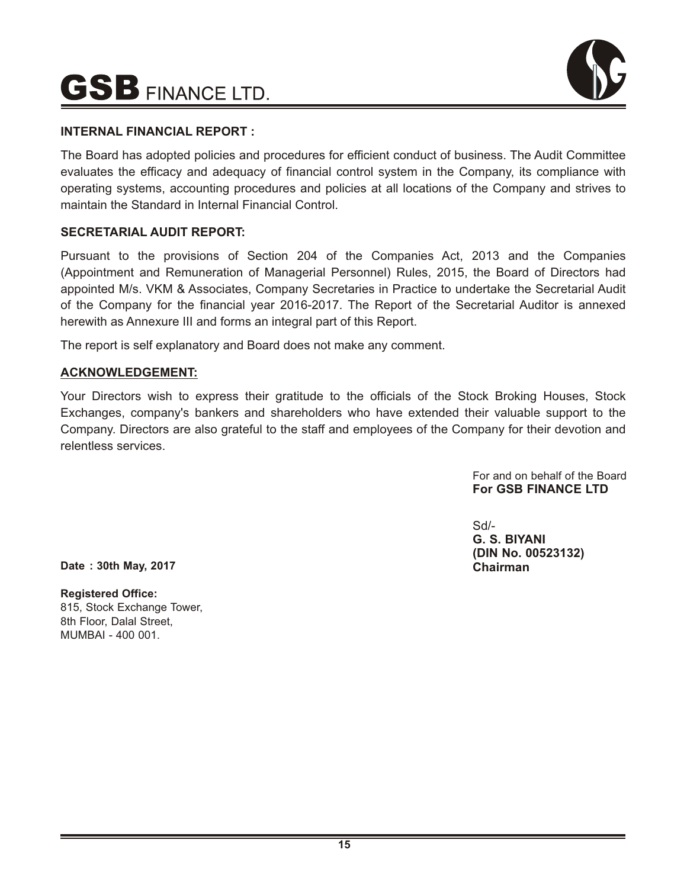**INTERNAL FINANCIAL REPORT :**

The Board has adopted policies and procedures for efficient conduct of business. The Audit Committee evaluates the efficacy and adequacy of financial control system in the Company, its compliance with operating systems, accounting procedures and policies at all locations of the Company and strives to maintain the Standard in Internal Financial Control.

**SECRETARIAL AUDIT REPORT:**

Pursuant to the provisions of Section 204 of the Companies Act, 2013 and the Companies (Appointment and Remuneration of Managerial Personnel) Rules, 2015, the Board of Directors had appointed M/s. VKM & Associates, Company Secretaries in Practice to undertake the Secretarial Audit of the Company for the financial year 2016-2017. The Report of the Secretarial Auditor is annexed herewith as Annexure III and forms an integral part of this Report.

The report is self explanatory and Board does not make any comment.

**ACKNOWLEDGEMENT:**

Your Directors wish to express their gratitude to the officials of the Stock Broking Houses, Stock Exchanges, company's bankers and shareholders who have extended their valuable support to the Company. Directors are also grateful to the staff and employees of the Company for their devotion and relentless services.

For and on behalf of the Board
**For GSB FINANCE LTD**

Sd/-
**G. S. BIYANI**
**(DIN No. 00523132)**
**Chairman**

**Date : 30th May, 2017**

**Registered Office:**
815, Stock Exchange Tower,
8th Floor, Dalal Street,
MUMBAI - 400 001.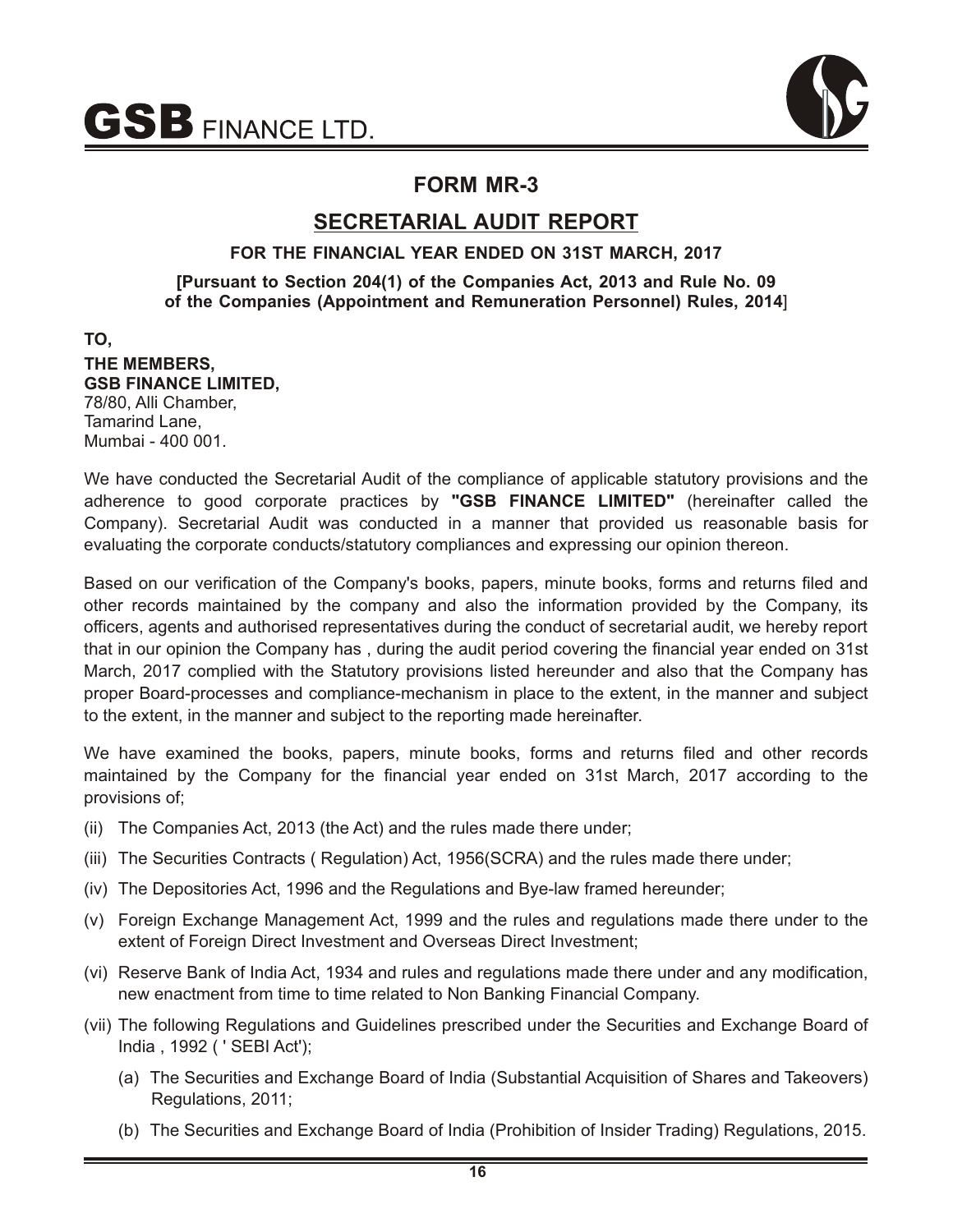# FORM MR-3

## SECRETARIAL AUDIT REPORT

**FOR THE FINANCIAL YEAR ENDED ON 31ST MARCH, 2017**

**[Pursuant to Section 204(1) of the Companies Act, 2013 and Rule No. 09 of the Companies (Appointment and Remuneration Personnel) Rules, 2014**]

**TO,**

**THE MEMBERS,**
**GSB FINANCE LIMITED,**
78/80, Alli Chamber,
Tamarind Lane,
Mumbai - 400 001.

We have conducted the Secretarial Audit of the compliance of applicable statutory provisions and the adherence to good corporate practices by **"GSB FINANCE LIMITED"** (hereinafter called the Company). Secretarial Audit was conducted in a manner that provided us reasonable basis for evaluating the corporate conducts/statutory compliances and expressing our opinion thereon.

Based on our verification of the Company's books, papers, minute books, forms and returns filed and other records maintained by the company and also the information provided by the Company, its officers, agents and authorised representatives during the conduct of secretarial audit, we hereby report that in our opinion the Company has , during the audit period covering the financial year ended on 31st March, 2017 complied with the Statutory provisions listed hereunder and also that the Company has proper Board-processes and compliance-mechanism in place to the extent, in the manner and subject to the extent, in the manner and subject to the reporting made hereinafter.

We have examined the books, papers, minute books, forms and returns filed and other records maintained by the Company for the financial year ended on 31st March, 2017 according to the provisions of;

(ii) The Companies Act, 2013 (the Act) and the rules made there under;

(iii) The Securities Contracts ( Regulation) Act, 1956(SCRA) and the rules made there under;

(iv) The Depositories Act, 1996 and the Regulations and Bye-law framed hereunder;

(v) Foreign Exchange Management Act, 1999 and the rules and regulations made there under to the extent of Foreign Direct Investment and Overseas Direct Investment;

(vi) Reserve Bank of India Act, 1934 and rules and regulations made there under and any modification, new enactment from time to time related to Non Banking Financial Company.

(vii) The following Regulations and Guidelines prescribed under the Securities and Exchange Board of India , 1992 ( ' SEBI Act');

   (a) The Securities and Exchange Board of India (Substantial Acquisition of Shares and Takeovers) Regulations, 2011;

   (b) The Securities and Exchange Board of India (Prohibition of Insider Trading) Regulations, 2015.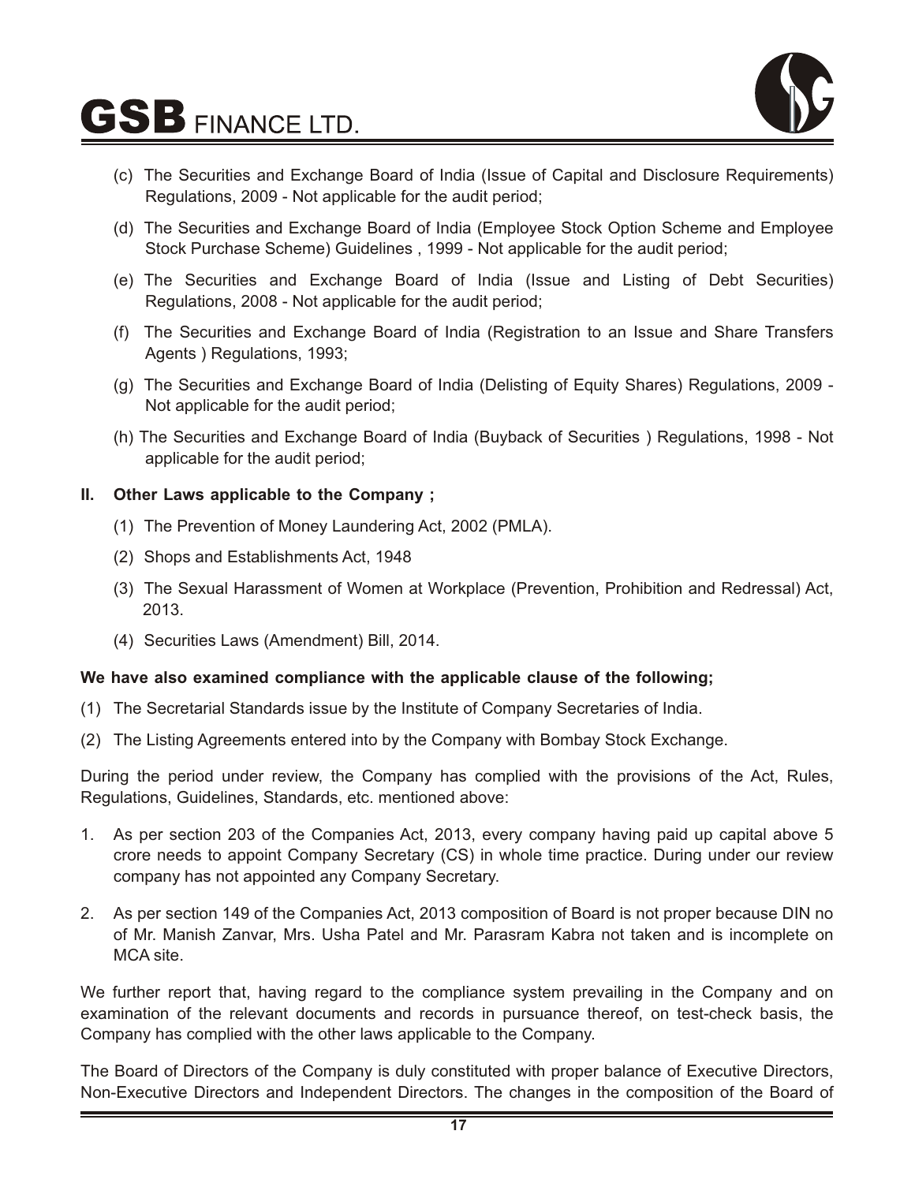(c) The Securities and Exchange Board of India (Issue of Capital and Disclosure Requirements) Regulations, 2009 - Not applicable for the audit period;

(d) The Securities and Exchange Board of India (Employee Stock Option Scheme and Employee Stock Purchase Scheme) Guidelines , 1999 - Not applicable for the audit period;

(e) The Securities and Exchange Board of India (Issue and Listing of Debt Securities) Regulations, 2008 - Not applicable for the audit period;

(f) The Securities and Exchange Board of India (Registration to an Issue and Share Transfers Agents ) Regulations, 1993;

(g) The Securities and Exchange Board of India (Delisting of Equity Shares) Regulations, 2009 - Not applicable for the audit period;

(h) The Securities and Exchange Board of India (Buyback of Securities ) Regulations, 1998 - Not applicable for the audit period;

**II. Other Laws applicable to the Company ;**

(1) The Prevention of Money Laundering Act, 2002 (PMLA).

(2) Shops and Establishments Act, 1948

(3) The Sexual Harassment of Women at Workplace (Prevention, Prohibition and Redressal) Act, 2013.

(4) Securities Laws (Amendment) Bill, 2014.

**We have also examined compliance with the applicable clause of the following;**

(1) The Secretarial Standards issue by the Institute of Company Secretaries of India.

(2) The Listing Agreements entered into by the Company with Bombay Stock Exchange.

During the period under review, the Company has complied with the provisions of the Act, Rules, Regulations, Guidelines, Standards, etc. mentioned above:

1. As per section 203 of the Companies Act, 2013, every company having paid up capital above 5 crore needs to appoint Company Secretary (CS) in whole time practice. During under our review company has not appointed any Company Secretary.

2. As per section 149 of the Companies Act, 2013 composition of Board is not proper because DIN no of Mr. Manish Zanvar, Mrs. Usha Patel and Mr. Parasram Kabra not taken and is incomplete on MCA site.

We further report that, having regard to the compliance system prevailing in the Company and on examination of the relevant documents and records in pursuance thereof, on test-check basis, the Company has complied with the other laws applicable to the Company.

The Board of Directors of the Company is duly constituted with proper balance of Executive Directors, Non-Executive Directors and Independent Directors. The changes in the composition of the Board of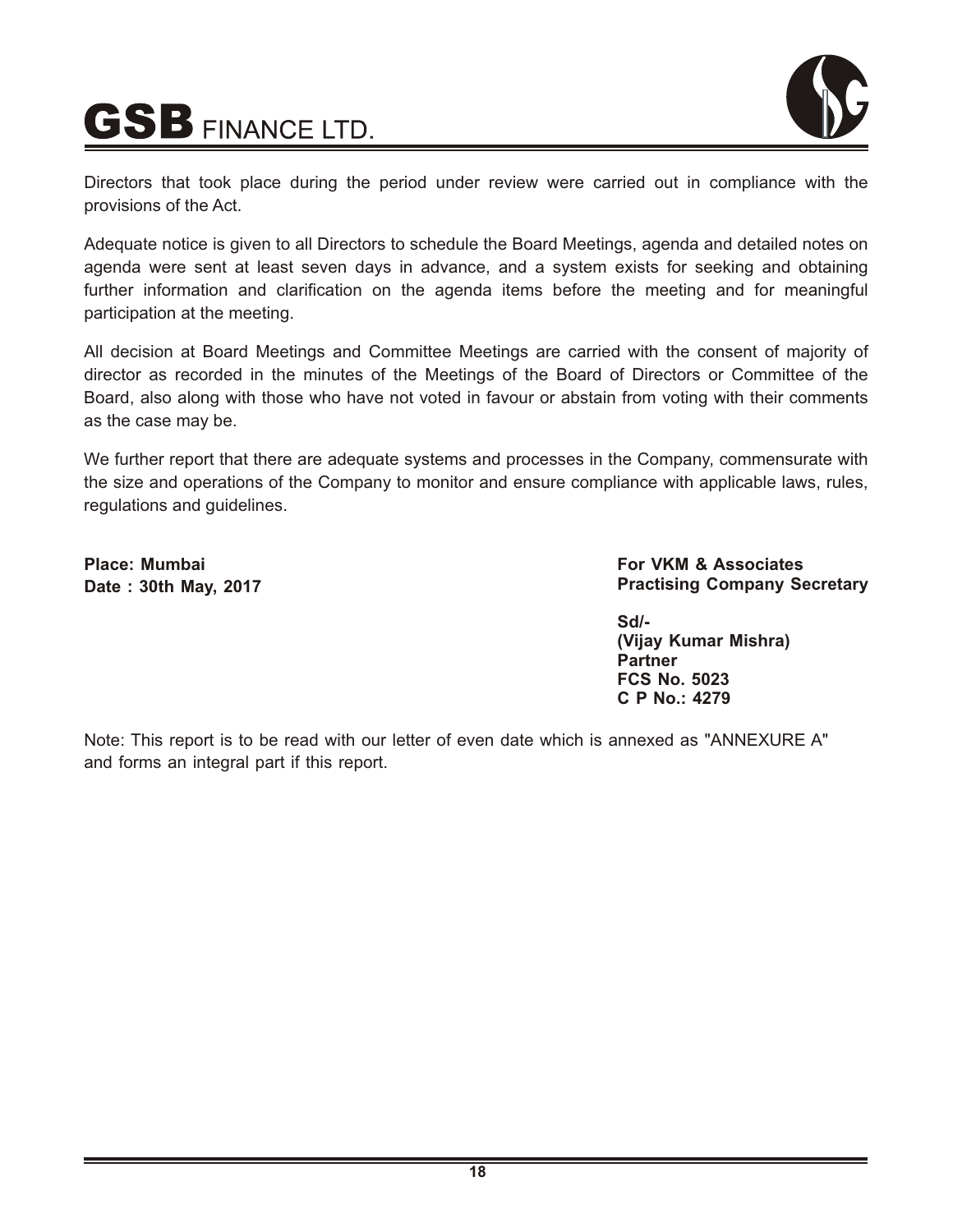Directors that took place during the period under review were carried out in compliance with the provisions of the Act.

Adequate notice is given to all Directors to schedule the Board Meetings, agenda and detailed notes on agenda were sent at least seven days in advance, and a system exists for seeking and obtaining further information and clarification on the agenda items before the meeting and for meaningful participation at the meeting.

All decision at Board Meetings and Committee Meetings are carried with the consent of majority of director as recorded in the minutes of the Meetings of the Board of Directors or Committee of the Board, also along with those who have not voted in favour or abstain from voting with their comments as the case may be.

We further report that there are adequate systems and processes in the Company, commensurate with the size and operations of the Company to monitor and ensure compliance with applicable laws, rules, regulations and guidelines.

**Place: Mumbai**
**Date : 30th May, 2017**

**For VKM & Associates**
**Practising Company Secretary**

**Sd/-**
**(Vijay Kumar Mishra)**
**Partner**
**FCS No. 5023**
**C P No.: 4279**

Note: This report is to be read with our letter of even date which is annexed as "ANNEXURE A" and forms an integral part if this report.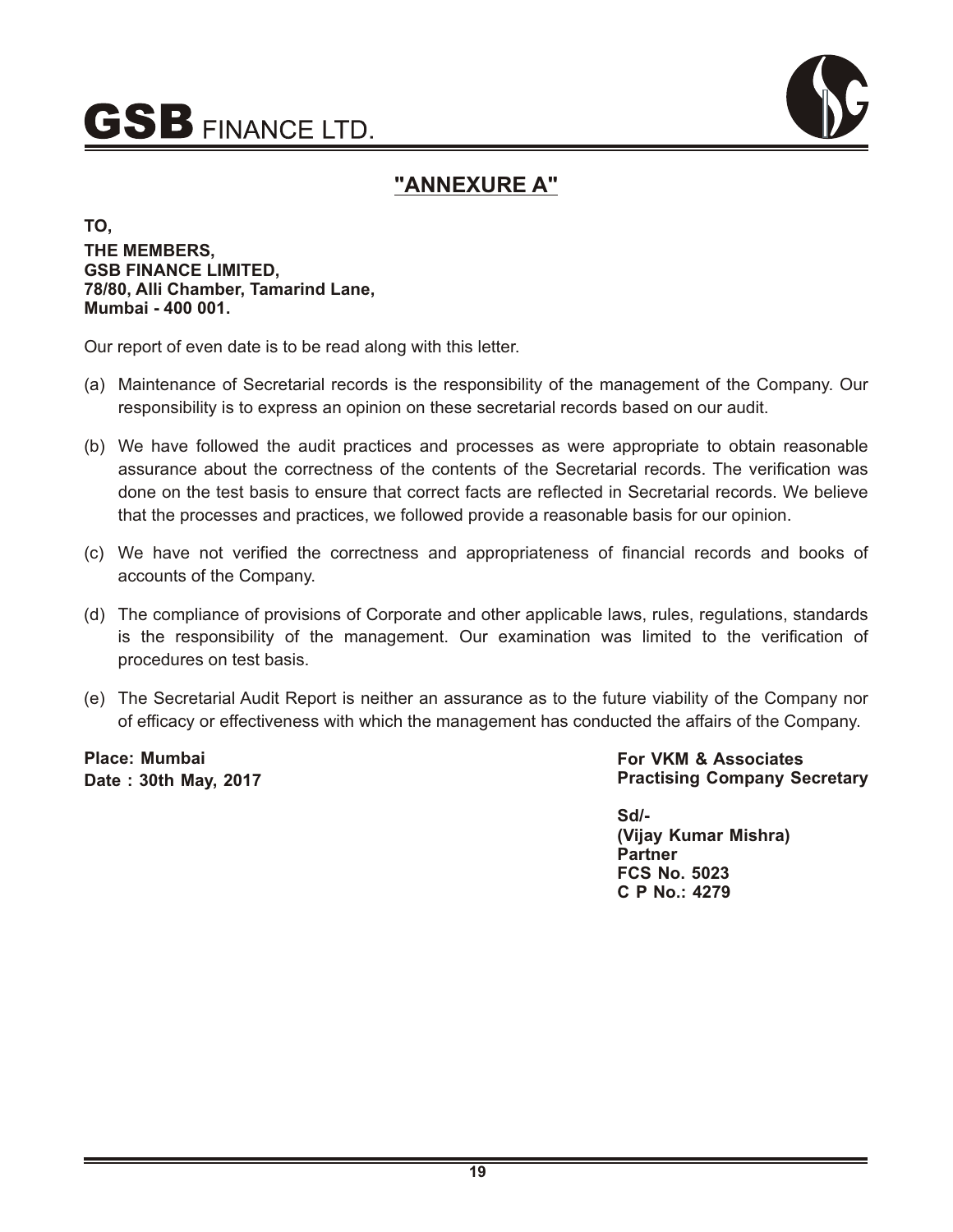# "ANNEXURE A"

**TO,**
**THE MEMBERS,**
**GSB FINANCE LIMITED,**
**78/80, Alli Chamber, Tamarind Lane,**
**Mumbai - 400 001.**

Our report of even date is to be read along with this letter.

(a) Maintenance of Secretarial records is the responsibility of the management of the Company. Our responsibility is to express an opinion on these secretarial records based on our audit.

(b) We have followed the audit practices and processes as were appropriate to obtain reasonable assurance about the correctness of the contents of the Secretarial records. The verification was done on the test basis to ensure that correct facts are reflected in Secretarial records. We believe that the processes and practices, we followed provide a reasonable basis for our opinion.

(c) We have not verified the correctness and appropriateness of financial records and books of accounts of the Company.

(d) The compliance of provisions of Corporate and other applicable laws, rules, regulations, standards is the responsibility of the management. Our examination was limited to the verification of procedures on test basis.

(e) The Secretarial Audit Report is neither an assurance as to the future viability of the Company nor of efficacy or effectiveness with which the management has conducted the affairs of the Company.

**Place: Mumbai**
**Date : 30th May, 2017**

**For VKM & Associates**
**Practising Company Secretary**

**Sd/-**
**(Vijay Kumar Mishra)**
**Partner**
**FCS No. 5023**
**C P No.: 4279**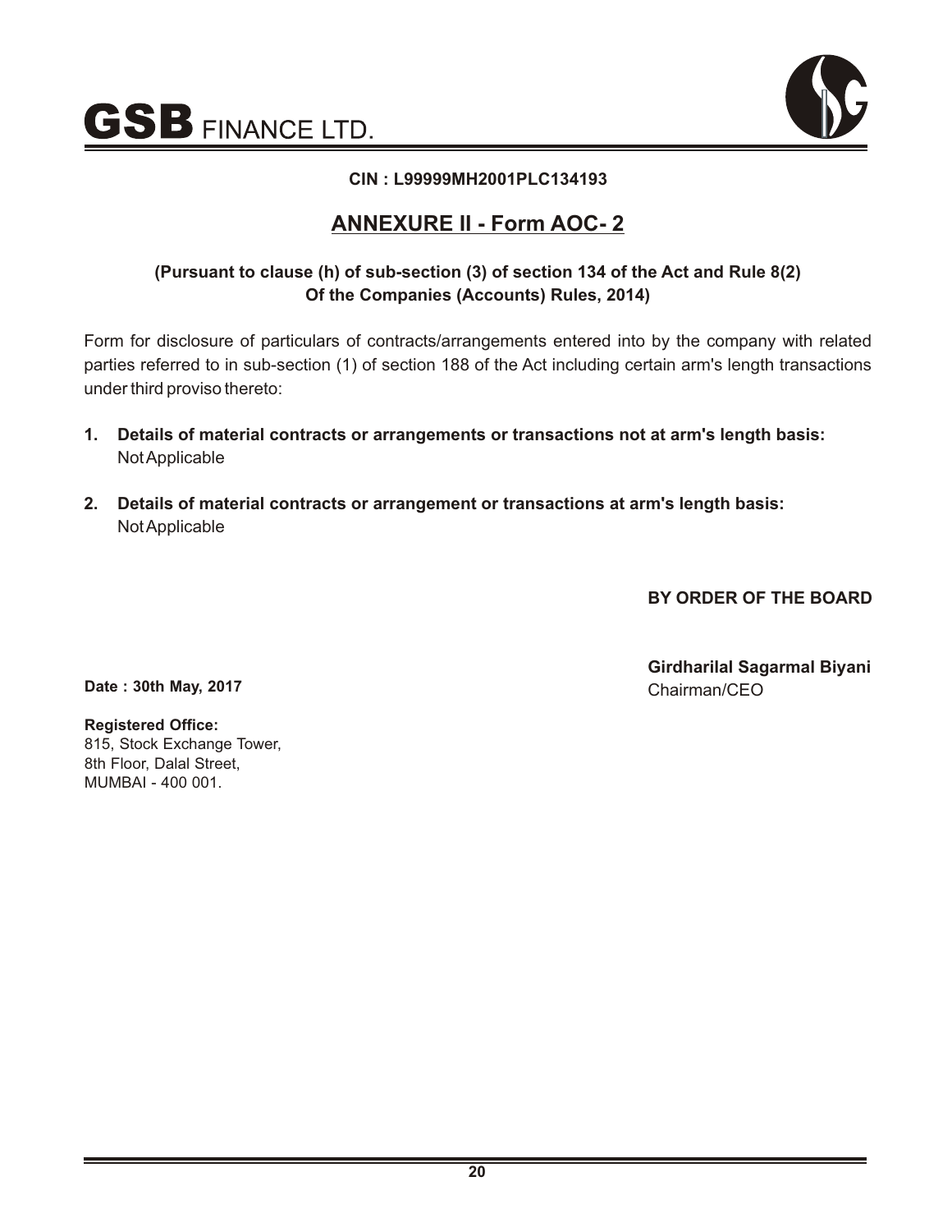**CIN : L99999MH2001PLC134193**

## ANNEXURE II - Form AOC- 2

**(Pursuant to clause (h) of sub-section (3) of section 134 of the Act and Rule 8(2) Of the Companies (Accounts) Rules, 2014)**

Form for disclosure of particulars of contracts/arrangements entered into by the company with related parties referred to in sub-section (1) of section 188 of the Act including certain arm's length transactions under third proviso thereto:

1. **Details of material contracts or arrangements or transactions not at arm's length basis:**
   Not Applicable

2. **Details of material contracts or arrangement or transactions at arm's length basis:**
   Not Applicable

**BY ORDER OF THE BOARD**

**Girdharilal Sagarmal Biyani**
Chairman/CEO

**Date : 30th May, 2017**

**Registered Office:**
815, Stock Exchange Tower,
8th Floor, Dalal Street,
MUMBAI - 400 001.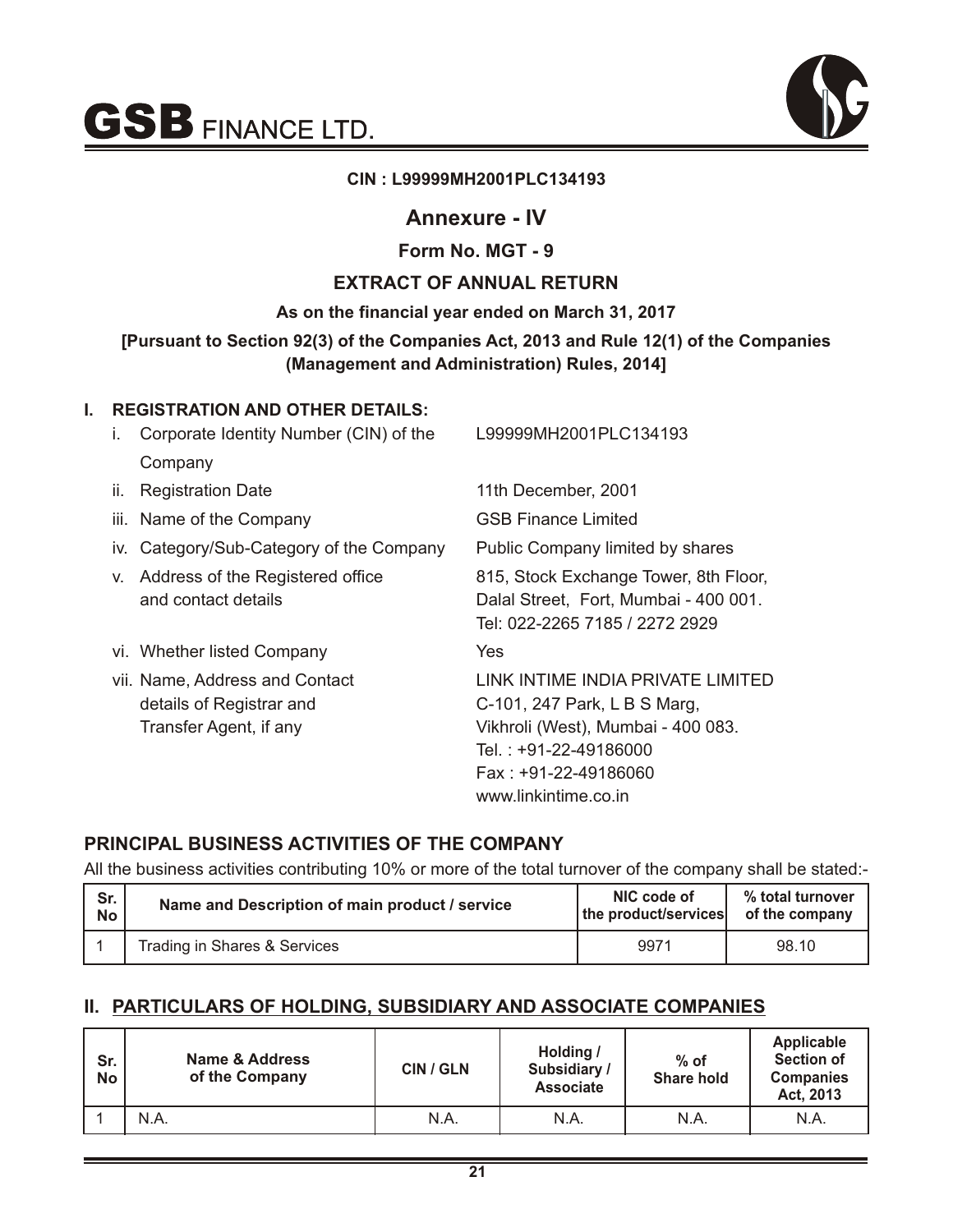**CIN : L99999MH2001PLC134193**

# Annexure - IV

## Form No. MGT - 9

## EXTRACT OF ANNUAL RETURN

**As on the financial year ended on March 31, 2017**

**[Pursuant to Section 92(3) of the Companies Act, 2013 and Rule 12(1) of the Companies (Management and Administration) Rules, 2014]**

### I. REGISTRATION AND OTHER DETAILS:

| | | |
|---|---|---|
| i. | Corporate Identity Number (CIN) of the Company | L99999MH2001PLC134193 |
| ii. | Registration Date | 11th December, 2001 |
| iii. | Name of the Company | GSB Finance Limited |
| iv. | Category/Sub-Category of the Company | Public Company limited by shares |
| v. | Address of the Registered office and contact details | 815, Stock Exchange Tower, 8th Floor, Dalal Street, Fort, Mumbai - 400 001. Tel: 022-2265 7185 / 2272 2929 |
| vi. | Whether listed Company | Yes |
| vii. | Name, Address and Contact details of Registrar and Transfer Agent, if any | LINK INTIME INDIA PRIVATE LIMITED C-101, 247 Park, L B S Marg, Vikhroli (West), Mumbai - 400 083. Tel. : +91-22-49186000 Fax : +91-22-49186060 www.linkintime.co.in |

### PRINCIPAL BUSINESS ACTIVITIES OF THE COMPANY

All the business activities contributing 10% or more of the total turnover of the company shall be stated:-

| Sr. No | Name and Description of main product / service | NIC code of the product/services | % total turnover of the company |
|---|---|---|---|
| 1 | Trading in Shares & Services | 9971 | 98.10 |

### II. PARTICULARS OF HOLDING, SUBSIDIARY AND ASSOCIATE COMPANIES

| Sr. No | Name & Address of the Company | CIN / GLN | Holding / Subsidiary / Associate | % of Share hold | Applicable Section of Companies Act, 2013 |
|---|---|---|---|---|---|
| 1 | N.A. | N.A. | N.A. | N.A. | N.A. |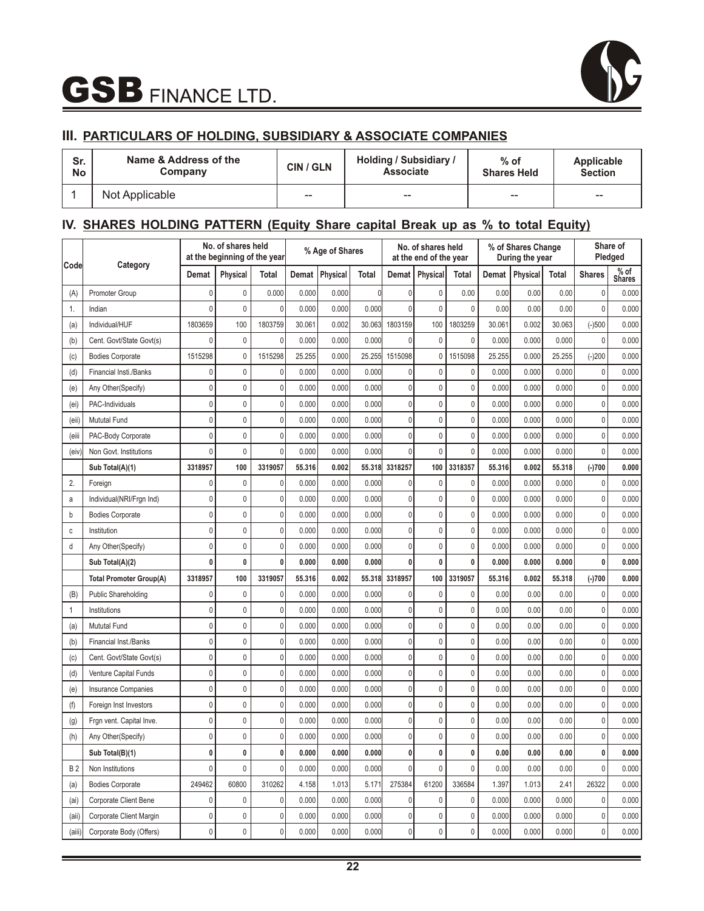## III. PARTICULARS OF HOLDING, SUBSIDIARY & ASSOCIATE COMPANIES

| Sr. No | Name & Address of the Company | CIN / GLN | Holding / Subsidiary / Associate | % of Shares Held | Applicable Section |
|---|---|---|---|---|---|
| 1 | Not Applicable | -- | -- | -- | -- |

## IV. SHARES HOLDING PATTERN (Equity Share capital Break up as % to total Equity)

| Code | Category | No. of shares held at the beginning of the year | | | % Age of Shares | | | No. of shares held at the end of the year | | | % of Shares Change During the year | | | Share of Pledged | |
|---|---|---|---|---|---|---|---|---|---|---|---|---|---|---|---|
| | | Demat | Physical | Total | Demat | Physical | Total | Demat | Physical | Total | Demat | Physical | Total | Shares | % of Shares |
| (A) | Promoter Group | 0 | 0 | 0.000 | 0.000 | 0.000 | 0 | 0 | 0 | 0.00 | 0.00 | 0.00 | 0.00 | 0 | 0.000 |
| 1. | Indian | 0 | 0 | 0 | 0.000 | 0.000 | 0.000 | 0 | 0 | 0 | 0.00 | 0.00 | 0.00 | 0 | 0.000 |
| (a) | Individual/HUF | 1803659 | 100 | 1803759 | 30.061 | 0.002 | 30.063 | 1803159 | 100 | 1803259 | 30.061 | 0.002 | 30.063 | (-)500 | 0.000 |
| (b) | Cent. Govt/State Govt(s) | 0 | 0 | 0 | 0.000 | 0.000 | 0.000 | 0 | 0 | 0 | 0.000 | 0.000 | 0.000 | 0 | 0.000 |
| (c) | Bodies Corporate | 1515298 | 0 | 1515298 | 25.255 | 0.000 | 25.255 | 1515098 | 0 | 1515098 | 25.255 | 0.000 | 25.255 | (-)200 | 0.000 |
| (d) | Financial Insti./Banks | 0 | 0 | 0 | 0.000 | 0.000 | 0.000 | 0 | 0 | 0 | 0.000 | 0.000 | 0.000 | 0 | 0.000 |
| (e) | Any Other(Specify) | 0 | 0 | 0 | 0.000 | 0.000 | 0.000 | 0 | 0 | 0 | 0.000 | 0.000 | 0.000 | 0 | 0.000 |
| (ei) | PAC-Individuals | 0 | 0 | 0 | 0.000 | 0.000 | 0.000 | 0 | 0 | 0 | 0.000 | 0.000 | 0.000 | 0 | 0.000 |
| (eii) | Mututal Fund | 0 | 0 | 0 | 0.000 | 0.000 | 0.000 | 0 | 0 | 0 | 0.000 | 0.000 | 0.000 | 0 | 0.000 |
| (eiii | PAC-Body Corporate | 0 | 0 | 0 | 0.000 | 0.000 | 0.000 | 0 | 0 | 0 | 0.000 | 0.000 | 0.000 | 0 | 0.000 |
| (eiv) | Non Govt. Institutions | 0 | 0 | 0 | 0.000 | 0.000 | 0.000 | 0 | 0 | 0 | 0.000 | 0.000 | 0.000 | 0 | 0.000 |
| | **Sub Total(A)(1)** | **3318957** | **100** | **3319057** | **55.316** | **0.002** | **55.318** | **3318257** | **100** | **3318357** | **55.316** | **0.002** | **55.318** | **(-)700** | **0.000** |
| 2. | Foreign | 0 | 0 | 0 | 0.000 | 0.000 | 0.000 | 0 | 0 | 0 | 0.000 | 0.000 | 0.000 | 0 | 0.000 |
| a | Individual(NRI/Frgn Ind) | 0 | 0 | 0 | 0.000 | 0.000 | 0.000 | 0 | 0 | 0 | 0.000 | 0.000 | 0.000 | 0 | 0.000 |
| b | Bodies Corporate | 0 | 0 | 0 | 0.000 | 0.000 | 0.000 | 0 | 0 | 0 | 0.000 | 0.000 | 0.000 | 0 | 0.000 |
| c | Institution | 0 | 0 | 0 | 0.000 | 0.000 | 0.000 | 0 | 0 | 0 | 0.000 | 0.000 | 0.000 | 0 | 0.000 |
| d | Any Other(Specify) | 0 | 0 | 0 | 0.000 | 0.000 | 0.000 | 0 | 0 | 0 | 0.000 | 0.000 | 0.000 | 0 | 0.000 |
| | **Sub Total(A)(2)** | **0** | **0** | **0** | **0.000** | **0.000** | **0.000** | **0** | **0** | **0** | **0.000** | **0.000** | **0.000** | **0** | **0.000** |
| | **Total Promoter Group(A)** | **3318957** | **100** | **3319057** | **55.316** | **0.002** | **55.318** | **3318957** | **100** | **3319057** | **55.316** | **0.002** | **55.318** | **(-)700** | **0.000** |
| (B) | Public Shareholding | 0 | 0 | 0 | 0.000 | 0.000 | 0.000 | 0 | 0 | 0 | 0.00 | 0.00 | 0.00 | 0 | 0.000 |
| 1 | Institutions | 0 | 0 | 0 | 0.000 | 0.000 | 0.000 | 0 | 0 | 0 | 0.00 | 0.00 | 0.00 | 0 | 0.000 |
| (a) | Mututal Fund | 0 | 0 | 0 | 0.000 | 0.000 | 0.000 | 0 | 0 | 0 | 0.00 | 0.00 | 0.00 | 0 | 0.000 |
| (b) | Financial Inst./Banks | 0 | 0 | 0 | 0.000 | 0.000 | 0.000 | 0 | 0 | 0 | 0.00 | 0.00 | 0.00 | 0 | 0.000 |
| (c) | Cent. Govt/State Govt(s) | 0 | 0 | 0 | 0.000 | 0.000 | 0.000 | 0 | 0 | 0 | 0.00 | 0.00 | 0.00 | 0 | 0.000 |
| (d) | Venture Capital Funds | 0 | 0 | 0 | 0.000 | 0.000 | 0.000 | 0 | 0 | 0 | 0.00 | 0.00 | 0.00 | 0 | 0.000 |
| (e) | Insurance Companies | 0 | 0 | 0 | 0.000 | 0.000 | 0.000 | 0 | 0 | 0 | 0.00 | 0.00 | 0.00 | 0 | 0.000 |
| (f) | Foreign Inst Investors | 0 | 0 | 0 | 0.000 | 0.000 | 0.000 | 0 | 0 | 0 | 0.00 | 0.00 | 0.00 | 0 | 0.000 |
| (g) | Frgn vent. Capital Inve. | 0 | 0 | 0 | 0.000 | 0.000 | 0.000 | 0 | 0 | 0 | 0.00 | 0.00 | 0.00 | 0 | 0.000 |
| (h) | Any Other(Specify) | 0 | 0 | 0 | 0.000 | 0.000 | 0.000 | 0 | 0 | 0 | 0.00 | 0.00 | 0.00 | 0 | 0.000 |
| | **Sub Total(B)(1)** | **0** | **0** | **0** | **0.000** | **0.000** | **0.000** | **0** | **0** | **0** | **0.00** | **0.00** | **0.00** | **0** | **0.000** |
| B 2 | Non Institutions | 0 | 0 | 0 | 0.000 | 0.000 | 0.000 | 0 | 0 | 0 | 0.00 | 0.00 | 0.00 | 0 | 0.000 |
| (a) | Bodies Corporate | 249462 | 60800 | 310262 | 4.158 | 1.013 | 5.171 | 275384 | 61200 | 336584 | 1.397 | 1.013 | 2.41 | 26322 | 0.000 |
| (ai) | Corporate Client Bene | 0 | 0 | 0 | 0.000 | 0.000 | 0.000 | 0 | 0 | 0 | 0.000 | 0.000 | 0.000 | 0 | 0.000 |
| (aii) | Corporate Client Margin | 0 | 0 | 0 | 0.000 | 0.000 | 0.000 | 0 | 0 | 0 | 0.000 | 0.000 | 0.000 | 0 | 0.000 |
| (aiii) | Corporate Body (Offers) | 0 | 0 | 0 | 0.000 | 0.000 | 0.000 | 0 | 0 | 0 | 0.000 | 0.000 | 0.000 | 0 | 0.000 |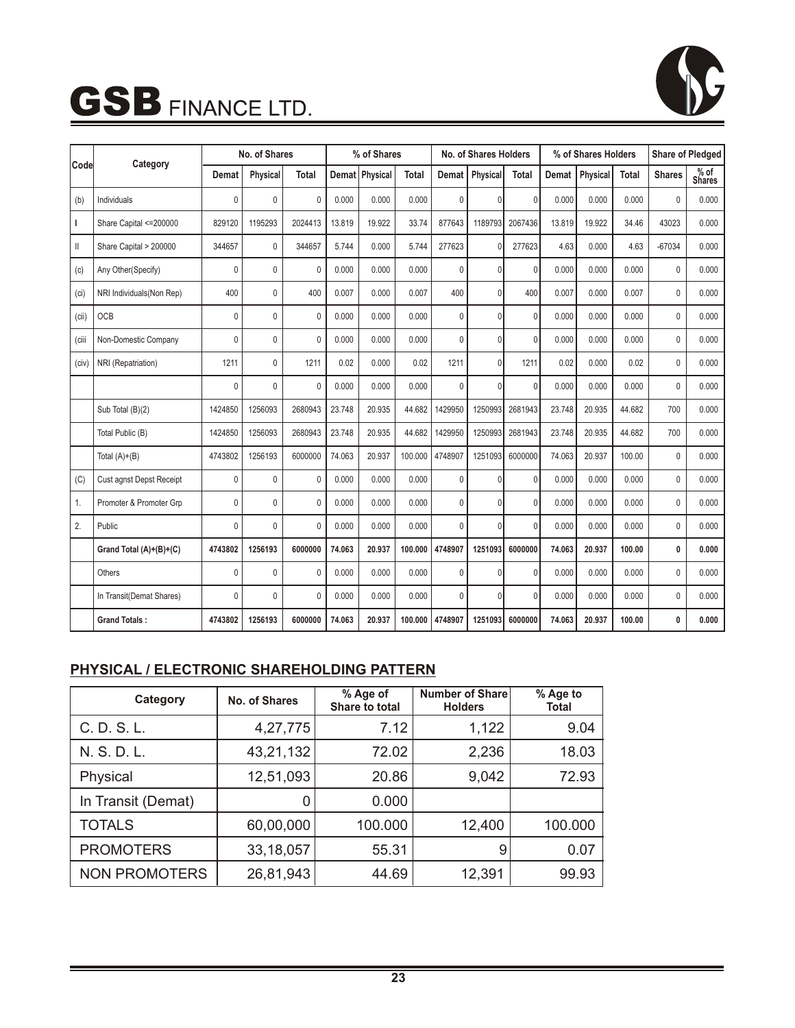| Code | Category | No. of Shares | | | % of Shares | | | No. of Shares Holders | | | % of Shares Holders | | | Share of Pledged | |
|---|---|---|---|---|---|---|---|---|---|---|---|---|---|---|---|
| | | Demat | Physical | Total | Demat | Physical | Total | Demat | Physical | Total | Demat | Physical | Total | Shares | % of Shares |
| (b) | Individuals | 0 | 0 | 0 | 0.000 | 0.000 | 0.000 | 0 | 0 | 0 | 0.000 | 0.000 | 0.000 | 0 | 0.000 |
| I | Share Capital <=200000 | 829120 | 1195293 | 2024413 | 13.819 | 19.922 | 33.74 | 877643 | 1189793 | 2067436 | 13.819 | 19.922 | 34.46 | 43023 | 0.000 |
| II | Share Capital > 200000 | 344657 | 0 | 344657 | 5.744 | 0.000 | 5.744 | 277623 | 0 | 277623 | 4.63 | 0.000 | 4.63 | -67034 | 0.000 |
| (c) | Any Other(Specify) | 0 | 0 | 0 | 0.000 | 0.000 | 0.000 | 0 | 0 | 0 | 0.000 | 0.000 | 0.000 | 0 | 0.000 |
| (ci) | NRI Individuals(Non Rep) | 400 | 0 | 400 | 0.007 | 0.000 | 0.007 | 400 | 0 | 400 | 0.007 | 0.000 | 0.007 | 0 | 0.000 |
| (cii) | OCB | 0 | 0 | 0 | 0.000 | 0.000 | 0.000 | 0 | 0 | 0 | 0.000 | 0.000 | 0.000 | 0 | 0.000 |
| (ciii | Non-Domestic Company | 0 | 0 | 0 | 0.000 | 0.000 | 0.000 | 0 | 0 | 0 | 0.000 | 0.000 | 0.000 | 0 | 0.000 |
| (civ) | NRI (Repatriation) | 1211 | 0 | 1211 | 0.02 | 0.000 | 0.02 | 1211 | 0 | 1211 | 0.02 | 0.000 | 0.02 | 0 | 0.000 |
| | | 0 | 0 | 0 | 0.000 | 0.000 | 0.000 | 0 | 0 | 0 | 0.000 | 0.000 | 0.000 | 0 | 0.000 |
| | Sub Total (B)(2) | 1424850 | 1256093 | 2680943 | 23.748 | 20.935 | 44.682 | 1429950 | 1250993 | 2681943 | 23.748 | 20.935 | 44.682 | 700 | 0.000 |
| | Total Public (B) | 1424850 | 1256093 | 2680943 | 23.748 | 20.935 | 44.682 | 1429950 | 1250993 | 2681943 | 23.748 | 20.935 | 44.682 | 700 | 0.000 |
| | Total (A)+(B) | 4743802 | 1256193 | 6000000 | 74.063 | 20.937 | 100.000 | 4748907 | 1251093 | 6000000 | 74.063 | 20.937 | 100.00 | 0 | 0.000 |
| (C) | Cust agnst Depst Receipt | 0 | 0 | 0 | 0.000 | 0.000 | 0.000 | 0 | 0 | 0 | 0.000 | 0.000 | 0.000 | 0 | 0.000 |
| 1. | Promoter & Promoter Grp | 0 | 0 | 0 | 0.000 | 0.000 | 0.000 | 0 | 0 | 0 | 0.000 | 0.000 | 0.000 | 0 | 0.000 |
| 2. | Public | 0 | 0 | 0 | 0.000 | 0.000 | 0.000 | 0 | 0 | 0 | 0.000 | 0.000 | 0.000 | 0 | 0.000 |
| | **Grand Total (A)+(B)+(C)** | **4743802** | **1256193** | **6000000** | **74.063** | **20.937** | **100.000** | **4748907** | **1251093** | **6000000** | **74.063** | **20.937** | **100.00** | **0** | **0.000** |
| | Others | 0 | 0 | 0 | 0.000 | 0.000 | 0.000 | 0 | 0 | 0 | 0.000 | 0.000 | 0.000 | 0 | 0.000 |
| | In Transit(Demat Shares) | 0 | 0 | 0 | 0.000 | 0.000 | 0.000 | 0 | 0 | 0 | 0.000 | 0.000 | 0.000 | 0 | 0.000 |
| | **Grand Totals :** | **4743802** | **1256193** | **6000000** | **74.063** | **20.937** | **100.000** | **4748907** | **1251093** | **6000000** | **74.063** | **20.937** | **100.00** | **0** | **0.000** |

## PHYSICAL / ELECTRONIC SHAREHOLDING PATTERN

| Category | No. of Shares | % Age of Share to total | Number of Share Holders | % Age to Total |
|---|---|---|---|---|
| C. D. S. L. | 4,27,775 | 7.12 | 1,122 | 9.04 |
| N. S. D. L. | 43,21,132 | 72.02 | 2,236 | 18.03 |
| Physical | 12,51,093 | 20.86 | 9,042 | 72.93 |
| In Transit (Demat) | 0 | 0.000 | | |
| TOTALS | 60,00,000 | 100.000 | 12,400 | 100.000 |
| PROMOTERS | 33,18,057 | 55.31 | 9 | 0.07 |
| NON PROMOTERS | 26,81,943 | 44.69 | 12,391 | 99.93 |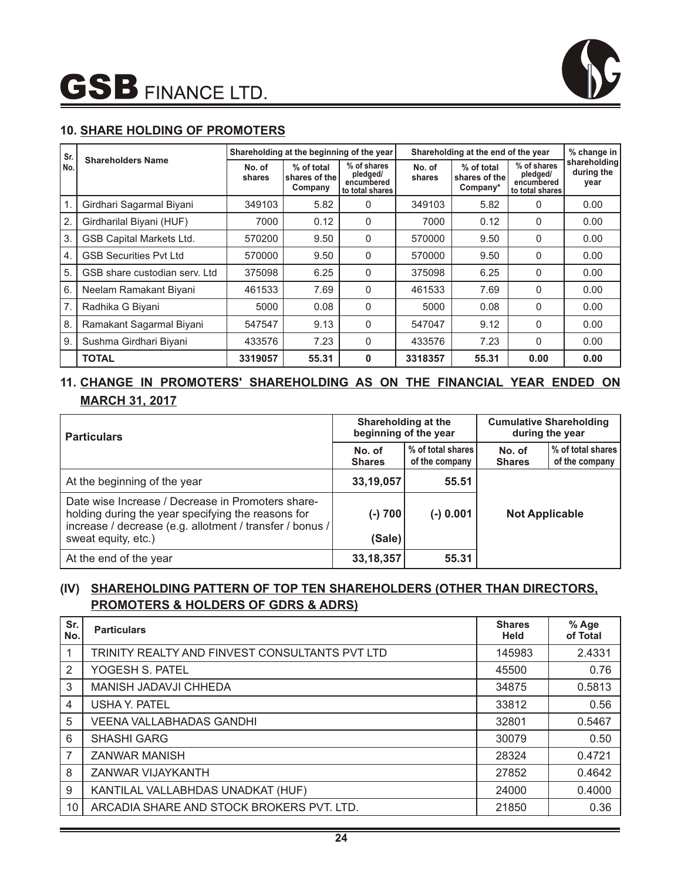# GSB FINANCE LTD.

## 10. SHARE HOLDING OF PROMOTERS

| Sr. No. | Shareholders Name | Shareholding at the beginning of the year | | | Shareholding at the end of the year | | | % change in shareholding during the year |
|---|---|---|---|---|---|---|---|---|
| | | No. of shares | % of total shares of the Company | % of shares pledged/ encumbered to total shares | No. of shares | % of total shares of the Company* | % of shares pledged/ encumbered to total shares | |
| 1. | Girdhari Sagarmal Biyani | 349103 | 5.82 | 0 | 349103 | 5.82 | 0 | 0.00 |
| 2. | Girdharilal Biyani (HUF) | 7000 | 0.12 | 0 | 7000 | 0.12 | 0 | 0.00 |
| 3. | GSB Capital Markets Ltd. | 570200 | 9.50 | 0 | 570000 | 9.50 | 0 | 0.00 |
| 4. | GSB Securities Pvt Ltd | 570000 | 9.50 | 0 | 570000 | 9.50 | 0 | 0.00 |
| 5. | GSB share custodian serv. Ltd | 375098 | 6.25 | 0 | 375098 | 6.25 | 0 | 0.00 |
| 6. | Neelam Ramakant Biyani | 461533 | 7.69 | 0 | 461533 | 7.69 | 0 | 0.00 |
| 7. | Radhika G Biyani | 5000 | 0.08 | 0 | 5000 | 0.08 | 0 | 0.00 |
| 8. | Ramakant Sagarmal Biyani | 547547 | 9.13 | 0 | 547047 | 9.12 | 0 | 0.00 |
| 9. | Sushma Girdhari Biyani | 433576 | 7.23 | 0 | 433576 | 7.23 | 0 | 0.00 |
| | **TOTAL** | **3319057** | **55.31** | **0** | **3318357** | **55.31** | **0.00** | **0.00** |

## 11. CHANGE IN PROMOTERS' SHAREHOLDING AS ON THE FINANCIAL YEAR ENDED ON MARCH 31, 2017

| Particulars | Shareholding at the beginning of the year | | Cumulative Shareholding during the year | |
|---|---|---|---|---|
| | No. of Shares | % of total shares of the company | No. of Shares | % of total shares of the company |
| At the beginning of the year | **33,19,057** | **55.51** | **Not Applicable** | |
| Date wise Increase / Decrease in Promoters share-holding during the year specifying the reasons for increase / decrease (e.g. allotment / transfer / bonus / sweat equity, etc.) | **(-) 700 (Sale)** | **(-) 0.001** | | |
| At the end of the year | **33,18,357** | **55.31** | | |

## (IV) SHAREHOLDING PATTERN OF TOP TEN SHAREHOLDERS (OTHER THAN DIRECTORS, PROMOTERS & HOLDERS OF GDRS & ADRS)

| Sr. No. | Particulars | Shares Held | % Age of Total |
|---|---|---|---|
| 1 | TRINITY REALTY AND FINVEST CONSULTANTS PVT LTD | 145983 | 2.4331 |
| 2 | YOGESH S. PATEL | 45500 | 0.76 |
| 3 | MANISH JADAVJI CHHEDA | 34875 | 0.5813 |
| 4 | USHA Y. PATEL | 33812 | 0.56 |
| 5 | VEENA VALLABHADAS GANDHI | 32801 | 0.5467 |
| 6 | SHASHI GARG | 30079 | 0.50 |
| 7 | ZANWAR MANISH | 28324 | 0.4721 |
| 8 | ZANWAR VIJAYKANTH | 27852 | 0.4642 |
| 9 | KANTILAL VALLABHDAS UNADKAT (HUF) | 24000 | 0.4000 |
| 10 | ARCADIA SHARE AND STOCK BROKERS PVT. LTD. | 21850 | 0.36 |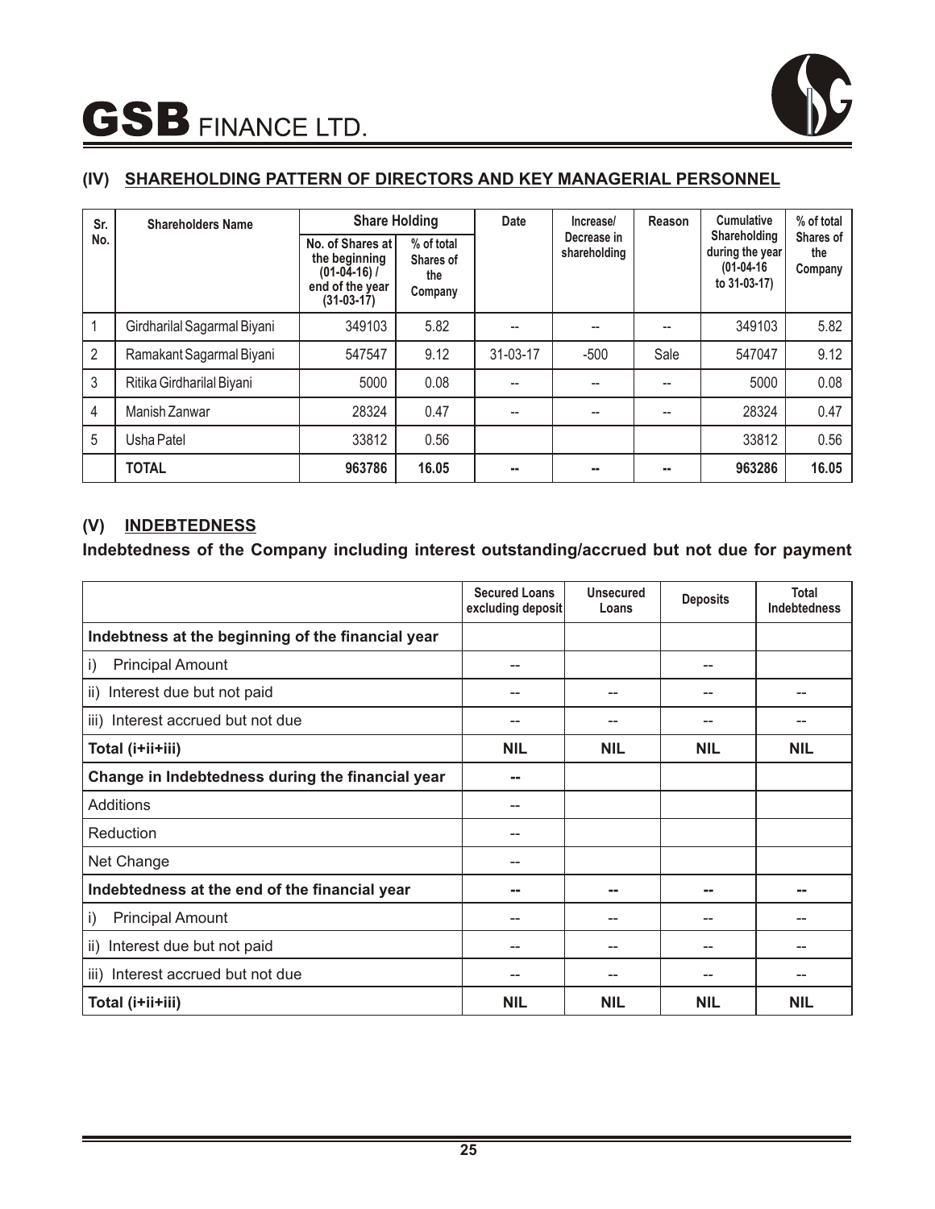## (IV) SHAREHOLDING PATTERN OF DIRECTORS AND KEY MANAGERIAL PERSONNEL

| Sr. No. | Shareholders Name | Share Holding | | Date | Increase/ Decrease in shareholding | Reason | Cumulative Shareholding during the year (01-04-16 to 31-03-17) | % of total Shares of the Company |
|---|---|---|---|---|---|---|---|---|
| | | No. of Shares at the beginning (01-04-16) / end of the year (31-03-17) | % of total Shares of the Company | | | | | |
| 1 | Girdharilal Sagarmal Biyani | 349103 | 5.82 | -- | -- | -- | 349103 | 5.82 |
| 2 | Ramakant Sagarmal Biyani | 547547 | 9.12 | 31-03-17 | -500 | Sale | 547047 | 9.12 |
| 3 | Ritika Girdharilal Biyani | 5000 | 0.08 | -- | -- | -- | 5000 | 0.08 |
| 4 | Manish Zanwar | 28324 | 0.47 | -- | -- | -- | 28324 | 0.47 |
| 5 | Usha Patel | 33812 | 0.56 | | | | 33812 | 0.56 |
| | **TOTAL** | **963786** | **16.05** | **--** | **--** | **--** | **963286** | **16.05** |

## (V) INDEBTEDNESS

**Indebtedness of the Company including interest outstanding/accrued but not due for payment**

| | Secured Loans excluding deposit | Unsecured Loans | Deposits | Total Indebtedness |
|---|---|---|---|---|
| **Indebtness at the beginning of the financial year** | | | | |
| i) Principal Amount | -- | | -- | |
| ii) Interest due but not paid | -- | -- | -- | -- |
| iii) Interest accrued but not due | -- | -- | -- | -- |
| **Total (i+ii+iii)** | **NIL** | **NIL** | **NIL** | **NIL** |
| **Change in Indebtedness during the financial year** | **--** | | | |
| Additions | -- | | | |
| Reduction | -- | | | |
| Net Change | -- | | | |
| **Indebtedness at the end of the financial year** | **--** | **--** | **--** | **--** |
| i) Principal Amount | -- | -- | -- | -- |
| ii) Interest due but not paid | -- | -- | -- | -- |
| iii) Interest accrued but not due | -- | -- | -- | -- |
| **Total (i+ii+iii)** | **NIL** | **NIL** | **NIL** | **NIL** |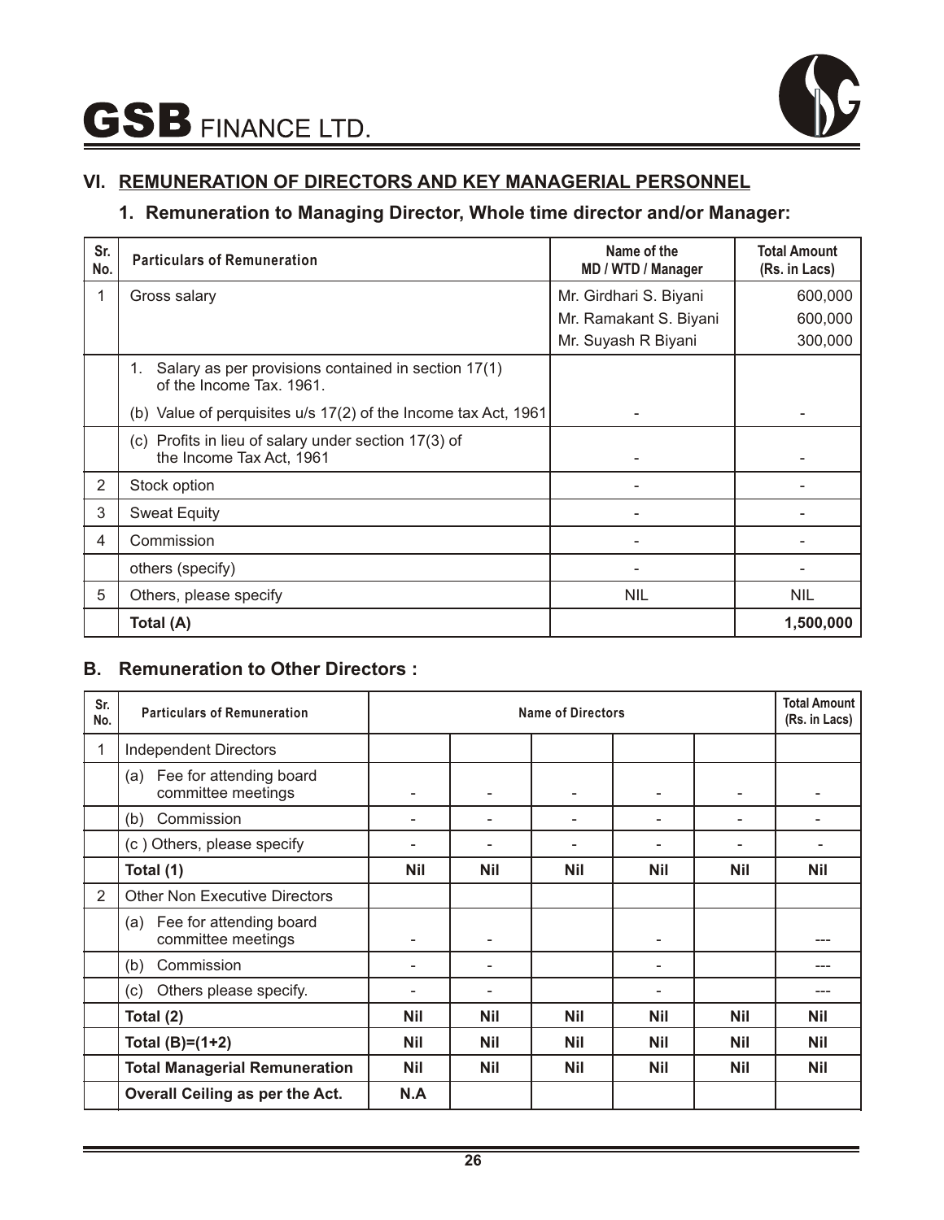## VI. REMUNERATION OF DIRECTORS AND KEY MANAGERIAL PERSONNEL

### 1. Remuneration to Managing Director, Whole time director and/or Manager:

| Sr. No. | Particulars of Remuneration | Name of the MD / WTD / Manager | Total Amount (Rs. in Lacs) |
|---|---|---|---|
| 1 | Gross salary | Mr. Girdhari S. Biyani<br>Mr. Ramakant S. Biyani<br>Mr. Suyash R Biyani | 600,000<br>600,000<br>300,000 |
| | 1. Salary as per provisions contained in section 17(1) of the Income Tax. 1961.<br>(b) Value of perquisites u/s 17(2) of the Income tax Act, 1961 | - | - |
| | (c) Profits in lieu of salary under section 17(3) of the Income Tax Act, 1961 | - | - |
| 2 | Stock option | - | - |
| 3 | Sweat Equity | - | - |
| 4 | Commission | - | - |
| | others (specify) | - | - |
| 5 | Others, please specify | NIL | NIL |
| | **Total (A)** | | **1,500,000** |

### B. Remuneration to Other Directors :

| Sr. No. | Particulars of Remuneration | Name of Directors | | | | | Total Amount (Rs. in Lacs) |
|---|---|---|---|---|---|---|---|
| 1 | Independent Directors | | | | | | |
| | (a) Fee for attending board committee meetings | - | - | - | - | - | - |
| | (b) Commission | - | - | - | - | - | - |
| | (c ) Others, please specify | - | - | - | - | - | - |
| | **Total (1)** | **Nil** | **Nil** | **Nil** | **Nil** | **Nil** | **Nil** |
| 2 | Other Non Executive Directors | | | | | | |
| | (a) Fee for attending board committee meetings | - | - | | - | | --- |
| | (b) Commission | - | - | | - | | --- |
| | (c) Others please specify. | - | - | | - | | --- |
| | **Total (2)** | **Nil** | **Nil** | **Nil** | **Nil** | **Nil** | **Nil** |
| | **Total (B)=(1+2)** | **Nil** | **Nil** | **Nil** | **Nil** | **Nil** | **Nil** |
| | **Total Managerial Remuneration** | **Nil** | **Nil** | **Nil** | **Nil** | **Nil** | **Nil** |
| | **Overall Ceiling as per the Act.** | **N.A** | | | | | |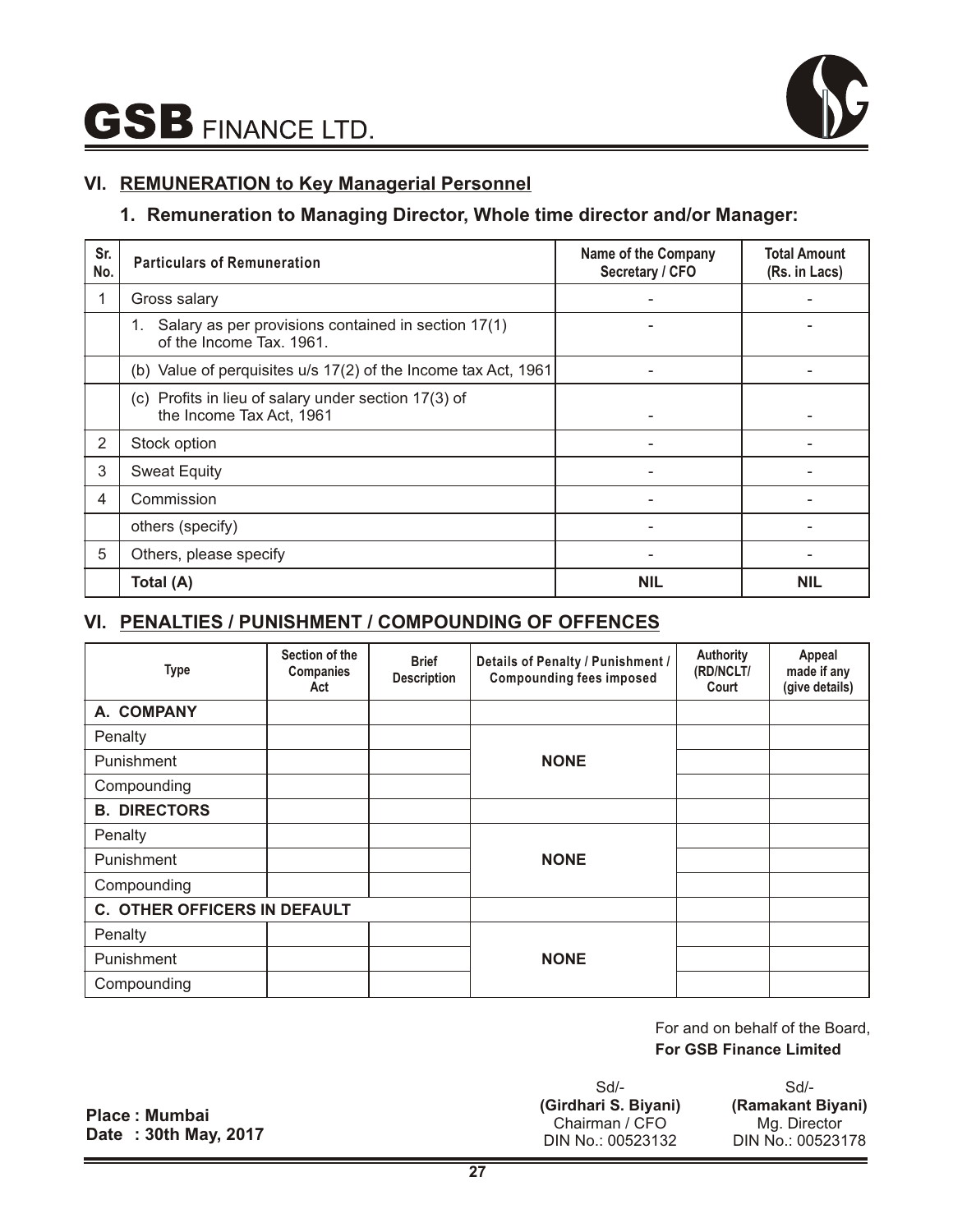## VI. REMUNERATION to Key Managerial Personnel

### 1. Remuneration to Managing Director, Whole time director and/or Manager:

| Sr. No. | Particulars of Remuneration | Name of the Company Secretary / CFO | Total Amount (Rs. in Lacs) |
|---|---|---|---|
| 1 | Gross salary | - | - |
| | 1. Salary as per provisions contained in section 17(1) of the Income Tax. 1961. | - | - |
| | (b) Value of perquisites u/s 17(2) of the Income tax Act, 1961 | - | - |
| | (c) Profits in lieu of salary under section 17(3) of the Income Tax Act, 1961 | - | - |
| 2 | Stock option | - | - |
| 3 | Sweat Equity | - | - |
| 4 | Commission | - | - |
| | others (specify) | - | - |
| 5 | Others, please specify | - | - |
| | **Total (A)** | **NIL** | **NIL** |

## VI. PENALTIES / PUNISHMENT / COMPOUNDING OF OFFENCES

| Type | Section of the Companies Act | Brief Description | Details of Penalty / Punishment / Compounding fees imposed | Authority (RD/NCLT/ Court | Appeal made if any (give details) |
|---|---|---|---|---|---|
| **A. COMPANY** | | | | | |
| Penalty | | | | | |
| Punishment | | | **NONE** | | |
| Compounding | | | | | |
| **B. DIRECTORS** | | | | | |
| Penalty | | | | | |
| Punishment | | | **NONE** | | |
| Compounding | | | | | |
| **C. OTHER OFFICERS IN DEFAULT** | | | | | |
| Penalty | | | | | |
| Punishment | | | **NONE** | | |
| Compounding | | | | | |

For and on behalf of the Board,
**For GSB Finance Limited**

Sd/-
**(Girdhari S. Biyani)**
Chairman / CFO
DIN No.: 00523132

Sd/-
**(Ramakant Biyani)**
Mg. Director
DIN No.: 00523178

**Place : Mumbai**
**Date : 30th May, 2017**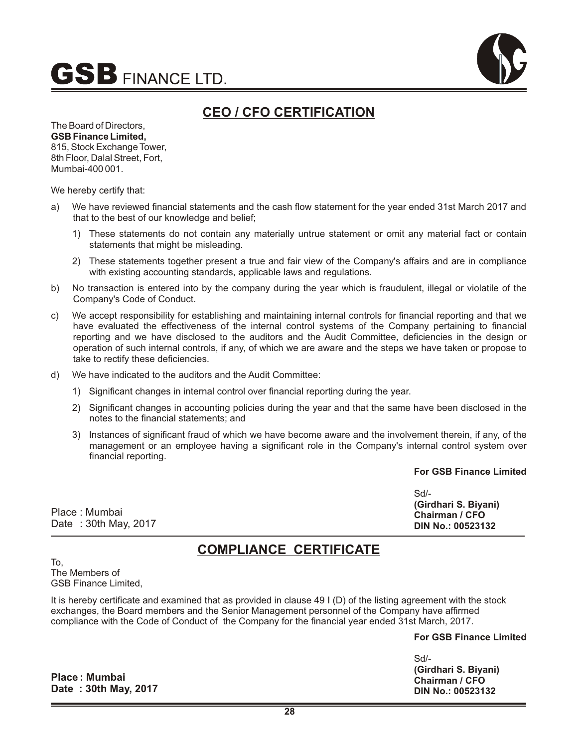## CEO / CFO CERTIFICATION

The Board of Directors,
**GSB Finance Limited,**
815, Stock Exchange Tower,
8th Floor, Dalal Street, Fort,
Mumbai-400 001.

We hereby certify that:

a) We have reviewed financial statements and the cash flow statement for the year ended 31st March 2017 and that to the best of our knowledge and belief;

   1) These statements do not contain any materially untrue statement or omit any material fact or contain statements that might be misleading.

   2) These statements together present a true and fair view of the Company's affairs and are in compliance with existing accounting standards, applicable laws and regulations.

b) No transaction is entered into by the company during the year which is fraudulent, illegal or violatile of the Company's Code of Conduct.

c) We accept responsibility for establishing and maintaining internal controls for financial reporting and that we have evaluated the effectiveness of the internal control systems of the Company pertaining to financial reporting and we have disclosed to the auditors and the Audit Committee, deficiencies in the design or operation of such internal controls, if any, of which we are aware and the steps we have taken or propose to take to rectify these deficiencies.

d) We have indicated to the auditors and the Audit Committee:

   1) Significant changes in internal control over financial reporting during the year.

   2) Significant changes in accounting policies during the year and that the same have been disclosed in the notes to the financial statements; and

   3) Instances of significant fraud of which we have become aware and the involvement therein, if any, of the management or an employee having a significant role in the Company's internal control system over financial reporting.

**For GSB Finance Limited**

Sd/-
**(Girdhari S. Biyani)**
**Chairman / CFO**
**DIN No.: 00523132**

Place : Mumbai
Date : 30th May, 2017

## COMPLIANCE CERTIFICATE

To,
The Members of
GSB Finance Limited,

It is hereby certificate and examined that as provided in clause 49 I (D) of the listing agreement with the stock exchanges, the Board members and the Senior Management personnel of the Company have affirmed compliance with the Code of Conduct of the Company for the financial year ended 31st March, 2017.

**For GSB Finance Limited**

Sd/-
**(Girdhari S. Biyani)**
**Chairman / CFO**
**DIN No.: 00523132**

**Place : Mumbai**
**Date : 30th May, 2017**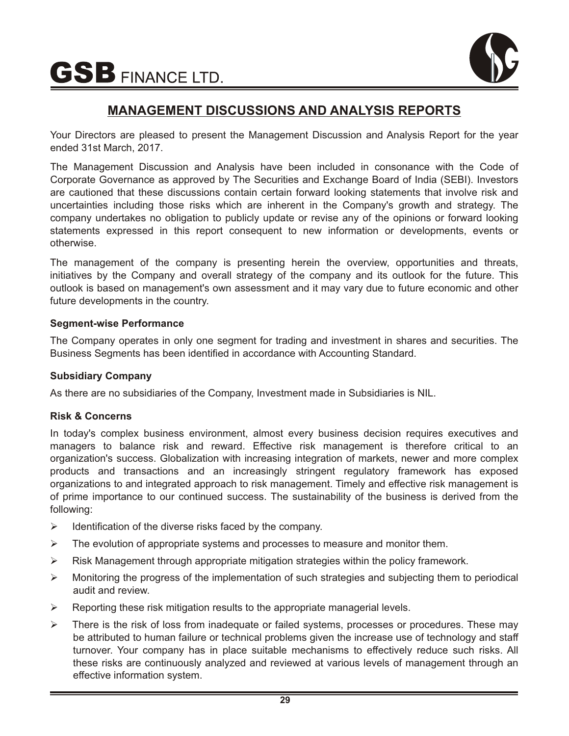## MANAGEMENT DISCUSSIONS AND ANALYSIS REPORTS

Your Directors are pleased to present the Management Discussion and Analysis Report for the year ended 31st March, 2017.

The Management Discussion and Analysis have been included in consonance with the Code of Corporate Governance as approved by The Securities and Exchange Board of India (SEBI). Investors are cautioned that these discussions contain certain forward looking statements that involve risk and uncertainties including those risks which are inherent in the Company's growth and strategy. The company undertakes no obligation to publicly update or revise any of the opinions or forward looking statements expressed in this report consequent to new information or developments, events or otherwise.

The management of the company is presenting herein the overview, opportunities and threats, initiatives by the Company and overall strategy of the company and its outlook for the future. This outlook is based on management's own assessment and it may vary due to future economic and other future developments in the country.

**Segment-wise Performance**

The Company operates in only one segment for trading and investment in shares and securities. The Business Segments has been identified in accordance with Accounting Standard.

**Subsidiary Company**

As there are no subsidiaries of the Company, Investment made in Subsidiaries is NIL.

**Risk & Concerns**

In today's complex business environment, almost every business decision requires executives and managers to balance risk and reward. Effective risk management is therefore critical to an organization's success. Globalization with increasing integration of markets, newer and more complex products and transactions and an increasingly stringent regulatory framework has exposed organizations to and integrated approach to risk management. Timely and effective risk management is of prime importance to our continued success. The sustainability of the business is derived from the following:

- Identification of the diverse risks faced by the company.
- The evolution of appropriate systems and processes to measure and monitor them.
- Risk Management through appropriate mitigation strategies within the policy framework.
- Monitoring the progress of the implementation of such strategies and subjecting them to periodical audit and review.
- Reporting these risk mitigation results to the appropriate managerial levels.
- There is the risk of loss from inadequate or failed systems, processes or procedures. These may be attributed to human failure or technical problems given the increase use of technology and staff turnover. Your company has in place suitable mechanisms to effectively reduce such risks. All these risks are continuously analyzed and reviewed at various levels of management through an effective information system.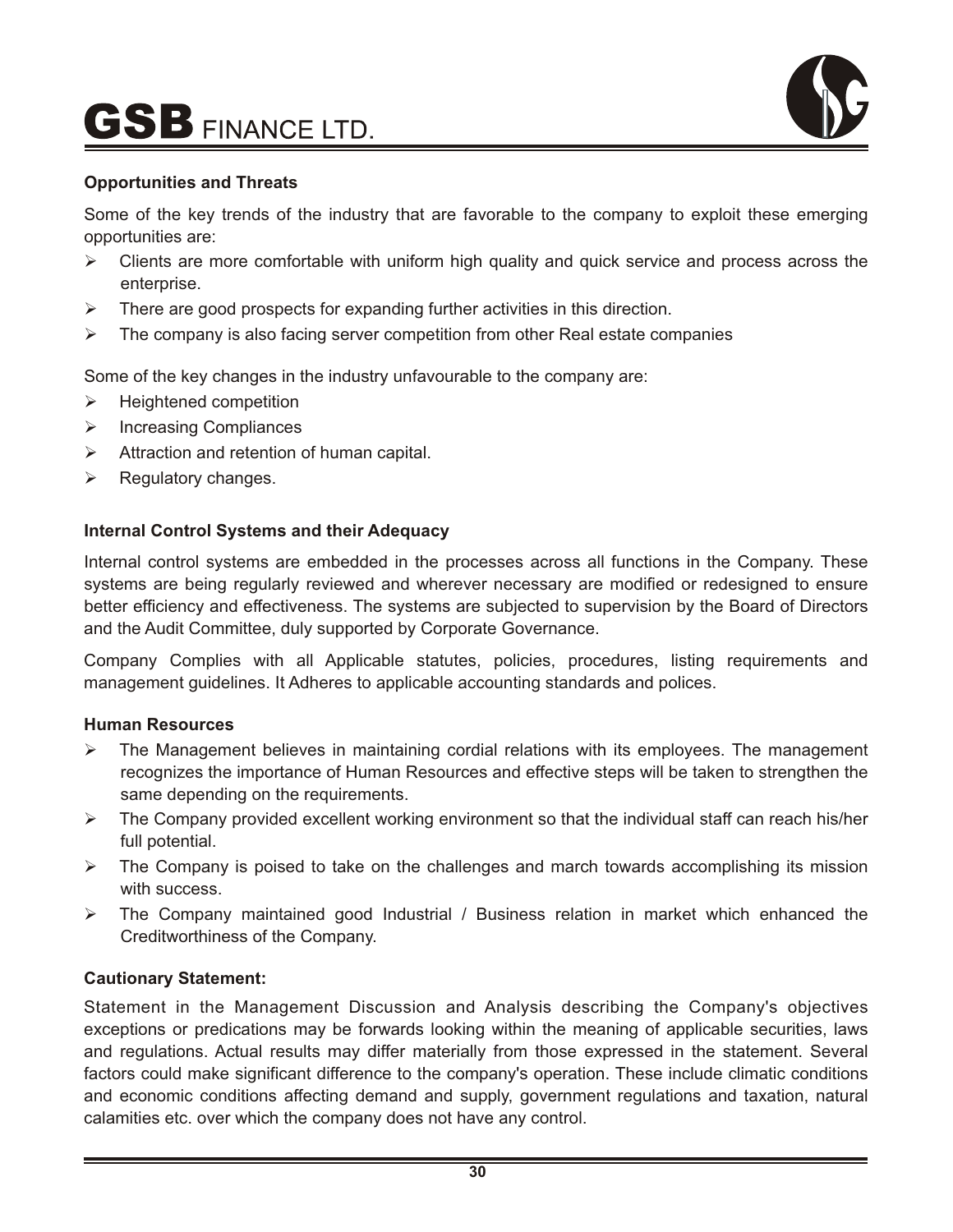**Opportunities and Threats**

Some of the key trends of the industry that are favorable to the company to exploit these emerging opportunities are:

- Clients are more comfortable with uniform high quality and quick service and process across the enterprise.
- There are good prospects for expanding further activities in this direction.
- The company is also facing server competition from other Real estate companies

Some of the key changes in the industry unfavourable to the company are:

- Heightened competition
- Increasing Compliances
- Attraction and retention of human capital.
- Regulatory changes.

**Internal Control Systems and their Adequacy**

Internal control systems are embedded in the processes across all functions in the Company. These systems are being regularly reviewed and wherever necessary are modified or redesigned to ensure better efficiency and effectiveness. The systems are subjected to supervision by the Board of Directors and the Audit Committee, duly supported by Corporate Governance.

Company Complies with all Applicable statutes, policies, procedures, listing requirements and management guidelines. It Adheres to applicable accounting standards and polices.

**Human Resources**

- The Management believes in maintaining cordial relations with its employees. The management recognizes the importance of Human Resources and effective steps will be taken to strengthen the same depending on the requirements.
- The Company provided excellent working environment so that the individual staff can reach his/her full potential.
- The Company is poised to take on the challenges and march towards accomplishing its mission with success.
- The Company maintained good Industrial / Business relation in market which enhanced the Creditworthiness of the Company.

**Cautionary Statement:**

Statement in the Management Discussion and Analysis describing the Company's objectives exceptions or predications may be forwards looking within the meaning of applicable securities, laws and regulations. Actual results may differ materially from those expressed in the statement. Several factors could make significant difference to the company's operation. These include climatic conditions and economic conditions affecting demand and supply, government regulations and taxation, natural calamities etc. over which the company does not have any control.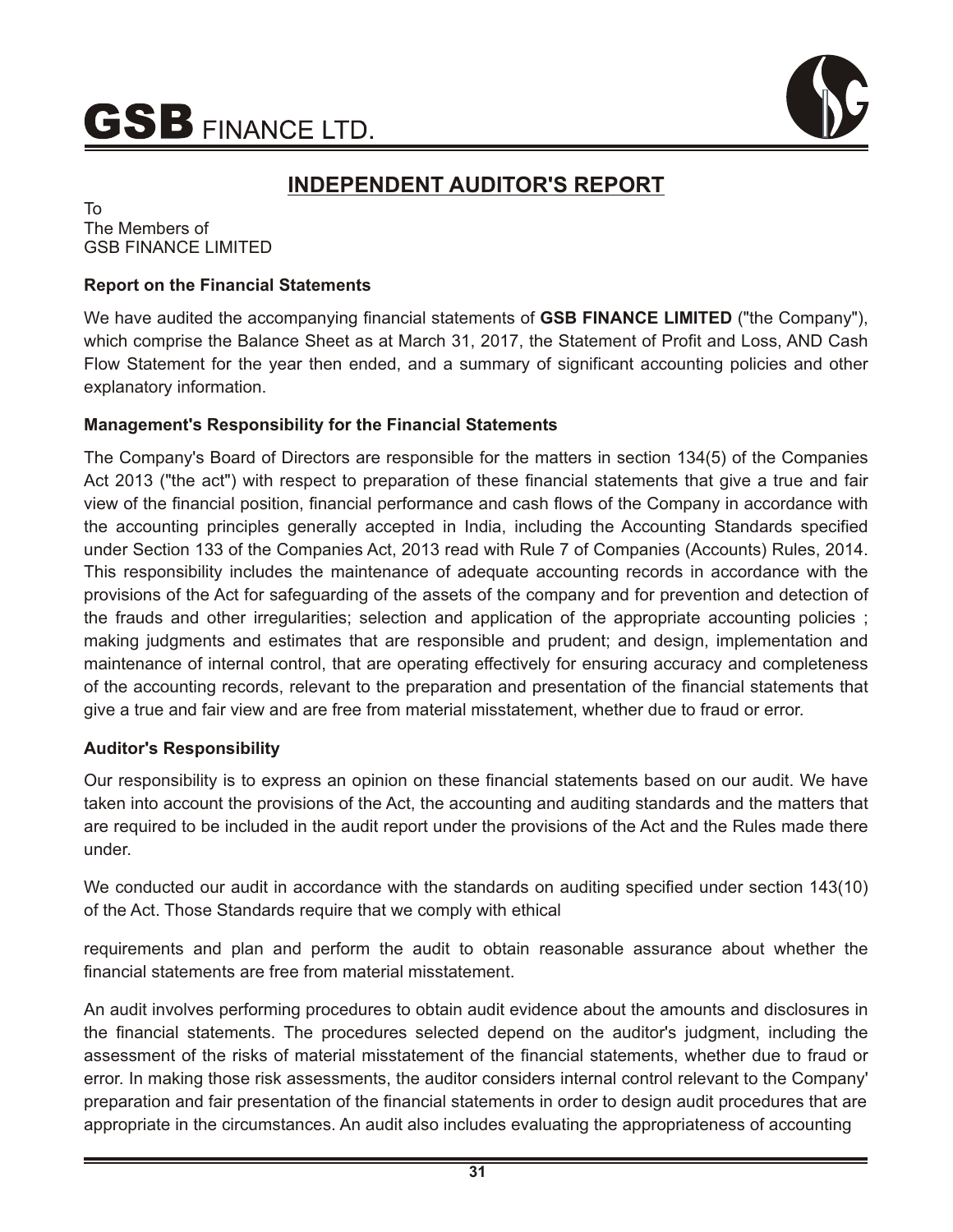# INDEPENDENT AUDITOR'S REPORT

To
The Members of
GSB FINANCE LIMITED

**Report on the Financial Statements**

We have audited the accompanying financial statements of **GSB FINANCE LIMITED** ("the Company"), which comprise the Balance Sheet as at March 31, 2017, the Statement of Profit and Loss, AND Cash Flow Statement for the year then ended, and a summary of significant accounting policies and other explanatory information.

**Management's Responsibility for the Financial Statements**

The Company's Board of Directors are responsible for the matters in section 134(5) of the Companies Act 2013 ("the act") with respect to preparation of these financial statements that give a true and fair view of the financial position, financial performance and cash flows of the Company in accordance with the accounting principles generally accepted in India, including the Accounting Standards specified under Section 133 of the Companies Act, 2013 read with Rule 7 of Companies (Accounts) Rules, 2014. This responsibility includes the maintenance of adequate accounting records in accordance with the provisions of the Act for safeguarding of the assets of the company and for prevention and detection of the frauds and other irregularities; selection and application of the appropriate accounting policies ; making judgments and estimates that are responsible and prudent; and design, implementation and maintenance of internal control, that are operating effectively for ensuring accuracy and completeness of the accounting records, relevant to the preparation and presentation of the financial statements that give a true and fair view and are free from material misstatement, whether due to fraud or error.

**Auditor's Responsibility**

Our responsibility is to express an opinion on these financial statements based on our audit. We have taken into account the provisions of the Act, the accounting and auditing standards and the matters that are required to be included in the audit report under the provisions of the Act and the Rules made there under.

We conducted our audit in accordance with the standards on auditing specified under section 143(10) of the Act. Those Standards require that we comply with ethical requirements and plan and perform the audit to obtain reasonable assurance about whether the financial statements are free from material misstatement.

An audit involves performing procedures to obtain audit evidence about the amounts and disclosures in the financial statements. The procedures selected depend on the auditor's judgment, including the assessment of the risks of material misstatement of the financial statements, whether due to fraud or error. In making those risk assessments, the auditor considers internal control relevant to the Company' preparation and fair presentation of the financial statements in order to design audit procedures that are appropriate in the circumstances. An audit also includes evaluating the appropriateness of accounting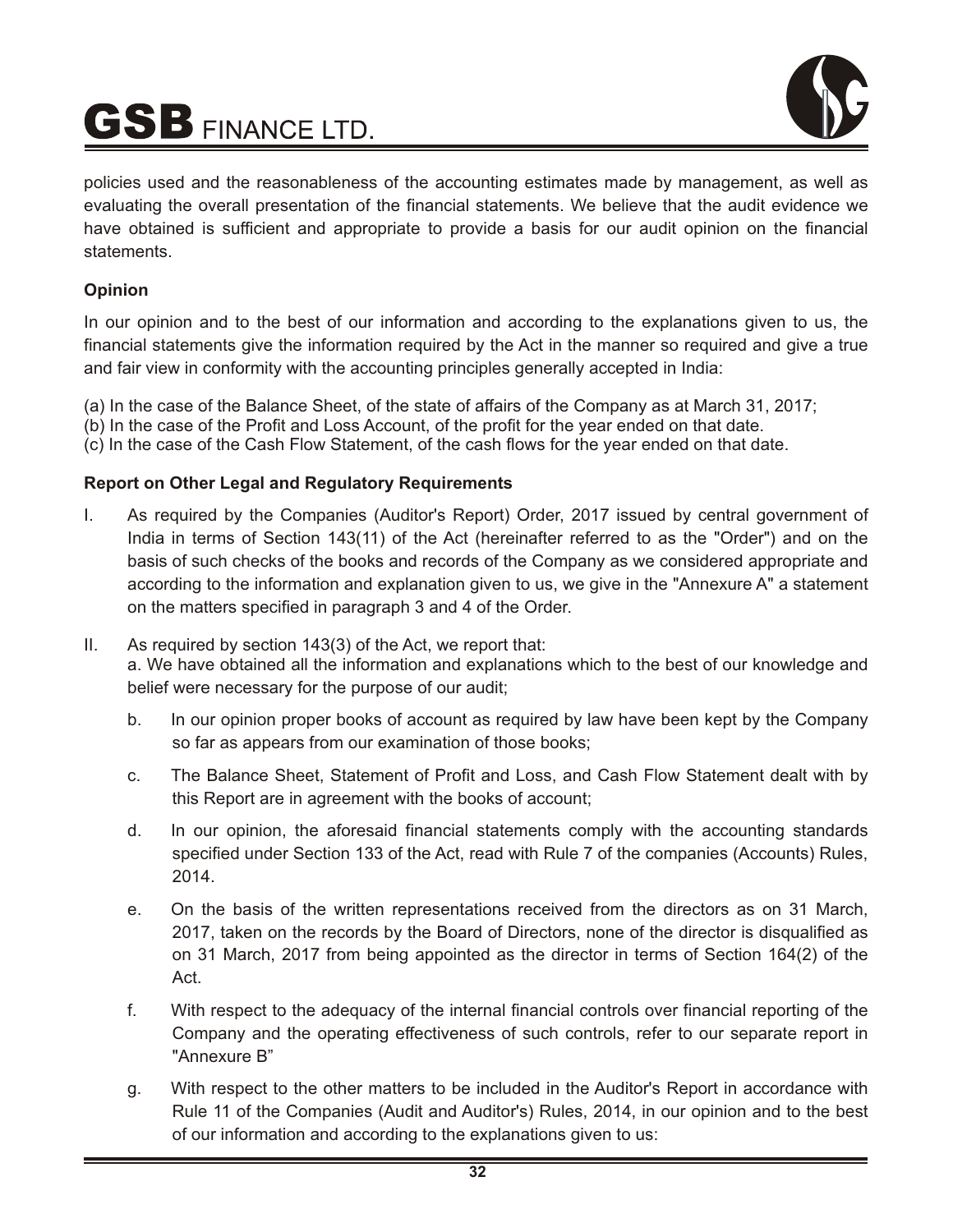policies used and the reasonableness of the accounting estimates made by management, as well as evaluating the overall presentation of the financial statements. We believe that the audit evidence we have obtained is sufficient and appropriate to provide a basis for our audit opinion on the financial statements.

**Opinion**

In our opinion and to the best of our information and according to the explanations given to us, the financial statements give the information required by the Act in the manner so required and give a true and fair view in conformity with the accounting principles generally accepted in India:

(a) In the case of the Balance Sheet, of the state of affairs of the Company as at March 31, 2017;
(b) In the case of the Profit and Loss Account, of the profit for the year ended on that date.
(c) In the case of the Cash Flow Statement, of the cash flows for the year ended on that date.

**Report on Other Legal and Regulatory Requirements**

I. As required by the Companies (Auditor's Report) Order, 2017 issued by central government of India in terms of Section 143(11) of the Act (hereinafter referred to as the "Order") and on the basis of such checks of the books and records of the Company as we considered appropriate and according to the information and explanation given to us, we give in the "Annexure A" a statement on the matters specified in paragraph 3 and 4 of the Order.

II. As required by section 143(3) of the Act, we report that:
a. We have obtained all the information and explanations which to the best of our knowledge and belief were necessary for the purpose of our audit;

b. In our opinion proper books of account as required by law have been kept by the Company so far as appears from our examination of those books;

c. The Balance Sheet, Statement of Profit and Loss, and Cash Flow Statement dealt with by this Report are in agreement with the books of account;

d. In our opinion, the aforesaid financial statements comply with the accounting standards specified under Section 133 of the Act, read with Rule 7 of the companies (Accounts) Rules, 2014.

e. On the basis of the written representations received from the directors as on 31 March, 2017, taken on the records by the Board of Directors, none of the director is disqualified as on 31 March, 2017 from being appointed as the director in terms of Section 164(2) of the Act.

f. With respect to the adequacy of the internal financial controls over financial reporting of the Company and the operating effectiveness of such controls, refer to our separate report in "Annexure B"

g. With respect to the other matters to be included in the Auditor's Report in accordance with Rule 11 of the Companies (Audit and Auditor's) Rules, 2014, in our opinion and to the best of our information and according to the explanations given to us: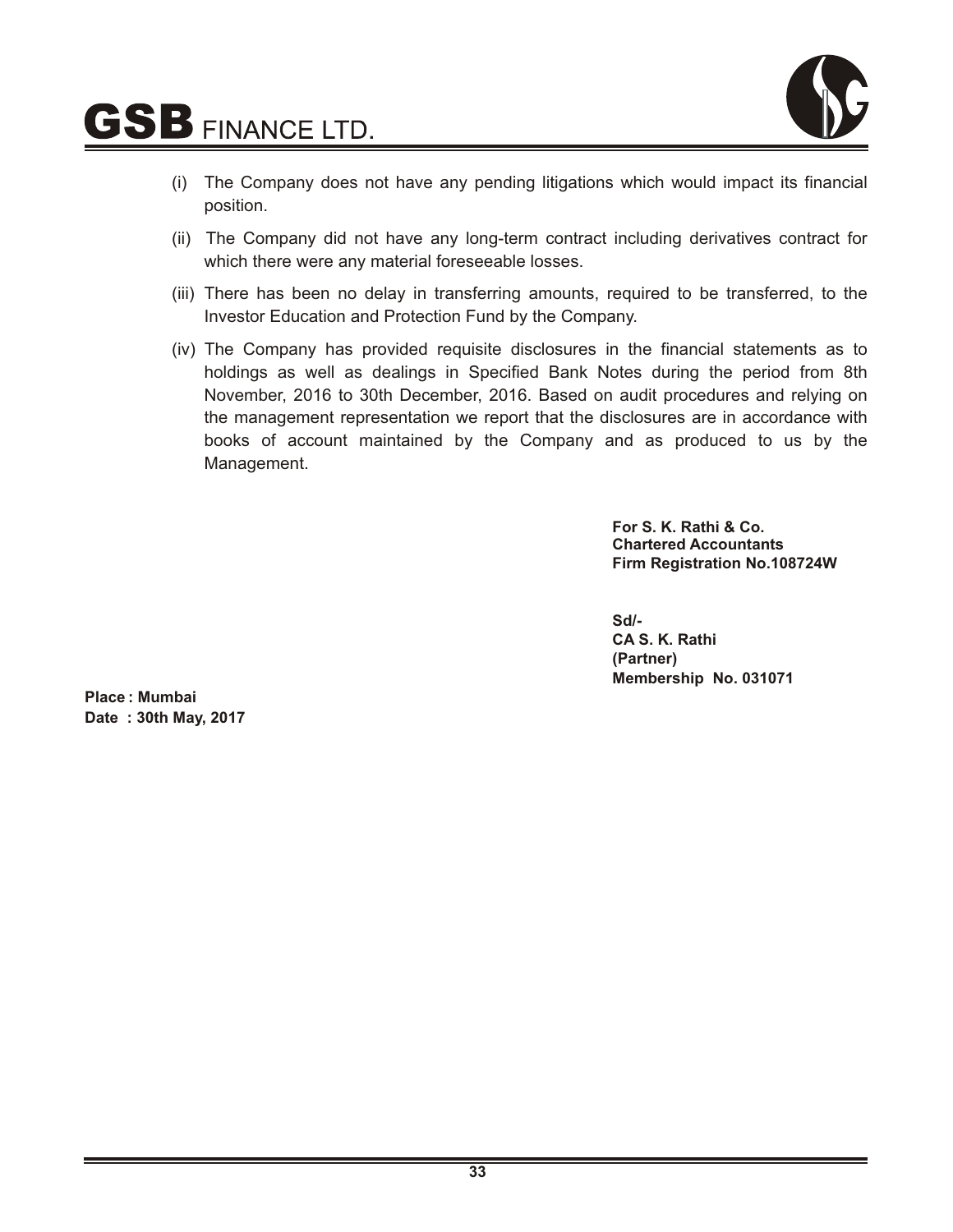(i) The Company does not have any pending litigations which would impact its financial position.

(ii) The Company did not have any long-term contract including derivatives contract for which there were any material foreseeable losses.

(iii) There has been no delay in transferring amounts, required to be transferred, to the Investor Education and Protection Fund by the Company.

(iv) The Company has provided requisite disclosures in the financial statements as to holdings as well as dealings in Specified Bank Notes during the period from 8th November, 2016 to 30th December, 2016. Based on audit procedures and relying on the management representation we report that the disclosures are in accordance with books of account maintained by the Company and as produced to us by the Management.

**For S. K. Rathi & Co.**
**Chartered Accountants**
**Firm Registration No.108724W**

**Sd/-**
**CA S. K. Rathi**
**(Partner)**
**Membership No. 031071**

**Place : Mumbai**
**Date : 30th May, 2017**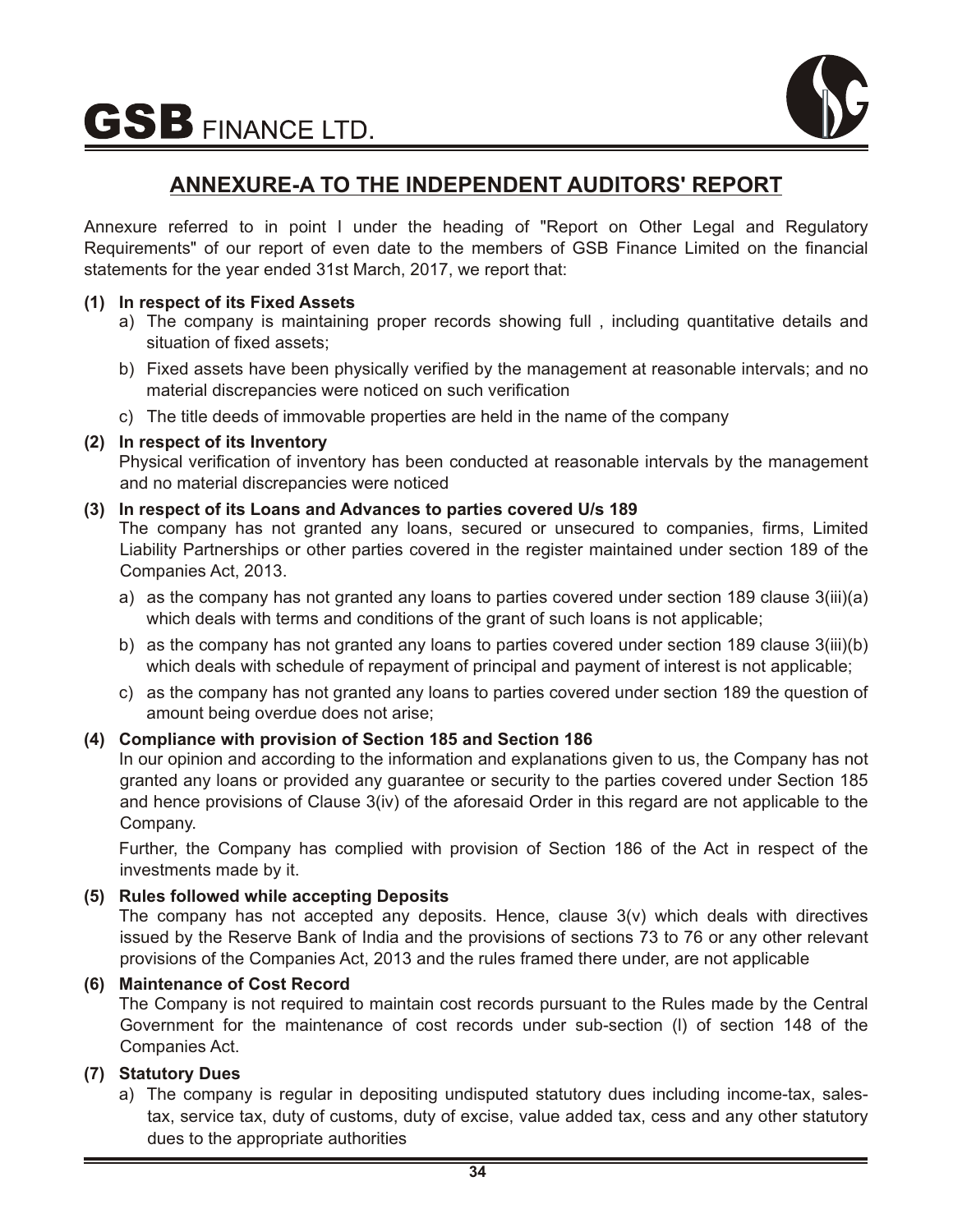## ANNEXURE-A TO THE INDEPENDENT AUDITORS' REPORT

Annexure referred to in point I under the heading of "Report on Other Legal and Regulatory Requirements" of our report of even date to the members of GSB Finance Limited on the financial statements for the year ended 31st March, 2017, we report that:

**(1) In respect of its Fixed Assets**

a) The company is maintaining proper records showing full , including quantitative details and situation of fixed assets;

b) Fixed assets have been physically verified by the management at reasonable intervals; and no material discrepancies were noticed on such verification

c) The title deeds of immovable properties are held in the name of the company

**(2) In respect of its Inventory**

Physical verification of inventory has been conducted at reasonable intervals by the management and no material discrepancies were noticed

**(3) In respect of its Loans and Advances to parties covered U/s 189**

The company has not granted any loans, secured or unsecured to companies, firms, Limited Liability Partnerships or other parties covered in the register maintained under section 189 of the Companies Act, 2013.

a) as the company has not granted any loans to parties covered under section 189 clause 3(iii)(a) which deals with terms and conditions of the grant of such loans is not applicable;

b) as the company has not granted any loans to parties covered under section 189 clause 3(iii)(b) which deals with schedule of repayment of principal and payment of interest is not applicable;

c) as the company has not granted any loans to parties covered under section 189 the question of amount being overdue does not arise;

**(4) Compliance with provision of Section 185 and Section 186**

In our opinion and according to the information and explanations given to us, the Company has not granted any loans or provided any guarantee or security to the parties covered under Section 185 and hence provisions of Clause 3(iv) of the aforesaid Order in this regard are not applicable to the Company.

Further, the Company has complied with provision of Section 186 of the Act in respect of the investments made by it.

**(5) Rules followed while accepting Deposits**

The company has not accepted any deposits. Hence, clause 3(v) which deals with directives issued by the Reserve Bank of India and the provisions of sections 73 to 76 or any other relevant provisions of the Companies Act, 2013 and the rules framed there under, are not applicable

**(6) Maintenance of Cost Record**

The Company is not required to maintain cost records pursuant to the Rules made by the Central Government for the maintenance of cost records under sub-section (l) of section 148 of the Companies Act.

**(7) Statutory Dues**

a) The company is regular in depositing undisputed statutory dues including income-tax, sales-tax, service tax, duty of customs, duty of excise, value added tax, cess and any other statutory dues to the appropriate authorities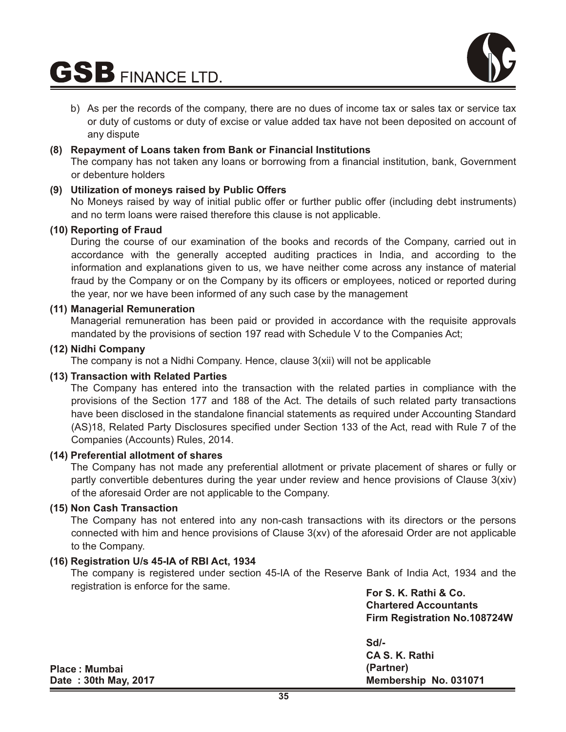b) As per the records of the company, there are no dues of income tax or sales tax or service tax or duty of customs or duty of excise or value added tax have not been deposited on account of any dispute

**(8) Repayment of Loans taken from Bank or Financial Institutions**

The company has not taken any loans or borrowing from a financial institution, bank, Government or debenture holders

**(9) Utilization of moneys raised by Public Offers**

No Moneys raised by way of initial public offer or further public offer (including debt instruments) and no term loans were raised therefore this clause is not applicable.

**(10) Reporting of Fraud**

During the course of our examination of the books and records of the Company, carried out in accordance with the generally accepted auditing practices in India, and according to the information and explanations given to us, we have neither come across any instance of material fraud by the Company or on the Company by its officers or employees, noticed or reported during the year, nor we have been informed of any such case by the management

**(11) Managerial Remuneration**

Managerial remuneration has been paid or provided in accordance with the requisite approvals mandated by the provisions of section 197 read with Schedule V to the Companies Act;

**(12) Nidhi Company**

The company is not a Nidhi Company. Hence, clause 3(xii) will not be applicable

**(13) Transaction with Related Parties**

The Company has entered into the transaction with the related parties in compliance with the provisions of the Section 177 and 188 of the Act. The details of such related party transactions have been disclosed in the standalone financial statements as required under Accounting Standard (AS)18, Related Party Disclosures specified under Section 133 of the Act, read with Rule 7 of the Companies (Accounts) Rules, 2014.

**(14) Preferential allotment of shares**

The Company has not made any preferential allotment or private placement of shares or fully or partly convertible debentures during the year under review and hence provisions of Clause 3(xiv) of the aforesaid Order are not applicable to the Company.

**(15) Non Cash Transaction**

The Company has not entered into any non-cash transactions with its directors or the persons connected with him and hence provisions of Clause 3(xv) of the aforesaid Order are not applicable to the Company.

**(16) Registration U/s 45-IA of RBI Act, 1934**

The company is registered under section 45-IA of the Reserve Bank of India Act, 1934 and the registration is enforce for the same.

**For S. K. Rathi & Co.**
**Chartered Accountants**
**Firm Registration No.108724W**

**Sd/-**
**CA S. K. Rathi**
**(Partner)**
**Membership No. 031071**

**Place : Mumbai**
**Date : 30th May, 2017**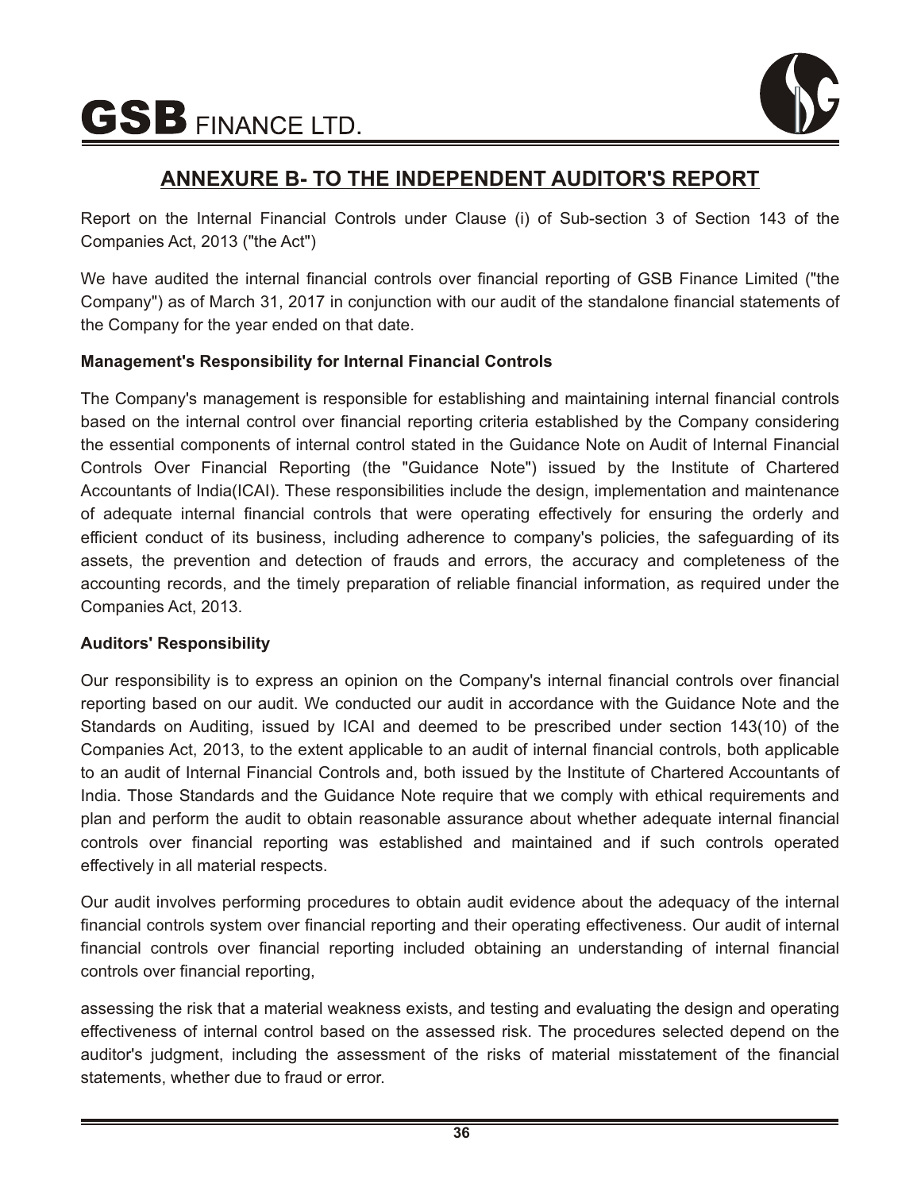## ANNEXURE B- TO THE INDEPENDENT AUDITOR'S REPORT

Report on the Internal Financial Controls under Clause (i) of Sub-section 3 of Section 143 of the Companies Act, 2013 ("the Act")

We have audited the internal financial controls over financial reporting of GSB Finance Limited ("the Company") as of March 31, 2017 in conjunction with our audit of the standalone financial statements of the Company for the year ended on that date.

**Management's Responsibility for Internal Financial Controls**

The Company's management is responsible for establishing and maintaining internal financial controls based on the internal control over financial reporting criteria established by the Company considering the essential components of internal control stated in the Guidance Note on Audit of Internal Financial Controls Over Financial Reporting (the "Guidance Note") issued by the Institute of Chartered Accountants of India(ICAI). These responsibilities include the design, implementation and maintenance of adequate internal financial controls that were operating effectively for ensuring the orderly and efficient conduct of its business, including adherence to company's policies, the safeguarding of its assets, the prevention and detection of frauds and errors, the accuracy and completeness of the accounting records, and the timely preparation of reliable financial information, as required under the Companies Act, 2013.

**Auditors' Responsibility**

Our responsibility is to express an opinion on the Company's internal financial controls over financial reporting based on our audit. We conducted our audit in accordance with the Guidance Note and the Standards on Auditing, issued by ICAI and deemed to be prescribed under section 143(10) of the Companies Act, 2013, to the extent applicable to an audit of internal financial controls, both applicable to an audit of Internal Financial Controls and, both issued by the Institute of Chartered Accountants of India. Those Standards and the Guidance Note require that we comply with ethical requirements and plan and perform the audit to obtain reasonable assurance about whether adequate internal financial controls over financial reporting was established and maintained and if such controls operated effectively in all material respects.

Our audit involves performing procedures to obtain audit evidence about the adequacy of the internal financial controls system over financial reporting and their operating effectiveness. Our audit of internal financial controls over financial reporting included obtaining an understanding of internal financial controls over financial reporting,

assessing the risk that a material weakness exists, and testing and evaluating the design and operating effectiveness of internal control based on the assessed risk. The procedures selected depend on the auditor's judgment, including the assessment of the risks of material misstatement of the financial statements, whether due to fraud or error.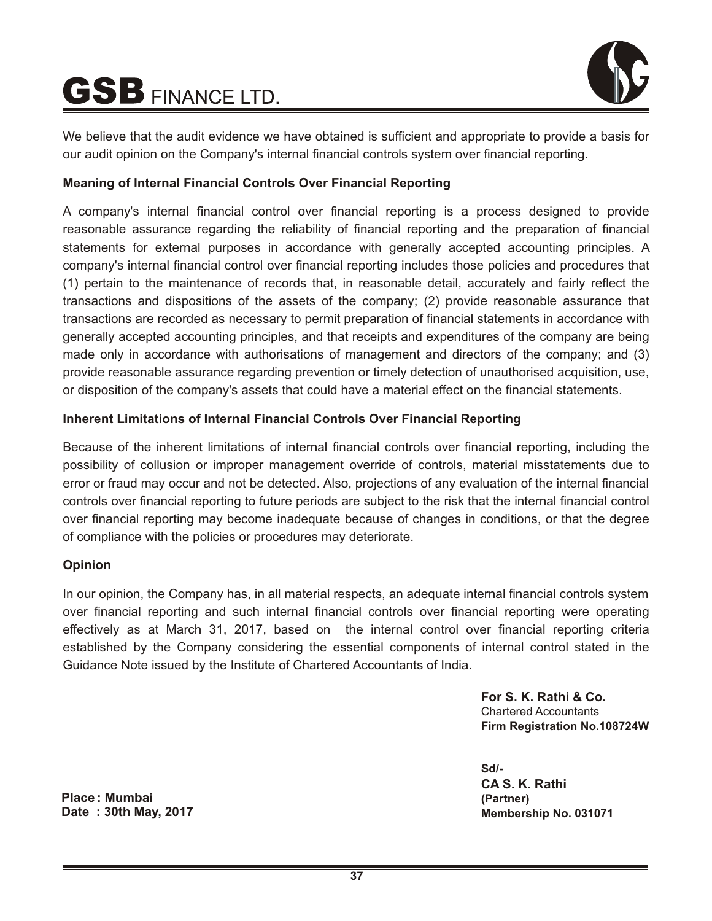We believe that the audit evidence we have obtained is sufficient and appropriate to provide a basis for our audit opinion on the Company's internal financial controls system over financial reporting.

**Meaning of Internal Financial Controls Over Financial Reporting**

A company's internal financial control over financial reporting is a process designed to provide reasonable assurance regarding the reliability of financial reporting and the preparation of financial statements for external purposes in accordance with generally accepted accounting principles. A company's internal financial control over financial reporting includes those policies and procedures that (1) pertain to the maintenance of records that, in reasonable detail, accurately and fairly reflect the transactions and dispositions of the assets of the company; (2) provide reasonable assurance that transactions are recorded as necessary to permit preparation of financial statements in accordance with generally accepted accounting principles, and that receipts and expenditures of the company are being made only in accordance with authorisations of management and directors of the company; and (3) provide reasonable assurance regarding prevention or timely detection of unauthorised acquisition, use, or disposition of the company's assets that could have a material effect on the financial statements.

**Inherent Limitations of Internal Financial Controls Over Financial Reporting**

Because of the inherent limitations of internal financial controls over financial reporting, including the possibility of collusion or improper management override of controls, material misstatements due to error or fraud may occur and not be detected. Also, projections of any evaluation of the internal financial controls over financial reporting to future periods are subject to the risk that the internal financial control over financial reporting may become inadequate because of changes in conditions, or that the degree of compliance with the policies or procedures may deteriorate.

**Opinion**

In our opinion, the Company has, in all material respects, an adequate internal financial controls system over financial reporting and such internal financial controls over financial reporting were operating effectively as at March 31, 2017, based on the internal control over financial reporting criteria established by the Company considering the essential components of internal control stated in the Guidance Note issued by the Institute of Chartered Accountants of India.

**For S. K. Rathi & Co.**
Chartered Accountants
**Firm Registration No.108724W**

**Sd/-**
**CA S. K. Rathi**
**(Partner)**
**Membership No. 031071**

**Place : Mumbai**
**Date : 30th May, 2017**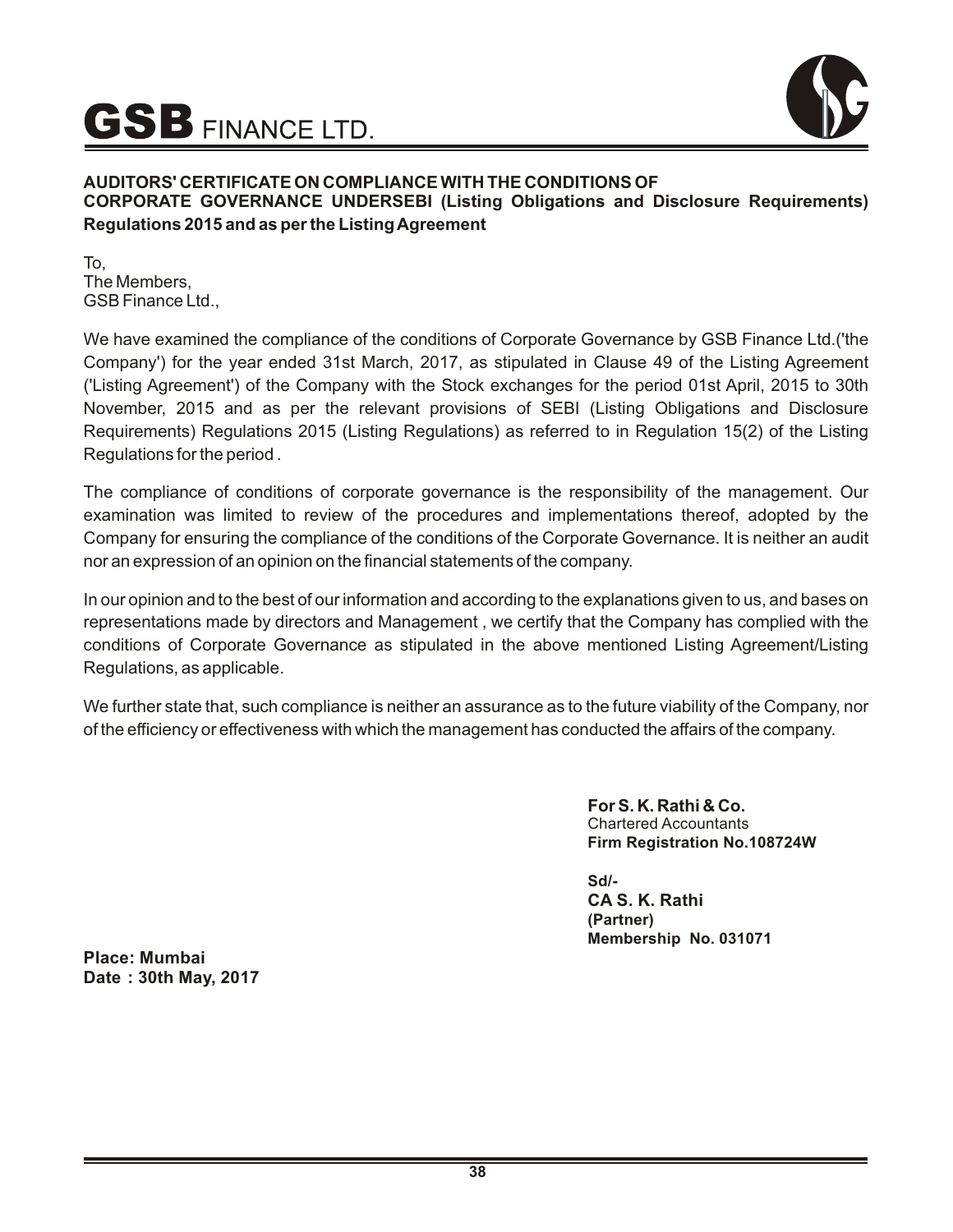**AUDITORS' CERTIFICATE ON COMPLIANCE WITH THE CONDITIONS OF CORPORATE GOVERNANCE UNDERSEBI (Listing Obligations and Disclosure Requirements) Regulations 2015 and as per the Listing Agreement**

To,
The Members,
GSB Finance Ltd.,

We have examined the compliance of the conditions of Corporate Governance by GSB Finance Ltd.('the Company') for the year ended 31st March, 2017, as stipulated in Clause 49 of the Listing Agreement ('Listing Agreement') of the Company with the Stock exchanges for the period 01st April, 2015 to 30th November, 2015 and as per the relevant provisions of SEBI (Listing Obligations and Disclosure Requirements) Regulations 2015 (Listing Regulations) as referred to in Regulation 15(2) of the Listing Regulations for the period .

The compliance of conditions of corporate governance is the responsibility of the management. Our examination was limited to review of the procedures and implementations thereof, adopted by the Company for ensuring the compliance of the conditions of the Corporate Governance. It is neither an audit nor an expression of an opinion on the financial statements of the company.

In our opinion and to the best of our information and according to the explanations given to us, and bases on representations made by directors and Management , we certify that the Company has complied with the conditions of Corporate Governance as stipulated in the above mentioned Listing Agreement/Listing Regulations, as applicable.

We further state that, such compliance is neither an assurance as to the future viability of the Company, nor of the efficiency or effectiveness with which the management has conducted the affairs of the company.

**For S. K. Rathi & Co.**
Chartered Accountants
**Firm Registration No.108724W**

**Sd/-**
**CA S. K. Rathi**
**(Partner)**
**Membership No. 031071**

**Place: Mumbai**
**Date : 30th May, 2017**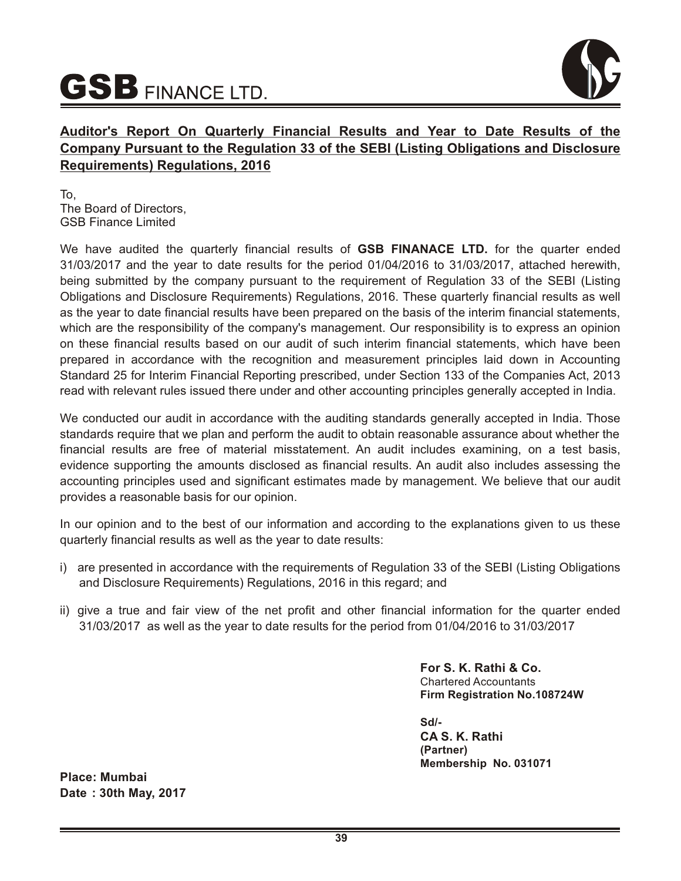## Auditor's Report On Quarterly Financial Results and Year to Date Results of the Company Pursuant to the Regulation 33 of the SEBI (Listing Obligations and Disclosure Requirements) Regulations, 2016

To,
The Board of Directors,
GSB Finance Limited

We have audited the quarterly financial results of **GSB FINANACE LTD.** for the quarter ended 31/03/2017 and the year to date results for the period 01/04/2016 to 31/03/2017, attached herewith, being submitted by the company pursuant to the requirement of Regulation 33 of the SEBI (Listing Obligations and Disclosure Requirements) Regulations, 2016. These quarterly financial results as well as the year to date financial results have been prepared on the basis of the interim financial statements, which are the responsibility of the company's management. Our responsibility is to express an opinion on these financial results based on our audit of such interim financial statements, which have been prepared in accordance with the recognition and measurement principles laid down in Accounting Standard 25 for Interim Financial Reporting prescribed, under Section 133 of the Companies Act, 2013 read with relevant rules issued there under and other accounting principles generally accepted in India.

We conducted our audit in accordance with the auditing standards generally accepted in India. Those standards require that we plan and perform the audit to obtain reasonable assurance about whether the financial results are free of material misstatement. An audit includes examining, on a test basis, evidence supporting the amounts disclosed as financial results. An audit also includes assessing the accounting principles used and significant estimates made by management. We believe that our audit provides a reasonable basis for our opinion.

In our opinion and to the best of our information and according to the explanations given to us these quarterly financial results as well as the year to date results:

i) are presented in accordance with the requirements of Regulation 33 of the SEBI (Listing Obligations and Disclosure Requirements) Regulations, 2016 in this regard; and

ii) give a true and fair view of the net profit and other financial information for the quarter ended 31/03/2017 as well as the year to date results for the period from 01/04/2016 to 31/03/2017

**For S. K. Rathi & Co.**
Chartered Accountants
**Firm Registration No.108724W**

**Sd/-**
**CA S. K. Rathi**
**(Partner)**
**Membership No. 031071**

**Place: Mumbai**
**Date : 30th May, 2017**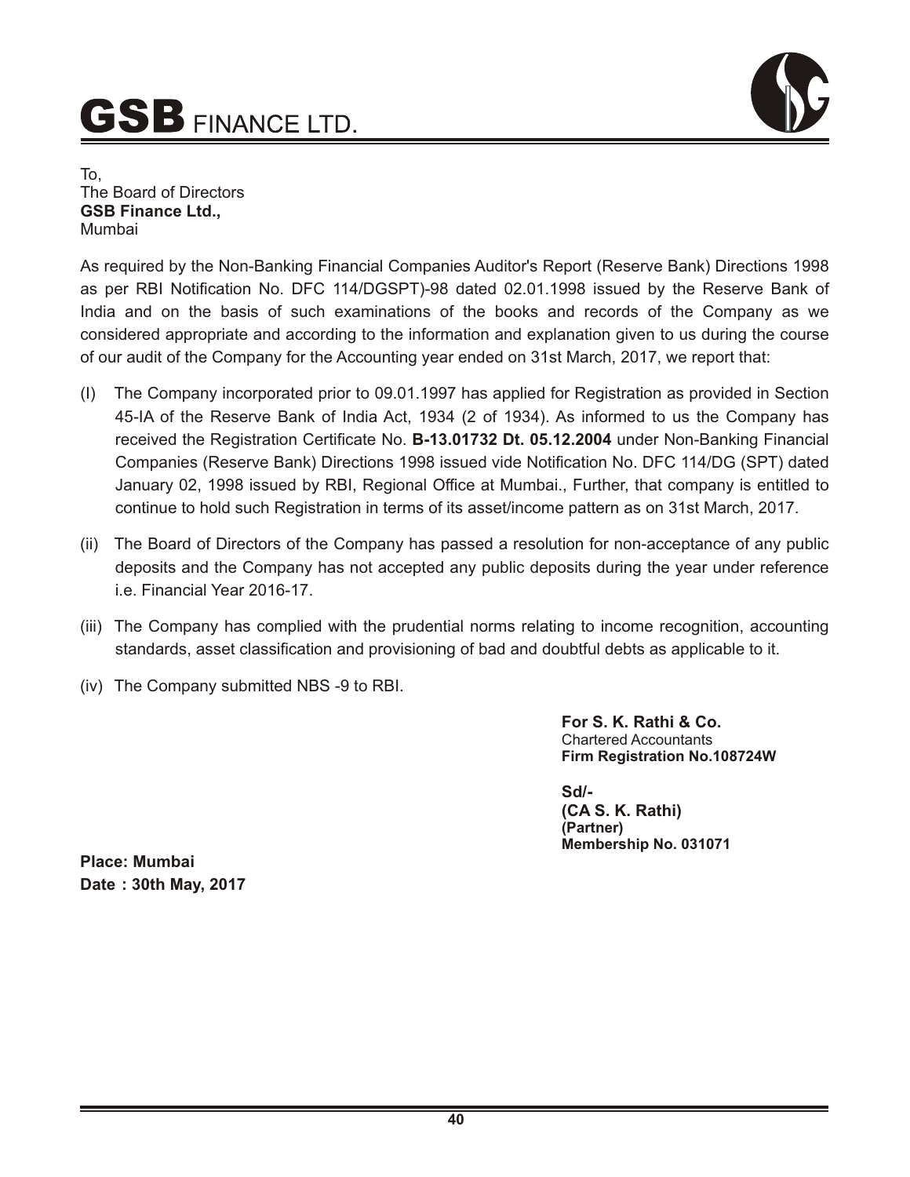To,
The Board of Directors
**GSB Finance Ltd.,**
Mumbai

As required by the Non-Banking Financial Companies Auditor's Report (Reserve Bank) Directions 1998 as per RBI Notification No. DFC 114/DGSPT)-98 dated 02.01.1998 issued by the Reserve Bank of India and on the basis of such examinations of the books and records of the Company as we considered appropriate and according to the information and explanation given to us during the course of our audit of the Company for the Accounting year ended on 31st March, 2017, we report that:

(I) The Company incorporated prior to 09.01.1997 has applied for Registration as provided in Section 45-IA of the Reserve Bank of India Act, 1934 (2 of 1934). As informed to us the Company has received the Registration Certificate No. **B-13.01732 Dt. 05.12.2004** under Non-Banking Financial Companies (Reserve Bank) Directions 1998 issued vide Notification No. DFC 114/DG (SPT) dated January 02, 1998 issued by RBI, Regional Office at Mumbai., Further, that company is entitled to continue to hold such Registration in terms of its asset/income pattern as on 31st March, 2017.

(ii) The Board of Directors of the Company has passed a resolution for non-acceptance of any public deposits and the Company has not accepted any public deposits during the year under reference i.e. Financial Year 2016-17.

(iii) The Company has complied with the prudential norms relating to income recognition, accounting standards, asset classification and provisioning of bad and doubtful debts as applicable to it.

(iv) The Company submitted NBS -9 to RBI.

**For S. K. Rathi & Co.**
Chartered Accountants
**Firm Registration No.108724W**

**Sd/-**
**(CA S. K. Rathi)**
**(Partner)**
**Membership No. 031071**

**Place: Mumbai**
**Date : 30th May, 2017**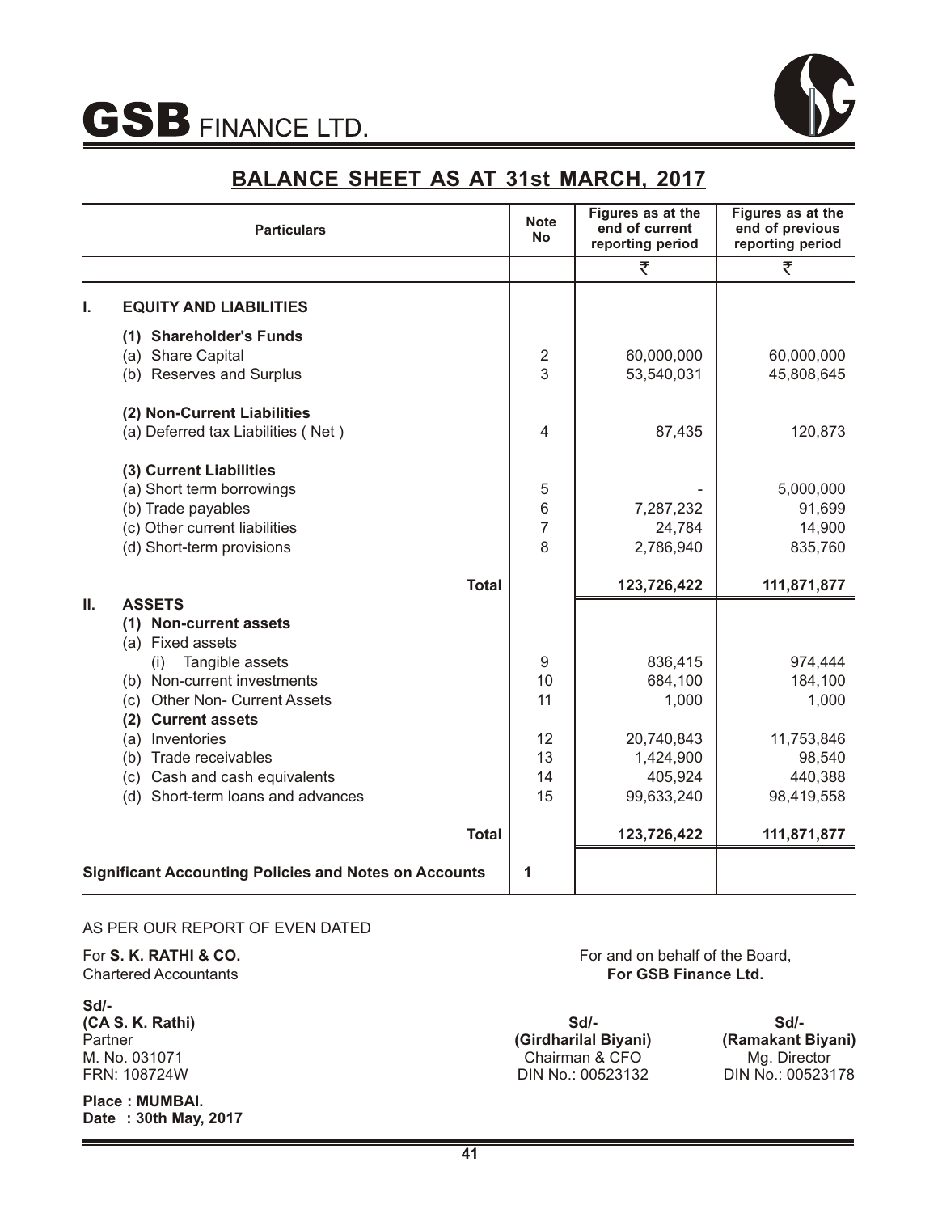# GSB FINANCE LTD.

## BALANCE SHEET AS AT 31st MARCH, 2017

| Particulars | Note No | Figures as at the end of current reporting period | Figures as at the end of previous reporting period |
|---|---|---|---|
| | | ₹ | ₹ |
| **I. EQUITY AND LIABILITIES** | | | |
| **(1) Shareholder's Funds** | | | |
| (a) Share Capital | 2 | 60,000,000 | 60,000,000 |
| (b) Reserves and Surplus | 3 | 53,540,031 | 45,808,645 |
| **(2) Non-Current Liabilities** | | | |
| (a) Deferred tax Liabilities ( Net ) | 4 | 87,435 | 120,873 |
| **(3) Current Liabilities** | | | |
| (a) Short term borrowings | 5 | - | 5,000,000 |
| (b) Trade payables | 6 | 7,287,232 | 91,699 |
| (c) Other current liabilities | 7 | 24,784 | 14,900 |
| (d) Short-term provisions | 8 | 2,786,940 | 835,760 |
| **Total** | | **123,726,422** | **111,871,877** |
| **II. ASSETS** | | | |
| **(1) Non-current assets** | | | |
| (a) Fixed assets | | | |
| (i) Tangible assets | 9 | 836,415 | 974,444 |
| (b) Non-current investments | 10 | 684,100 | 184,100 |
| (c) Other Non- Current Assets | 11 | 1,000 | 1,000 |
| **(2) Current assets** | | | |
| (a) Inventories | 12 | 20,740,843 | 11,753,846 |
| (b) Trade receivables | 13 | 1,424,900 | 98,540 |
| (c) Cash and cash equivalents | 14 | 405,924 | 440,388 |
| (d) Short-term loans and advances | 15 | 99,633,240 | 98,419,558 |
| **Total** | | **123,726,422** | **111,871,877** |
| **Significant Accounting Policies and Notes on Accounts** | **1** | | |

AS PER OUR REPORT OF EVEN DATED

For **S. K. RATHI & CO.**
Chartered Accountants

**Sd/-**
**(CA S. K. Rathi)**
Partner
M. No. 031071
FRN: 108724W

**Place : MUMBAI.**
**Date : 30th May, 2017**

For and on behalf of the Board,
**For GSB Finance Ltd.**

**Sd/-**
**(Girdharilal Biyani)**
Chairman & CFO
DIN No.: 00523132

**Sd/-**
**(Ramakant Biyani)**
Mg. Director
DIN No.: 00523178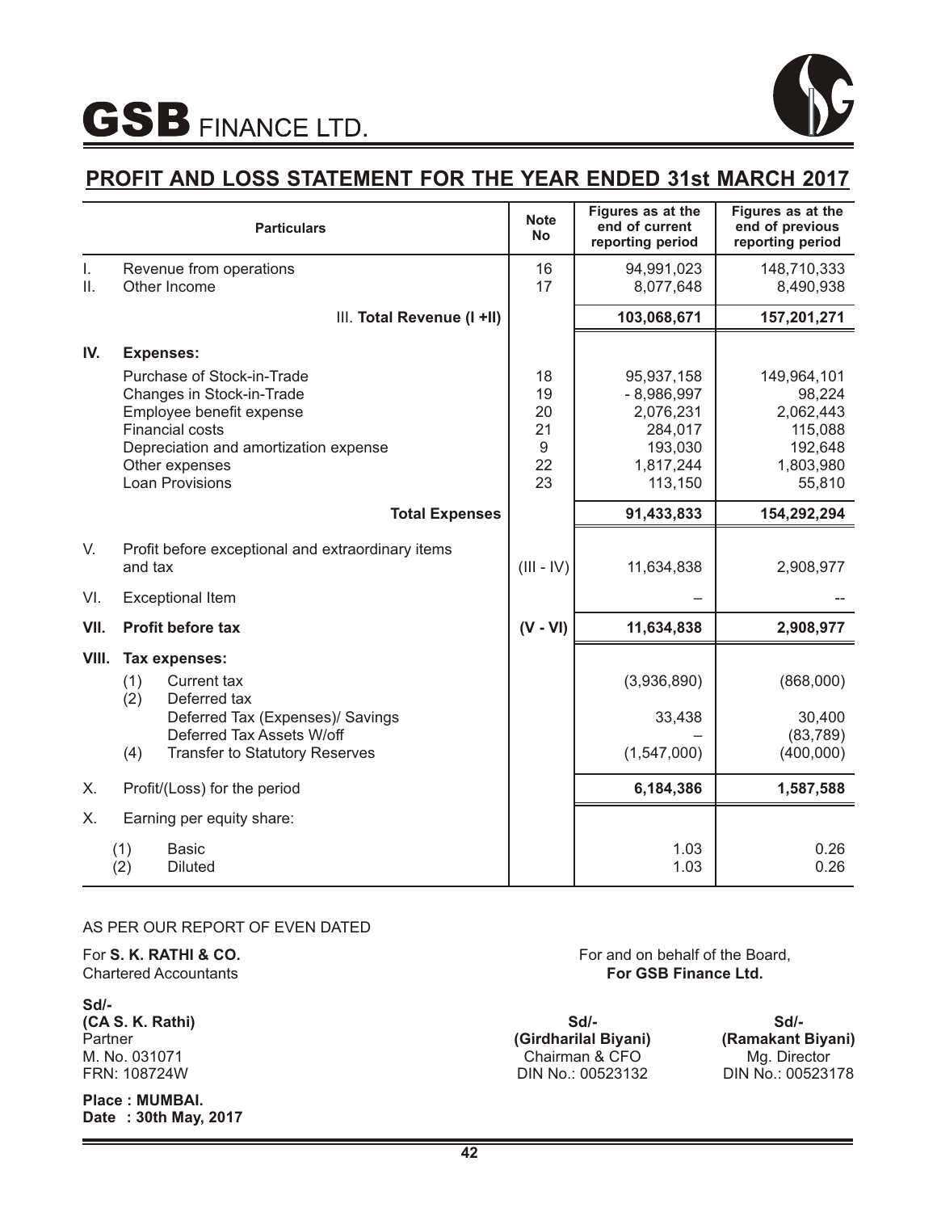# GSB FINANCE LTD.

## PROFIT AND LOSS STATEMENT FOR THE YEAR ENDED 31st MARCH 2017

| | Particulars | Note No | Figures as at the end of current reporting period | Figures as at the end of previous reporting period |
|---|---|---|---|---|
| I. | Revenue from operations | 16 | 94,991,023 | 148,710,333 |
| II. | Other Income | 17 | 8,077,648 | 8,490,938 |
| | III. **Total Revenue (I +II)** | | **103,068,671** | **157,201,271** |
| **IV.** | **Expenses:** | | | |
| | Purchase of Stock-in-Trade | 18 | 95,937,158 | 149,964,101 |
| | Changes in Stock-in-Trade | 19 | - 8,986,997 | 98,224 |
| | Employee benefit expense | 20 | 2,076,231 | 2,062,443 |
| | Financial costs | 21 | 284,017 | 115,088 |
| | Depreciation and amortization expense | 9 | 193,030 | 192,648 |
| | Other expenses | 22 | 1,817,244 | 1,803,980 |
| | Loan Provisions | 23 | 113,150 | 55,810 |
| | **Total Expenses** | | **91,433,833** | **154,292,294** |
| V. | Profit before exceptional and extraordinary items and tax | (III - IV) | 11,634,838 | 2,908,977 |
| VI. | Exceptional Item | | – | -- |
| **VII.** | **Profit before tax** | **(V - VI)** | **11,634,838** | **2,908,977** |
| **VIII.** | **Tax expenses:** | | | |
| | (1) Current tax | | (3,936,890) | (868,000) |
| | (2) Deferred tax | | | |
| | Deferred Tax (Expenses)/ Savings | | 33,438 | 30,400 |
| | Deferred Tax Assets W/off | | – | (83,789) |
| | (4) Transfer to Statutory Reserves | | (1,547,000) | (400,000) |
| X. | Profit/(Loss) for the period | | **6,184,386** | **1,587,588** |
| X. | Earning per equity share: | | | |
| | (1) Basic | | 1.03 | 0.26 |
| | (2) Diluted | | 1.03 | 0.26 |

AS PER OUR REPORT OF EVEN DATED

For **S. K. RATHI & CO.**
Chartered Accountants

**Sd/-**
**(CA S. K. Rathi)**
Partner
M. No. 031071
FRN: 108724W

**Place : MUMBAI.**
**Date : 30th May, 2017**

For and on behalf of the Board,
**For GSB Finance Ltd.**

**Sd/-**
**(Girdharilal Biyani)**
Chairman & CFO
DIN No.: 00523132

**Sd/-**
**(Ramakant Biyani)**
Mg. Director
DIN No.: 00523178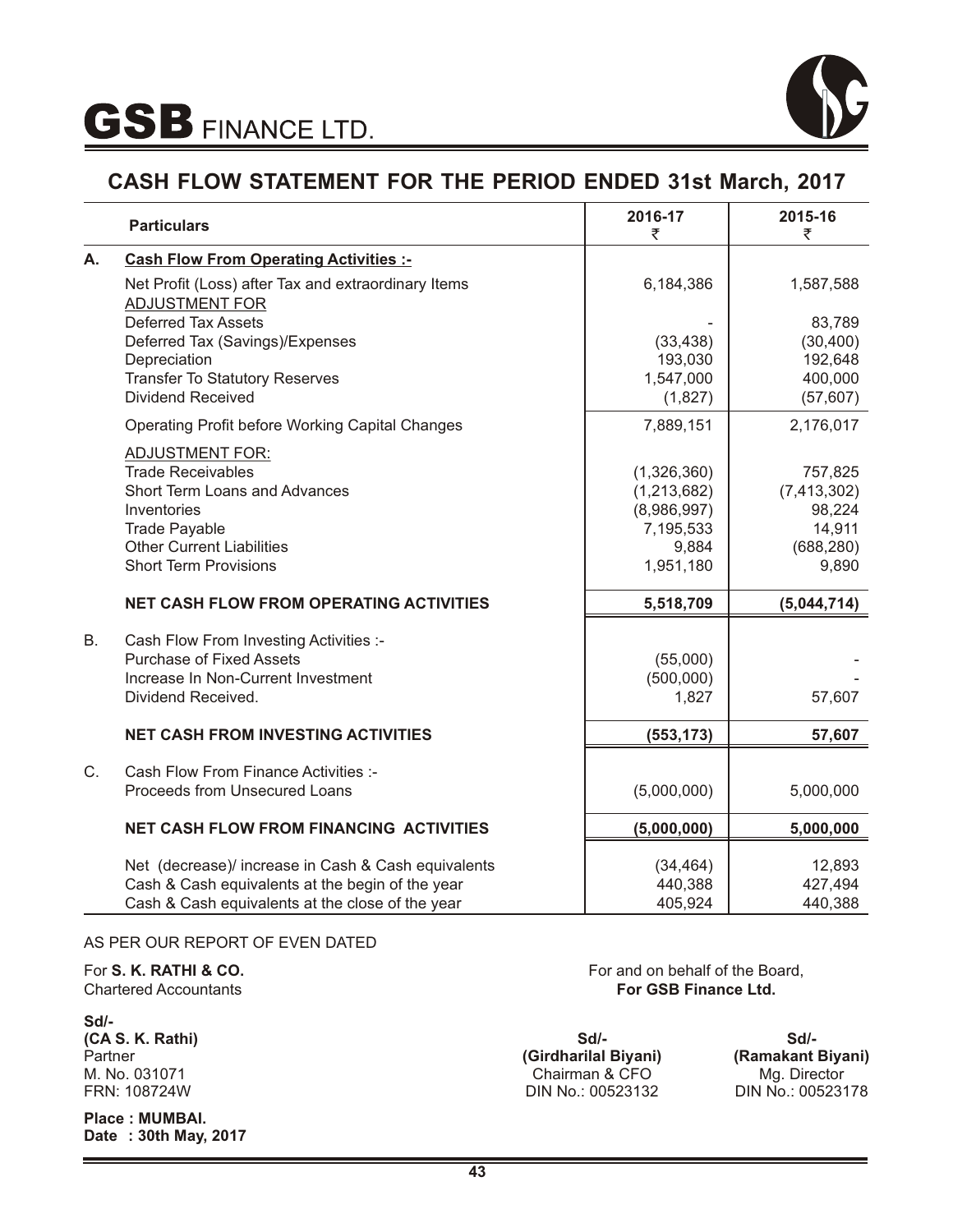# GSB FINANCE LTD.

## CASH FLOW STATEMENT FOR THE PERIOD ENDED 31st March, 2017

| | Particulars | 2016-17 ₹ | 2015-16 ₹ |
|---|---|---|---|
| A. | **Cash Flow From Operating Activities :-** | | |
| | Net Profit (Loss) after Tax and extraordinary Items | 6,184,386 | 1,587,588 |
| | ADJUSTMENT FOR | | |
| | Deferred Tax Assets | - | 83,789 |
| | Deferred Tax (Savings)/Expenses | (33,438) | (30,400) |
| | Depreciation | 193,030 | 192,648 |
| | Transfer To Statutory Reserves | 1,547,000 | 400,000 |
| | Dividend Received | (1,827) | (57,607) |
| | Operating Profit before Working Capital Changes | 7,889,151 | 2,176,017 |
| | ADJUSTMENT FOR: | | |
| | Trade Receivables | (1,326,360) | 757,825 |
| | Short Term Loans and Advances | (1,213,682) | (7,413,302) |
| | Inventories | (8,986,997) | 98,224 |
| | Trade Payable | 7,195,533 | 14,911 |
| | Other Current Liabilities | 9,884 | (688,280) |
| | Short Term Provisions | 1,951,180 | 9,890 |
| | **NET CASH FLOW FROM OPERATING ACTIVITIES** | **5,518,709** | **(5,044,714)** |
| B. | Cash Flow From Investing Activities :- | | |
| | Purchase of Fixed Assets | (55,000) | - |
| | Increase In Non-Current Investment | (500,000) | - |
| | Dividend Received. | 1,827 | 57,607 |
| | **NET CASH FROM INVESTING ACTIVITIES** | **(553,173)** | **57,607** |
| C. | Cash Flow From Finance Activities :- | | |
| | Proceeds from Unsecured Loans | (5,000,000) | 5,000,000 |
| | **NET CASH FLOW FROM FINANCING ACTIVITIES** | **(5,000,000)** | **5,000,000** |
| | Net (decrease)/ increase in Cash & Cash equivalents | (34,464) | 12,893 |
| | Cash & Cash equivalents at the begin of the year | 440,388 | 427,494 |
| | Cash & Cash equivalents at the close of the year | 405,924 | 440,388 |

AS PER OUR REPORT OF EVEN DATED

For **S. K. RATHI & CO.**
Chartered Accountants

**Sd/-**
**(CA S. K. Rathi)**
Partner
M. No. 031071
FRN: 108724W

**Place : MUMBAI.**
**Date : 30th May, 2017**

For and on behalf of the Board,
**For GSB Finance Ltd.**

**Sd/-**
**(Girdharilal Biyani)**
Chairman & CFO
DIN No.: 00523132

**Sd/-**
**(Ramakant Biyani)**
Mg. Director
DIN No.: 00523178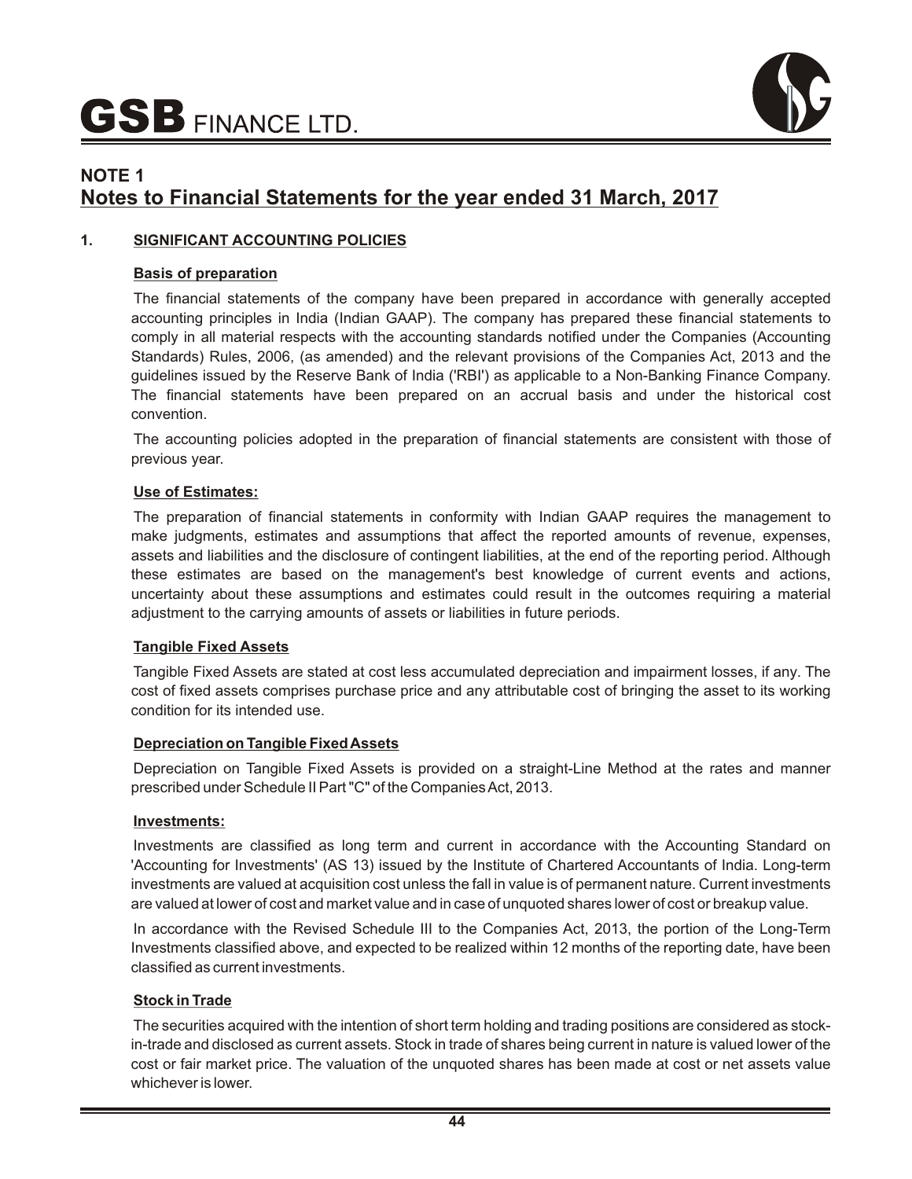## NOTE 1

## Notes to Financial Statements for the year ended 31 March, 2017

### 1. SIGNIFICANT ACCOUNTING POLICIES

**Basis of preparation**

The financial statements of the company have been prepared in accordance with generally accepted accounting principles in India (Indian GAAP). The company has prepared these financial statements to comply in all material respects with the accounting standards notified under the Companies (Accounting Standards) Rules, 2006, (as amended) and the relevant provisions of the Companies Act, 2013 and the guidelines issued by the Reserve Bank of India ('RBI') as applicable to a Non-Banking Finance Company. The financial statements have been prepared on an accrual basis and under the historical cost convention.

The accounting policies adopted in the preparation of financial statements are consistent with those of previous year.

**Use of Estimates:**

The preparation of financial statements in conformity with Indian GAAP requires the management to make judgments, estimates and assumptions that affect the reported amounts of revenue, expenses, assets and liabilities and the disclosure of contingent liabilities, at the end of the reporting period. Although these estimates are based on the management's best knowledge of current events and actions, uncertainty about these assumptions and estimates could result in the outcomes requiring a material adjustment to the carrying amounts of assets or liabilities in future periods.

**Tangible Fixed Assets**

Tangible Fixed Assets are stated at cost less accumulated depreciation and impairment losses, if any. The cost of fixed assets comprises purchase price and any attributable cost of bringing the asset to its working condition for its intended use.

**Depreciation on Tangible Fixed Assets**

Depreciation on Tangible Fixed Assets is provided on a straight-Line Method at the rates and manner prescribed under Schedule II Part "C" of the Companies Act, 2013.

**Investments:**

Investments are classified as long term and current in accordance with the Accounting Standard on 'Accounting for Investments' (AS 13) issued by the Institute of Chartered Accountants of India. Long-term investments are valued at acquisition cost unless the fall in value is of permanent nature. Current investments are valued at lower of cost and market value and in case of unquoted shares lower of cost or breakup value.

In accordance with the Revised Schedule III to the Companies Act, 2013, the portion of the Long-Term Investments classified above, and expected to be realized within 12 months of the reporting date, have been classified as current investments.

**Stock in Trade**

The securities acquired with the intention of short term holding and trading positions are considered as stock-in-trade and disclosed as current assets. Stock in trade of shares being current in nature is valued lower of the cost or fair market price. The valuation of the unquoted shares has been made at cost or net assets value whichever is lower.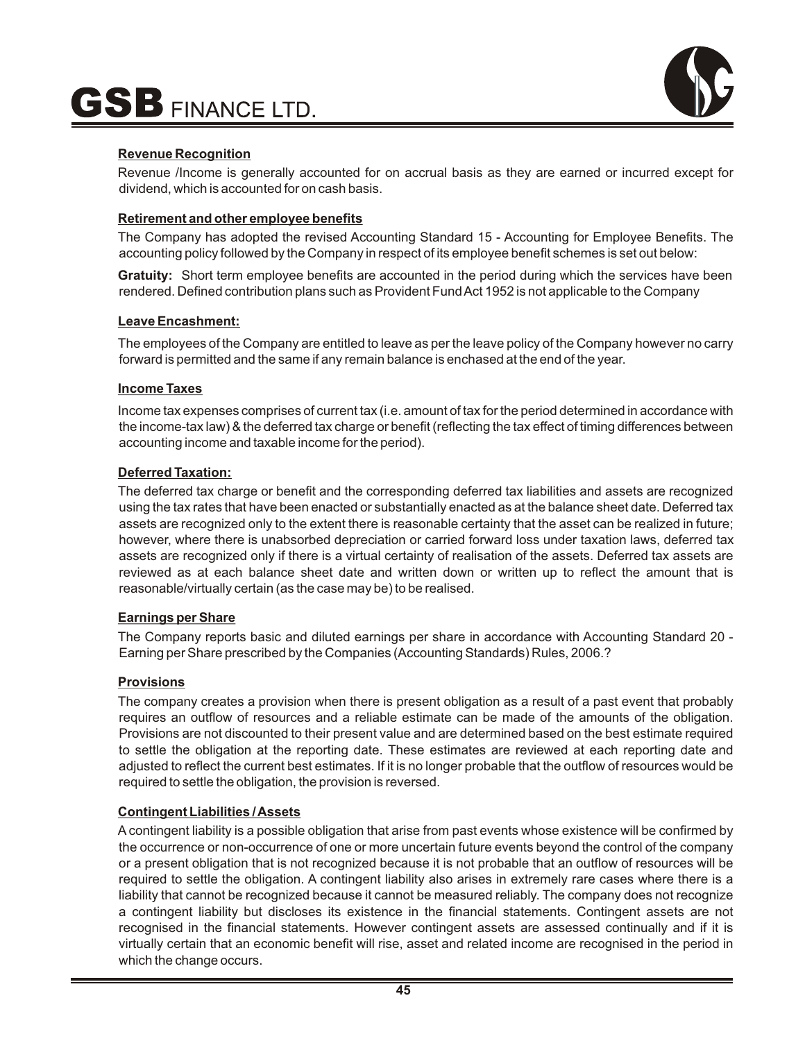**Revenue Recognition**

Revenue /Income is generally accounted for on accrual basis as they are earned or incurred except for dividend, which is accounted for on cash basis.

**Retirement and other employee benefits**

The Company has adopted the revised Accounting Standard 15 - Accounting for Employee Benefits. The accounting policy followed by the Company in respect of its employee benefit schemes is set out below:

**Gratuity:** Short term employee benefits are accounted in the period during which the services have been rendered. Defined contribution plans such as Provident Fund Act 1952 is not applicable to the Company

**Leave Encashment:**

The employees of the Company are entitled to leave as per the leave policy of the Company however no carry forward is permitted and the same if any remain balance is enchased at the end of the year.

**Income Taxes**

Income tax expenses comprises of current tax (i.e. amount of tax for the period determined in accordance with the income-tax law) & the deferred tax charge or benefit (reflecting the tax effect of timing differences between accounting income and taxable income for the period).

**Deferred Taxation:**

The deferred tax charge or benefit and the corresponding deferred tax liabilities and assets are recognized using the tax rates that have been enacted or substantially enacted as at the balance sheet date. Deferred tax assets are recognized only to the extent there is reasonable certainty that the asset can be realized in future; however, where there is unabsorbed depreciation or carried forward loss under taxation laws, deferred tax assets are recognized only if there is a virtual certainty of realisation of the assets. Deferred tax assets are reviewed as at each balance sheet date and written down or written up to reflect the amount that is reasonable/virtually certain (as the case may be) to be realised.

**Earnings per Share**

The Company reports basic and diluted earnings per share in accordance with Accounting Standard 20 - Earning per Share prescribed by the Companies (Accounting Standards) Rules, 2006.?

**Provisions**

The company creates a provision when there is present obligation as a result of a past event that probably requires an outflow of resources and a reliable estimate can be made of the amounts of the obligation. Provisions are not discounted to their present value and are determined based on the best estimate required to settle the obligation at the reporting date. These estimates are reviewed at each reporting date and adjusted to reflect the current best estimates. If it is no longer probable that the outflow of resources would be required to settle the obligation, the provision is reversed.

**Contingent Liabilities / Assets**

A contingent liability is a possible obligation that arise from past events whose existence will be confirmed by the occurrence or non-occurrence of one or more uncertain future events beyond the control of the company or a present obligation that is not recognized because it is not probable that an outflow of resources will be required to settle the obligation. A contingent liability also arises in extremely rare cases where there is a liability that cannot be recognized because it cannot be measured reliably. The company does not recognize a contingent liability but discloses its existence in the financial statements. Contingent assets are not recognised in the financial statements. However contingent assets are assessed continually and if it is virtually certain that an economic benefit will rise, asset and related income are recognised in the period in which the change occurs.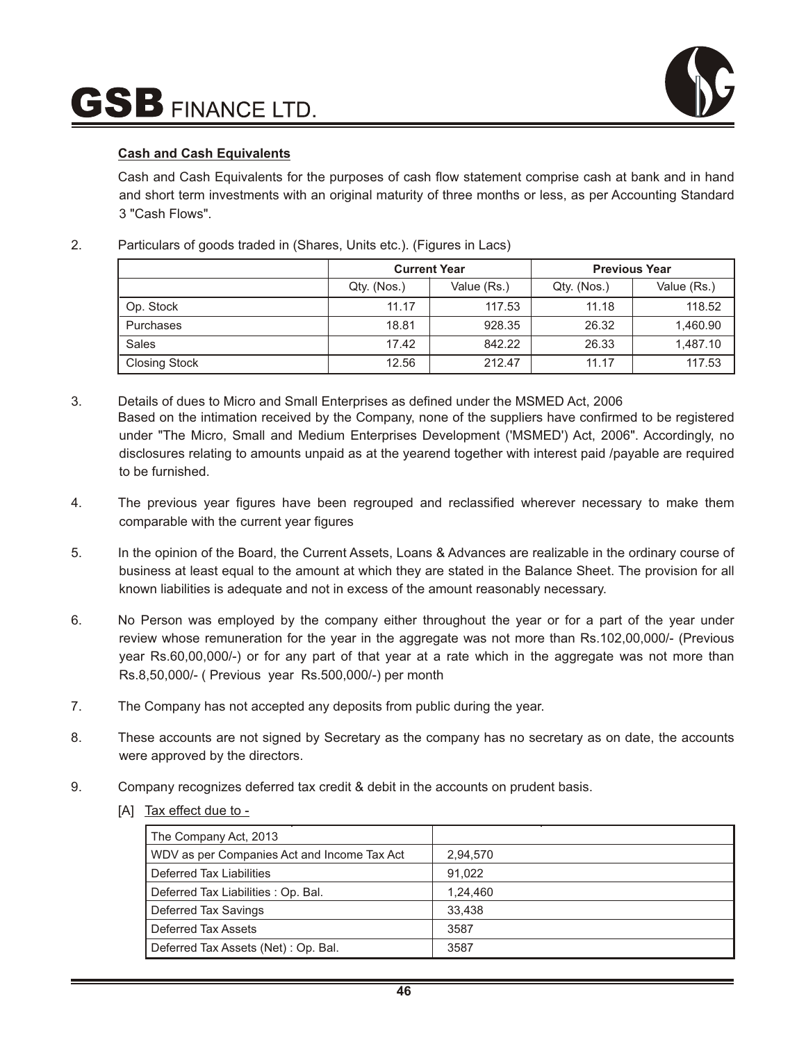**Cash and Cash Equivalents**

Cash and Cash Equivalents for the purposes of cash flow statement comprise cash at bank and in hand and short term investments with an original maturity of three months or less, as per Accounting Standard 3 "Cash Flows".

2. Particulars of goods traded in (Shares, Units etc.). (Figures in Lacs)

| | Current Year | | Previous Year | |
|---|---|---|---|---|
| | Qty. (Nos.) | Value (Rs.) | Qty. (Nos.) | Value (Rs.) |
| Op. Stock | 11.17 | 117.53 | 11.18 | 118.52 |
| Purchases | 18.81 | 928.35 | 26.32 | 1,460.90 |
| Sales | 17.42 | 842.22 | 26.33 | 1,487.10 |
| Closing Stock | 12.56 | 212.47 | 11.17 | 117.53 |

3. Details of dues to Micro and Small Enterprises as defined under the MSMED Act, 2006
Based on the intimation received by the Company, none of the suppliers have confirmed to be registered under "The Micro, Small and Medium Enterprises Development ('MSMED') Act, 2006". Accordingly, no disclosures relating to amounts unpaid as at the yearend together with interest paid /payable are required to be furnished.

4. The previous year figures have been regrouped and reclassified wherever necessary to make them comparable with the current year figures

5. In the opinion of the Board, the Current Assets, Loans & Advances are realizable in the ordinary course of business at least equal to the amount at which they are stated in the Balance Sheet. The provision for all known liabilities is adequate and not in excess of the amount reasonably necessary.

6. No Person was employed by the company either throughout the year or for a part of the year under review whose remuneration for the year in the aggregate was not more than Rs.102,00,000/- (Previous year Rs.60,00,000/-) or for any part of that year at a rate which in the aggregate was not more than Rs.8,50,000/- ( Previous year Rs.500,000/-) per month

7. The Company has not accepted any deposits from public during the year.

8. These accounts are not signed by Secretary as the company has no secretary as on date, the accounts were approved by the directors.

9. Company recognizes deferred tax credit & debit in the accounts on prudent basis.

[A] Tax effect due to -

| The Company Act, 2013 | |
|---|---|
| WDV as per Companies Act and Income Tax Act | 2,94,570 |
| Deferred Tax Liabilities | 91,022 |
| Deferred Tax Liabilities : Op. Bal. | 1,24,460 |
| Deferred Tax Savings | 33,438 |
| Deferred Tax Assets | 3587 |
| Deferred Tax Assets (Net) : Op. Bal. | 3587 |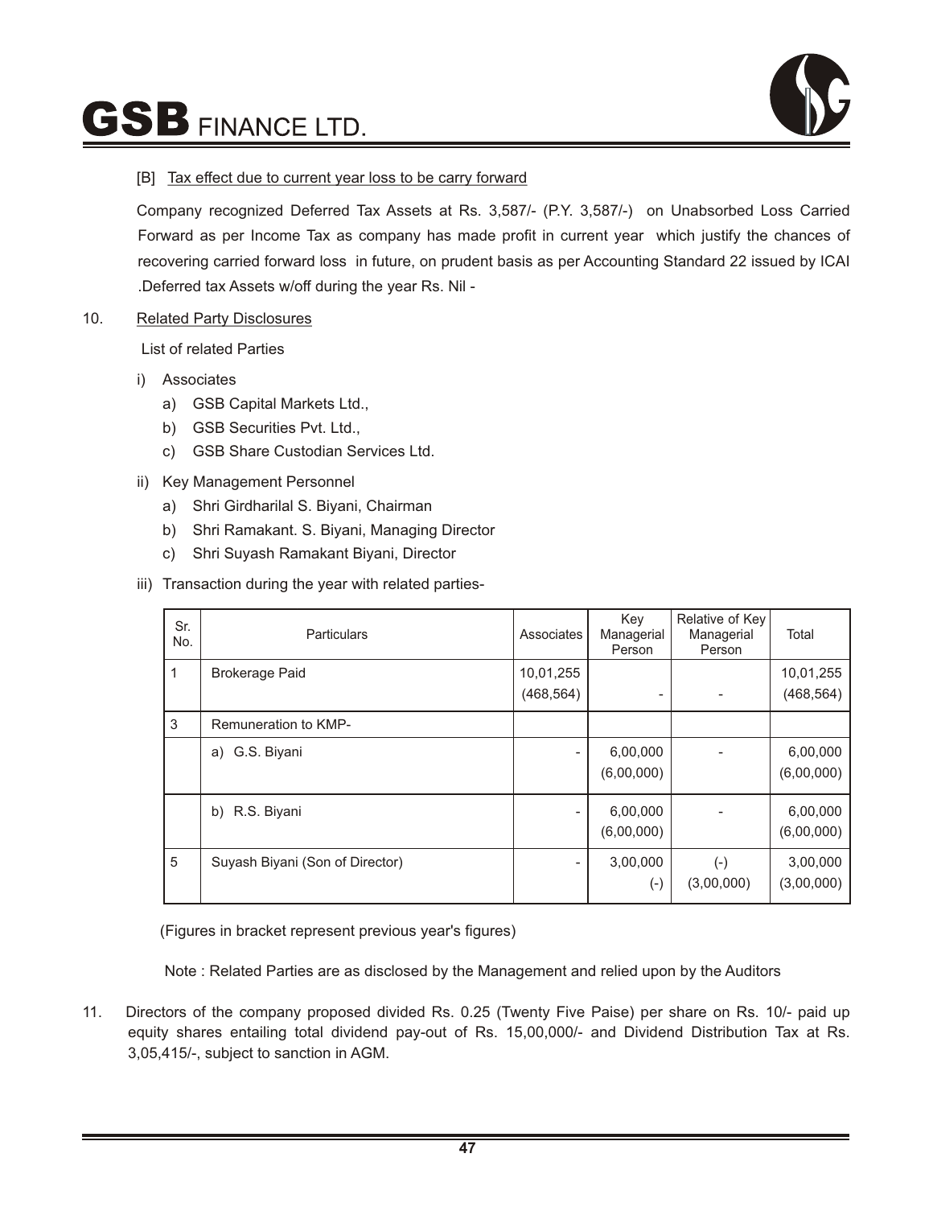[B] Tax effect due to current year loss to be carry forward

Company recognized Deferred Tax Assets at Rs. 3,587/- (P.Y. 3,587/-) on Unabsorbed Loss Carried Forward as per Income Tax as company has made profit in current year which justify the chances of recovering carried forward loss in future, on prudent basis as per Accounting Standard 22 issued by ICAI .Deferred tax Assets w/off during the year Rs. Nil -

10. Related Party Disclosures

List of related Parties

i) Associates
   a) GSB Capital Markets Ltd.,
   b) GSB Securities Pvt. Ltd.,
   c) GSB Share Custodian Services Ltd.

ii) Key Management Personnel
   a) Shri Girdharilal S. Biyani, Chairman
   b) Shri Ramakant. S. Biyani, Managing Director
   c) Shri Suyash Ramakant Biyani, Director

iii) Transaction during the year with related parties-

| Sr. No. | Particulars | Associates | Key Managerial Person | Relative of Key Managerial Person | Total |
|---|---|---|---|---|---|
| 1 | Brokerage Paid | 10,01,255<br>(468,564) | - | - | 10,01,255<br>(468,564) |
| 3 | Remuneration to KMP- | | | | |
| | a) G.S. Biyani | - | 6,00,000<br>(6,00,000) | - | 6,00,000<br>(6,00,000) |
| | b) R.S. Biyani | - | 6,00,000<br>(6,00,000) | - | 6,00,000<br>(6,00,000) |
| 5 | Suyash Biyani (Son of Director) | - | 3,00,000<br>(-) | (-)<br>(3,00,000) | 3,00,000<br>(3,00,000) |

(Figures in bracket represent previous year's figures)

Note : Related Parties are as disclosed by the Management and relied upon by the Auditors

11. Directors of the company proposed divided Rs. 0.25 (Twenty Five Paise) per share on Rs. 10/- paid up equity shares entailing total dividend pay-out of Rs. 15,00,000/- and Dividend Distribution Tax at Rs. 3,05,415/-, subject to sanction in AGM.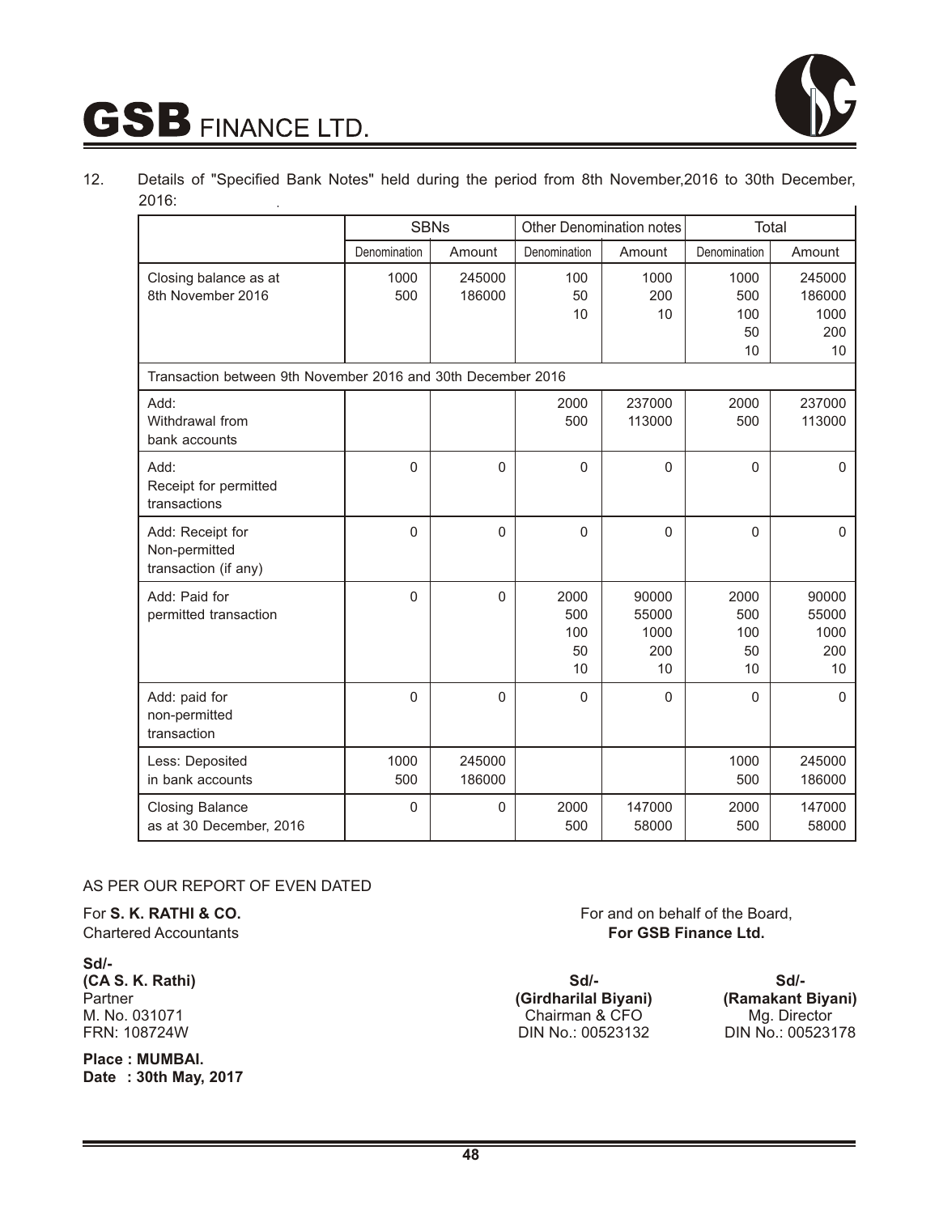12. Details of "Specified Bank Notes" held during the period from 8th November,2016 to 30th December, 2016:

| | SBNs | | Other Denomination notes | | Total | |
|---|---|---|---|---|---|---|
| | Denomination | Amount | Denomination | Amount | Denomination | Amount |
| Closing balance as at 8th November 2016 | 1000<br>500 | 245000<br>186000 | 100<br>50<br>10 | 1000<br>200<br>10 | 1000<br>500<br>100<br>50<br>10 | 245000<br>186000<br>1000<br>200<br>10 |
| Transaction between 9th November 2016 and 30th December 2016 | | | | | | |
| Add: Withdrawal from bank accounts | | | 2000<br>500 | 237000<br>113000 | 2000<br>500 | 237000<br>113000 |
| Add: Receipt for permitted transactions | 0 | 0 | 0 | 0 | 0 | 0 |
| Add: Receipt for Non-permitted transaction (if any) | 0 | 0 | 0 | 0 | 0 | 0 |
| Add: Paid for permitted transaction | 0 | 0 | 2000<br>500<br>100<br>50<br>10 | 90000<br>55000<br>1000<br>200<br>10 | 2000<br>500<br>100<br>50<br>10 | 90000<br>55000<br>1000<br>200<br>10 |
| Add: paid for non-permitted transaction | 0 | 0 | 0 | 0 | 0 | 0 |
| Less: Deposited in bank accounts | 1000<br>500 | 245000<br>186000 | | | 1000<br>500 | 245000<br>186000 |
| Closing Balance as at 30 December, 2016 | 0 | 0 | 2000<br>500 | 147000<br>58000 | 2000<br>500 | 147000<br>58000 |

AS PER OUR REPORT OF EVEN DATED

For **S. K. RATHI & CO.**
Chartered Accountants

**Sd/-**
**(CA S. K. Rathi)**
Partner
M. No. 031071
FRN: 108724W

**Place : MUMBAI.**
**Date : 30th May, 2017**

For and on behalf of the Board,
**For GSB Finance Ltd.**

**Sd/-**
**(Girdharilal Biyani)**
Chairman & CFO
DIN No.: 00523132

**Sd/-**
**(Ramakant Biyani)**
Mg. Director
DIN No.: 00523178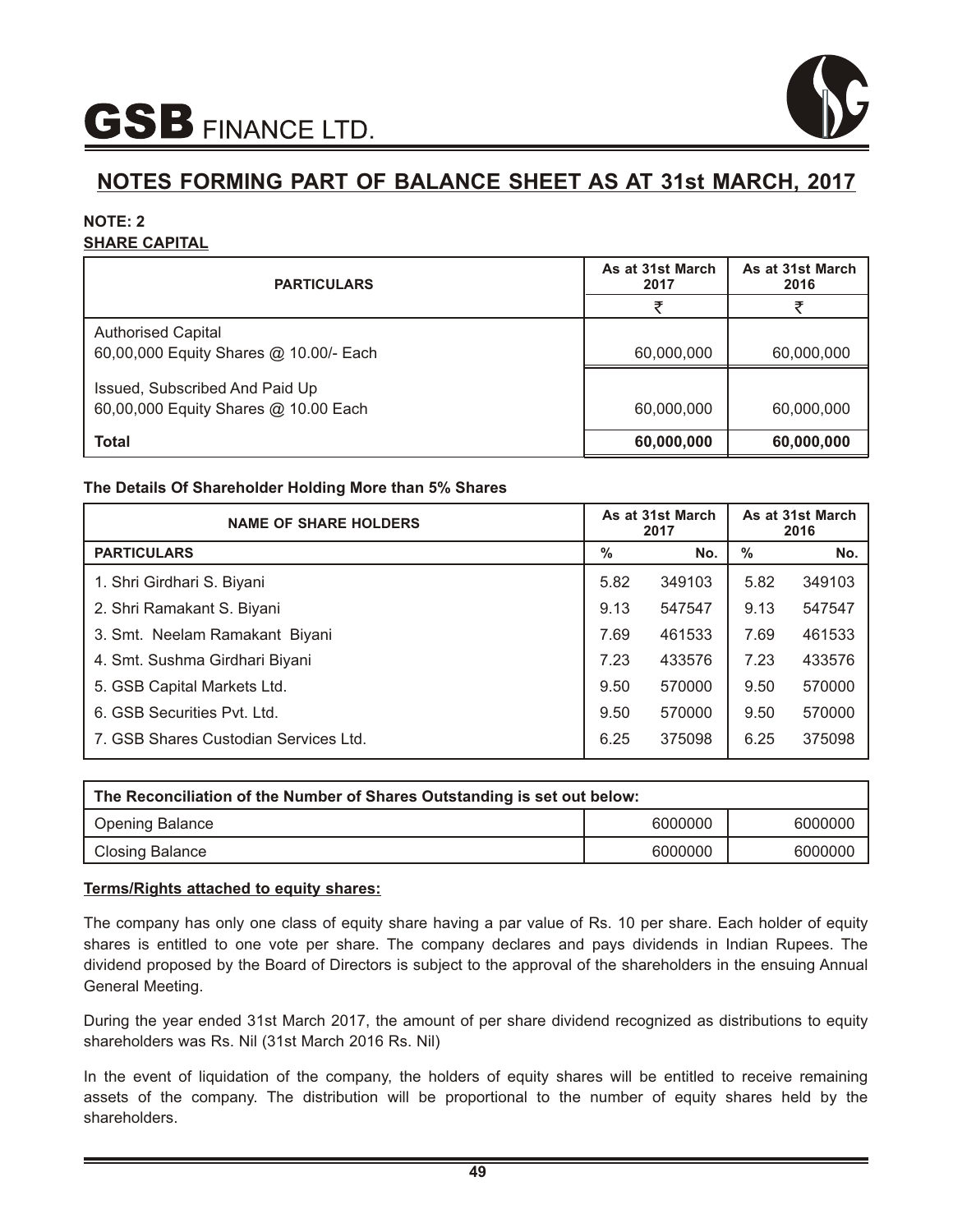# NOTES FORMING PART OF BALANCE SHEET AS AT 31st MARCH, 2017

### NOTE: 2
### SHARE CAPITAL

| PARTICULARS | As at 31st March 2017 | As at 31st March 2016 |
|---|---|---|
| | ₹ | ₹ |
| Authorised Capital<br>60,00,000 Equity Shares @ 10.00/- Each | 60,000,000 | 60,000,000 |
| Issued, Subscribed And Paid Up<br>60,00,000 Equity Shares @ 10.00 Each | 60,000,000 | 60,000,000 |
| **Total** | **60,000,000** | **60,000,000** |

**The Details Of Shareholder Holding More than 5% Shares**

| NAME OF SHARE HOLDERS | As at 31st March 2017 | | As at 31st March 2016 | |
|---|---|---|---|---|
| **PARTICULARS** | **%** | **No.** | **%** | **No.** |
| 1. Shri Girdhari S. Biyani | 5.82 | 349103 | 5.82 | 349103 |
| 2. Shri Ramakant S. Biyani | 9.13 | 547547 | 9.13 | 547547 |
| 3. Smt. Neelam Ramakant Biyani | 7.69 | 461533 | 7.69 | 461533 |
| 4. Smt. Sushma Girdhari Biyani | 7.23 | 433576 | 7.23 | 433576 |
| 5. GSB Capital Markets Ltd. | 9.50 | 570000 | 9.50 | 570000 |
| 6. GSB Securities Pvt. Ltd. | 9.50 | 570000 | 9.50 | 570000 |
| 7. GSB Shares Custodian Services Ltd. | 6.25 | 375098 | 6.25 | 375098 |

| The Reconciliation of the Number of Shares Outstanding is set out below: | | |
|---|---|---|
| Opening Balance | 6000000 | 6000000 |
| Closing Balance | 6000000 | 6000000 |

**Terms/Rights attached to equity shares:**

The company has only one class of equity share having a par value of Rs. 10 per share. Each holder of equity shares is entitled to one vote per share. The company declares and pays dividends in Indian Rupees. The dividend proposed by the Board of Directors is subject to the approval of the shareholders in the ensuing Annual General Meeting.

During the year ended 31st March 2017, the amount of per share dividend recognized as distributions to equity shareholders was Rs. Nil (31st March 2016 Rs. Nil)

In the event of liquidation of the company, the holders of equity shares will be entitled to receive remaining assets of the company. The distribution will be proportional to the number of equity shares held by the shareholders.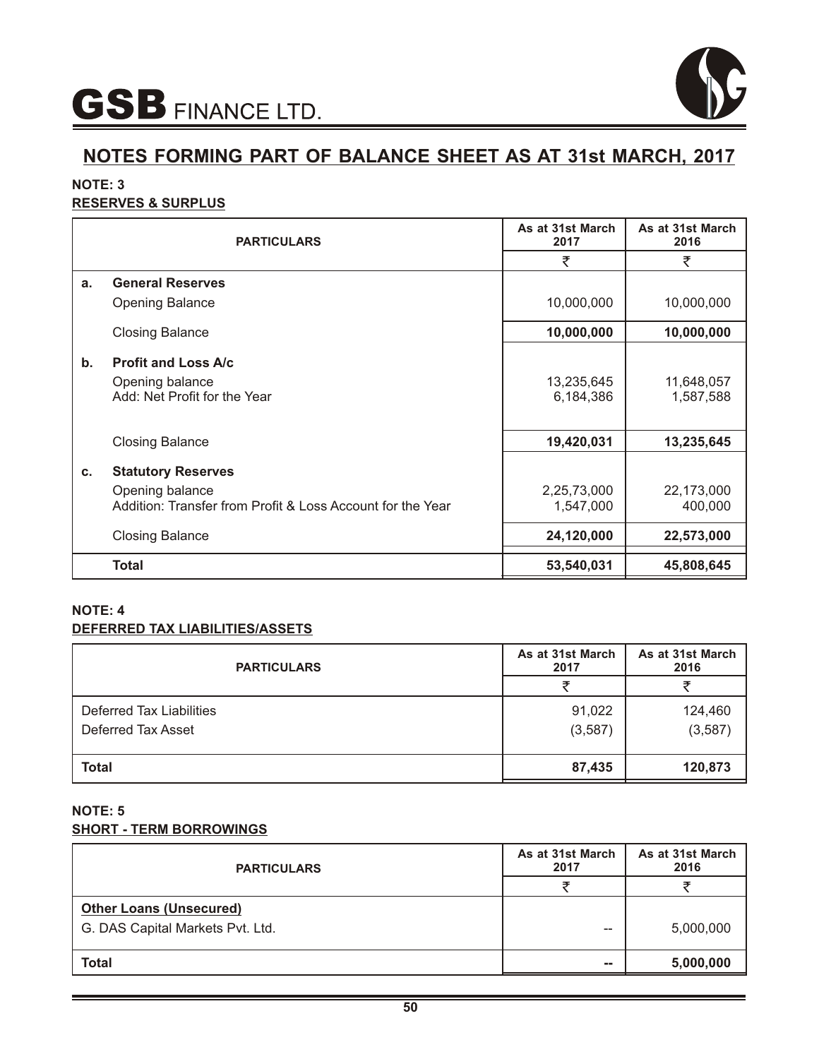# GSB FINANCE LTD.

## NOTES FORMING PART OF BALANCE SHEET AS AT 31st MARCH, 2017

### NOTE: 3
**RESERVES & SURPLUS**

| | PARTICULARS | As at 31st March 2017 ₹ | As at 31st March 2016 ₹ |
|---|---|---|---|
| **a.** | **General Reserves** | | |
| | Opening Balance | 10,000,000 | 10,000,000 |
| | Closing Balance | **10,000,000** | **10,000,000** |
| **b.** | **Profit and Loss A/c** | | |
| | Opening balance | 13,235,645 | 11,648,057 |
| | Add: Net Profit for the Year | 6,184,386 | 1,587,588 |
| | Closing Balance | **19,420,031** | **13,235,645** |
| **c.** | **Statutory Reserves** | | |
| | Opening balance | 2,25,73,000 | 22,173,000 |
| | Addition: Transfer from Profit & Loss Account for the Year | 1,547,000 | 400,000 |
| | Closing Balance | **24,120,000** | **22,573,000** |
| | **Total** | **53,540,031** | **45,808,645** |

### NOTE: 4
**DEFERRED TAX LIABILITIES/ASSETS**

| PARTICULARS | As at 31st March 2017 ₹ | As at 31st March 2016 ₹ |
|---|---|---|
| Deferred Tax Liabilities | 91,022 | 124,460 |
| Deferred Tax Asset | (3,587) | (3,587) |
| **Total** | **87,435** | **120,873** |

### NOTE: 5
**SHORT - TERM BORROWINGS**

| PARTICULARS | As at 31st March 2017 ₹ | As at 31st March 2016 ₹ |
|---|---|---|
| **Other Loans (Unsecured)** | | |
| G. DAS Capital Markets Pvt. Ltd. | -- | 5,000,000 |
| **Total** | **--** | **5,000,000** |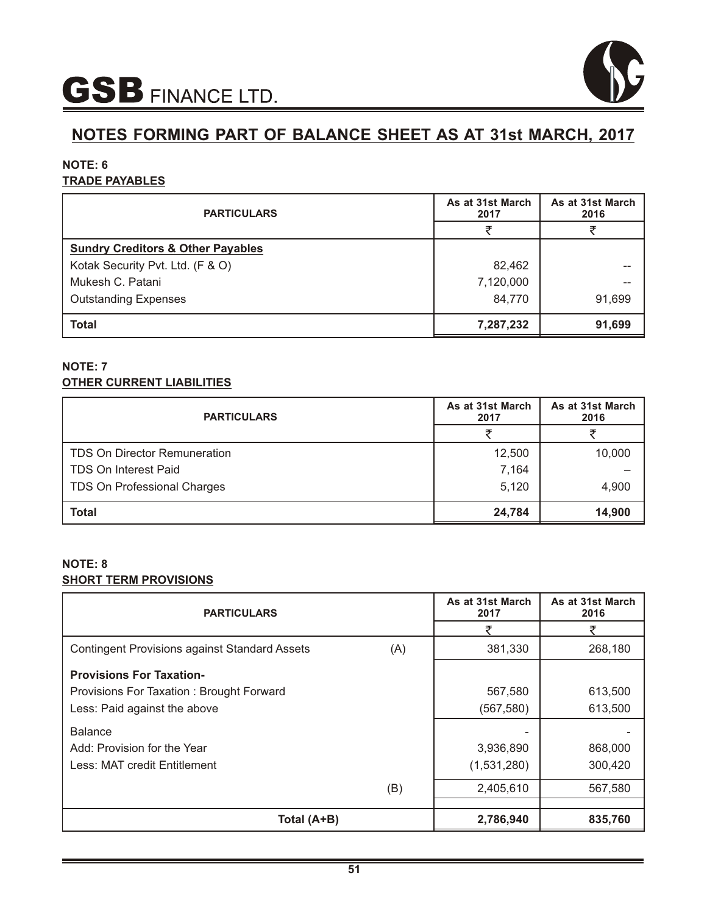# NOTES FORMING PART OF BALANCE SHEET AS AT 31st MARCH, 2017

**NOTE: 6**

**TRADE PAYABLES**

| PARTICULARS | As at 31st March 2017 | As at 31st March 2016 |
|---|---|---|
| | ₹ | ₹ |
| **Sundry Creditors & Other Payables** | | |
| Kotak Security Pvt. Ltd. (F & O) | 82,462 | -- |
| Mukesh C. Patani | 7,120,000 | -- |
| Outstanding Expenses | 84,770 | 91,699 |
| **Total** | **7,287,232** | **91,699** |

**NOTE: 7**

**OTHER CURRENT LIABILITIES**

| PARTICULARS | As at 31st March 2017 | As at 31st March 2016 |
|---|---|---|
| | ₹ | ₹ |
| TDS On Director Remuneration | 12,500 | 10,000 |
| TDS On Interest Paid | 7,164 | – |
| TDS On Professional Charges | 5,120 | 4,900 |
| **Total** | **24,784** | **14,900** |

**NOTE: 8**

**SHORT TERM PROVISIONS**

| PARTICULARS | | As at 31st March 2017 | As at 31st March 2016 |
|---|---|---|---|
| | | ₹ | ₹ |
| Contingent Provisions against Standard Assets | (A) | 381,330 | 268,180 |
| **Provisions For Taxation-** | | | |
| Provisions For Taxation : Brought Forward | | 567,580 | 613,500 |
| Less: Paid against the above | | (567,580) | 613,500 |
| Balance | | - | - |
| Add: Provision for the Year | | 3,936,890 | 868,000 |
| Less: MAT credit Entitlement | | (1,531,280) | 300,420 |
| | (B) | 2,405,610 | 567,580 |
| **Total (A+B)** | | **2,786,940** | **835,760** |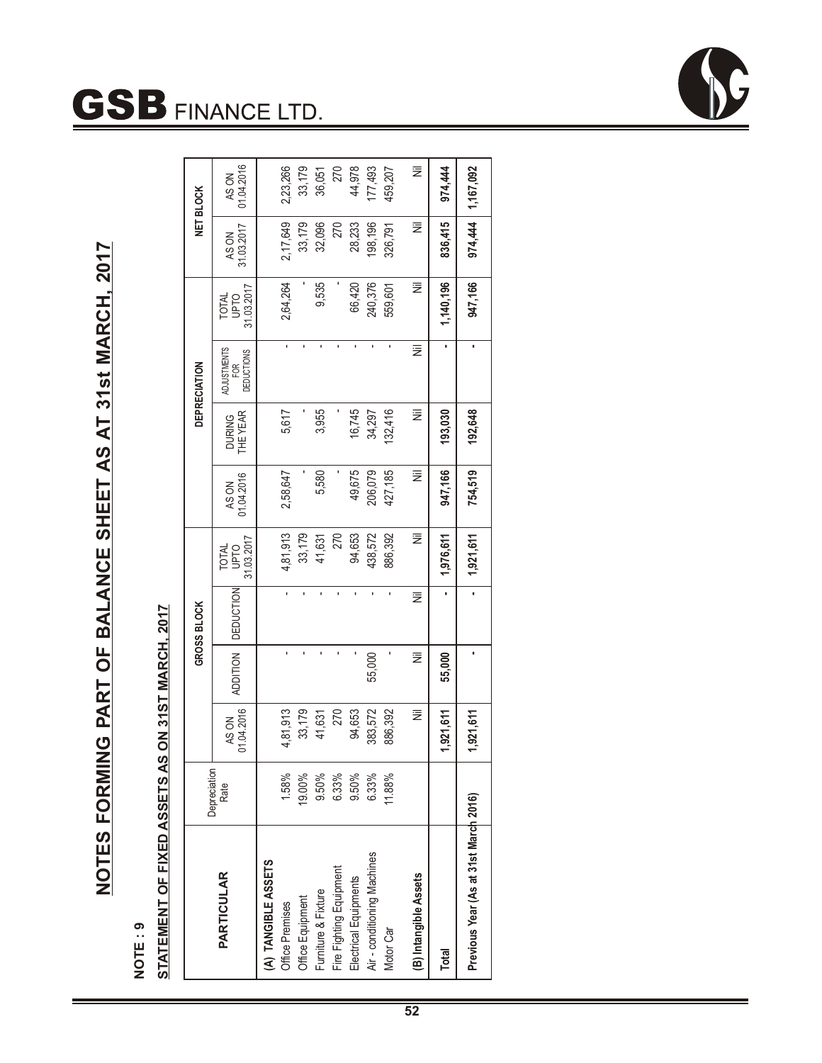# NOTES FORMING PART OF BALANCE SHEET AS AT 31st MARCH, 2017

**NOTE : 9**

**STATEMENT OF FIXED ASSETS AS ON 31ST MARCH, 2017**

| PARTICULAR | Depreciation Rate | GROSS BLOCK | | | | DEPRECIATION | | | | NET BLOCK | |
|---|---|---|---|---|---|---|---|---|---|---|---|
| | | AS ON 01.04.2016 | ADDITION | DEDUCTION | TOTAL UPTO 31.03.2017 | AS ON 01.04.2016 | DURING THE YEAR | ADJUSTMENTS FOR DEDUCTIONS | TOTAL UPTO 31.03.2017 | AS ON 31.03.2017 | AS ON 01.04.2016 |
| **(A) TANGIBLE ASSETS** | | | | | | | | | | | |
| Office Premises | 1.58% | 4,81,913 | - | - | 4,81,913 | 2,58,647 | 5,617 | - | 2,64,264 | 2,17,649 | 2,23,266 |
| Office Equipment | 19.00% | 33,179 | - | - | 33,179 | - | - | - | - | 33,179 | 33,179 |
| Furniture & Fixture | 9.50% | 41,631 | - | - | 41,631 | 5,580 | 3,955 | - | 9,535 | 32,096 | 36,051 |
| Fire Fighting Equipment | 6.33% | 270 | - | - | 270 | - | - | - | - | 270 | 270 |
| Electrical Equipments | 9.50% | 94,653 | - | - | 94,653 | 49,675 | 16,745 | - | 66,420 | 28,233 | 44,978 |
| Air - conditioning Machines | 6.33% | 383,572 | 55,000 | - | 438,572 | 206,079 | 34,297 | - | 240,376 | 198,196 | 177,493 |
| Motor Car | 11.88% | 886,392 | - | - | 886,392 | 427,185 | 132,416 | - | 559,601 | 326,791 | 459,207 |
| **(B) Intangible Assets** | | Nil | Nil | Nil | Nil | Nil | Nil | Nil | Nil | Nil | Nil |
| **Total** | | **1,921,611** | **55,000** | **-** | **1,976,611** | **947,166** | **193,030** | **-** | **1,140,196** | **836,415** | **974,444** |
| **Previous Year (As at 31st March 2016)** | | **1,921,611** | **-** | **-** | **1,921,611** | **754,519** | **192,648** | **-** | **947,166** | **974,444** | **1,167,092** |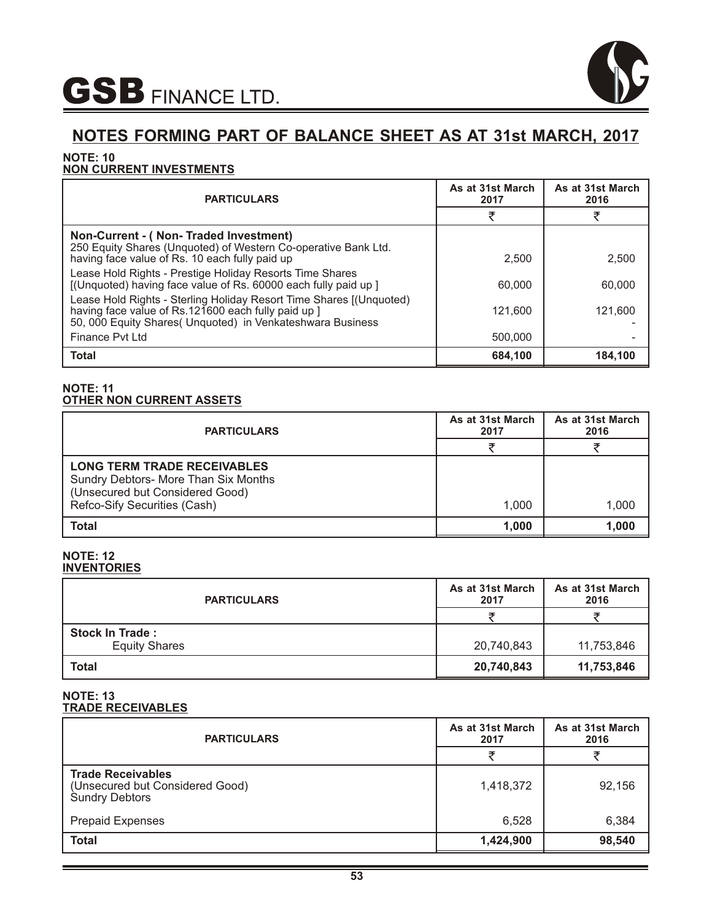# NOTES FORMING PART OF BALANCE SHEET AS AT 31st MARCH, 2017

**NOTE: 10**
**NON CURRENT INVESTMENTS**

| PARTICULARS | As at 31st March 2017 | As at 31st March 2016 |
|---|---|---|
| | ₹ | ₹ |
| **Non-Current - ( Non- Traded Investment)** 250 Equity Shares (Unquoted) of Western Co-operative Bank Ltd. having face value of Rs. 10 each fully paid up | 2,500 | 2,500 |
| Lease Hold Rights - Prestige Holiday Resorts Time Shares [(Unquoted) having face value of Rs. 60000 each fully paid up ] | 60,000 | 60,000 |
| Lease Hold Rights - Sterling Holiday Resort Time Shares [(Unquoted) having face value of Rs.121600 each fully paid up ] | 121,600 | 121,600 |
| 50, 000 Equity Shares( Unquoted) in Venkateshwara Business Finance Pvt Ltd | 500,000 | - |
| **Total** | **684,100** | **184,100** |

**NOTE: 11**
**OTHER NON CURRENT ASSETS**

| PARTICULARS | As at 31st March 2017 | As at 31st March 2016 |
|---|---|---|
| | ₹ | ₹ |
| **LONG TERM TRADE RECEIVABLES** Sundry Debtors- More Than Six Months (Unsecured but Considered Good) Refco-Sify Securities (Cash) | 1,000 | 1,000 |
| **Total** | **1,000** | **1,000** |

**NOTE: 12**
**INVENTORIES**

| PARTICULARS | As at 31st March 2017 | As at 31st March 2016 |
|---|---|---|
| | ₹ | ₹ |
| **Stock In Trade :** Equity Shares | 20,740,843 | 11,753,846 |
| **Total** | **20,740,843** | **11,753,846** |

**NOTE: 13**
**TRADE RECEIVABLES**

| PARTICULARS | As at 31st March 2017 | As at 31st March 2016 |
|---|---|---|
| | ₹ | ₹ |
| **Trade Receivables** (Unsecured but Considered Good) Sundry Debtors | 1,418,372 | 92,156 |
| Prepaid Expenses | 6,528 | 6,384 |
| **Total** | **1,424,900** | **98,540** |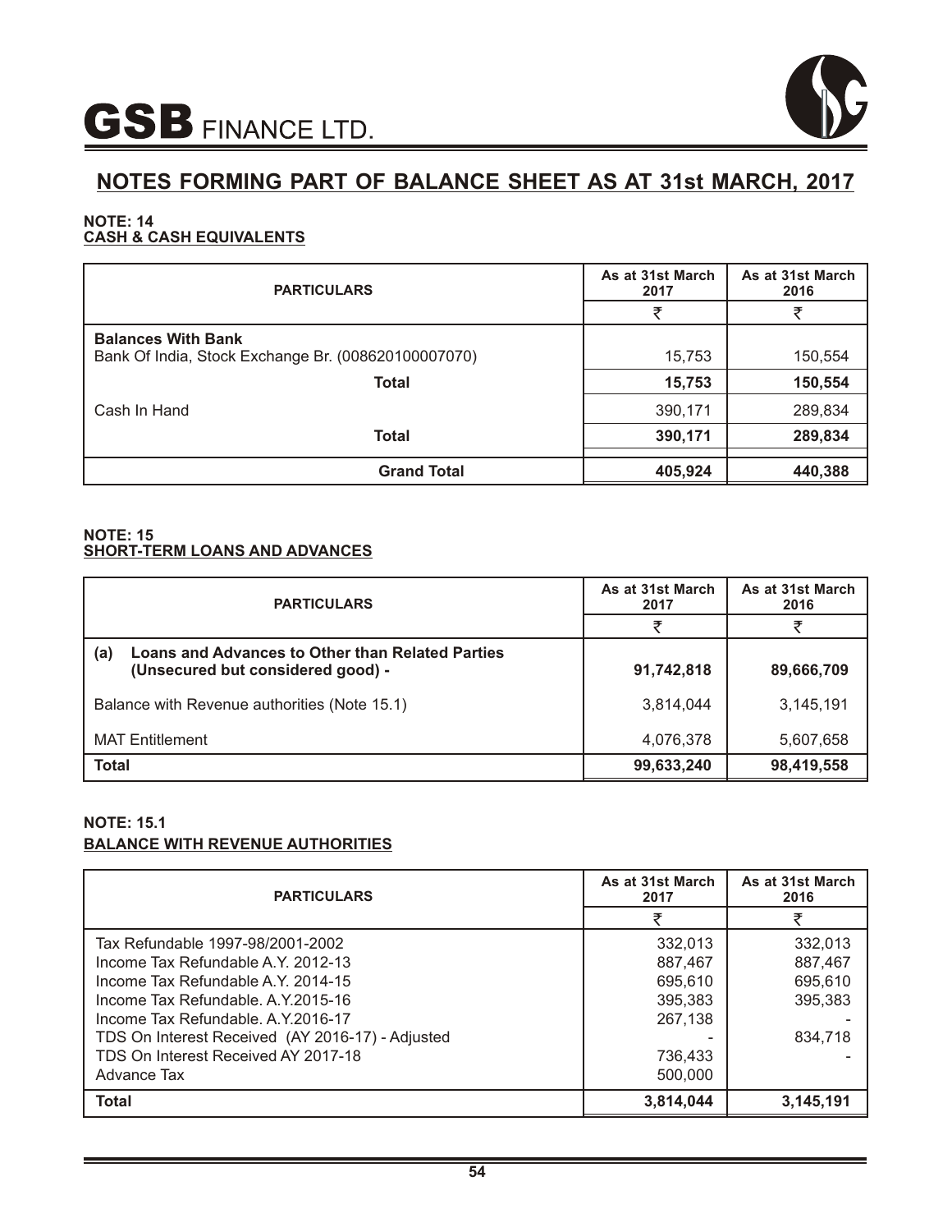# NOTES FORMING PART OF BALANCE SHEET AS AT 31st MARCH, 2017

**NOTE: 14**
**CASH & CASH EQUIVALENTS**

| PARTICULARS | As at 31st March 2017 | As at 31st March 2016 |
|---|---|---|
| | ₹ | ₹ |
| **Balances With Bank** | | |
| Bank Of India, Stock Exchange Br. (008620100007070) | 15,753 | 150,554 |
| **Total** | **15,753** | **150,554** |
| Cash In Hand | 390,171 | 289,834 |
| **Total** | **390,171** | **289,834** |
| **Grand Total** | **405,924** | **440,388** |

**NOTE: 15**
**SHORT-TERM LOANS AND ADVANCES**

| PARTICULARS | As at 31st March 2017 | As at 31st March 2016 |
|---|---|---|
| | ₹ | ₹ |
| **(a) Loans and Advances to Other than Related Parties (Unsecured but considered good) -** | **91,742,818** | **89,666,709** |
| Balance with Revenue authorities (Note 15.1) | 3,814,044 | 3,145,191 |
| MAT Entitlement | 4,076,378 | 5,607,658 |
| **Total** | **99,633,240** | **98,419,558** |

**NOTE: 15.1**
**BALANCE WITH REVENUE AUTHORITIES**

| PARTICULARS | As at 31st March 2017 | As at 31st March 2016 |
|---|---|---|
| | ₹ | ₹ |
| Tax Refundable 1997-98/2001-2002 | 332,013 | 332,013 |
| Income Tax Refundable A.Y. 2012-13 | 887,467 | 887,467 |
| Income Tax Refundable A.Y. 2014-15 | 695,610 | 695,610 |
| Income Tax Refundable. A.Y.2015-16 | 395,383 | 395,383 |
| Income Tax Refundable. A.Y.2016-17 | 267,138 | - |
| TDS On Interest Received (AY 2016-17) - Adjusted | - | 834,718 |
| TDS On Interest Received AY 2017-18 | 736,433 | - |
| Advance Tax | 500,000 | |
| **Total** | **3,814,044** | **3,145,191** |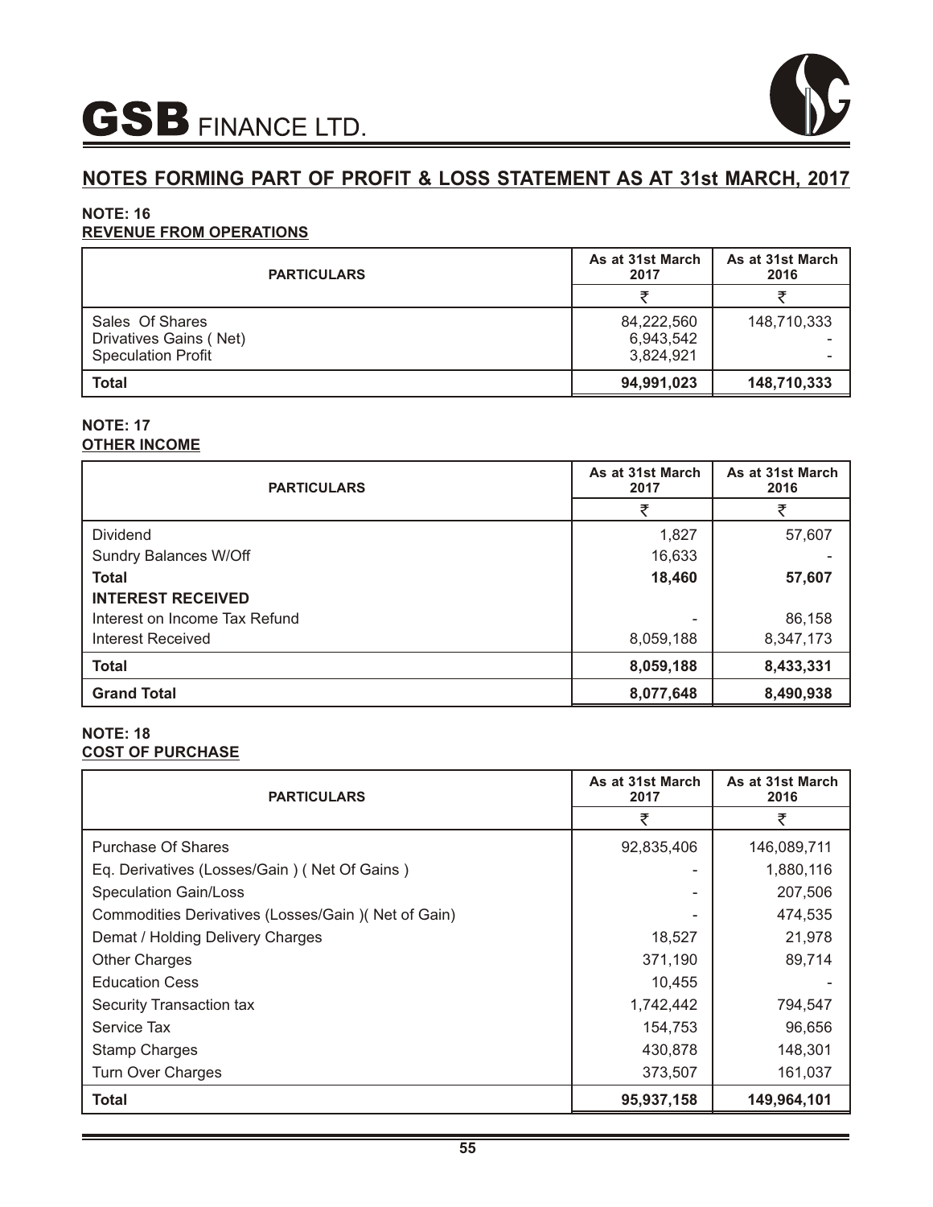## NOTES FORMING PART OF PROFIT & LOSS STATEMENT AS AT 31st MARCH, 2017

**NOTE: 16**
**REVENUE FROM OPERATIONS**

| PARTICULARS | As at 31st March 2017 | As at 31st March 2016 |
|---|---|---|
| | ₹ | ₹ |
| Sales Of Shares | 84,222,560 | 148,710,333 |
| Drivatives Gains ( Net) | 6,943,542 | - |
| Speculation Profit | 3,824,921 | - |
| **Total** | **94,991,023** | **148,710,333** |

**NOTE: 17**
**OTHER INCOME**

| PARTICULARS | As at 31st March 2017 | As at 31st March 2016 |
|---|---|---|
| | ₹ | ₹ |
| Dividend | 1,827 | 57,607 |
| Sundry Balances W/Off | 16,633 | - |
| **Total** | **18,460** | **57,607** |
| **INTEREST RECEIVED** | | |
| Interest on Income Tax Refund | - | 86,158 |
| Interest Received | 8,059,188 | 8,347,173 |
| **Total** | **8,059,188** | **8,433,331** |
| **Grand Total** | **8,077,648** | **8,490,938** |

**NOTE: 18**
**COST OF PURCHASE**

| PARTICULARS | As at 31st March 2017 | As at 31st March 2016 |
|---|---|---|
| | ₹ | ₹ |
| Purchase Of Shares | 92,835,406 | 146,089,711 |
| Eq. Derivatives (Losses/Gain ) ( Net Of Gains ) | - | 1,880,116 |
| Speculation Gain/Loss | - | 207,506 |
| Commodities Derivatives (Losses/Gain )( Net of Gain) | - | 474,535 |
| Demat / Holding Delivery Charges | 18,527 | 21,978 |
| Other Charges | 371,190 | 89,714 |
| Education Cess | 10,455 | - |
| Security Transaction tax | 1,742,442 | 794,547 |
| Service Tax | 154,753 | 96,656 |
| Stamp Charges | 430,878 | 148,301 |
| Turn Over Charges | 373,507 | 161,037 |
| **Total** | **95,937,158** | **149,964,101** |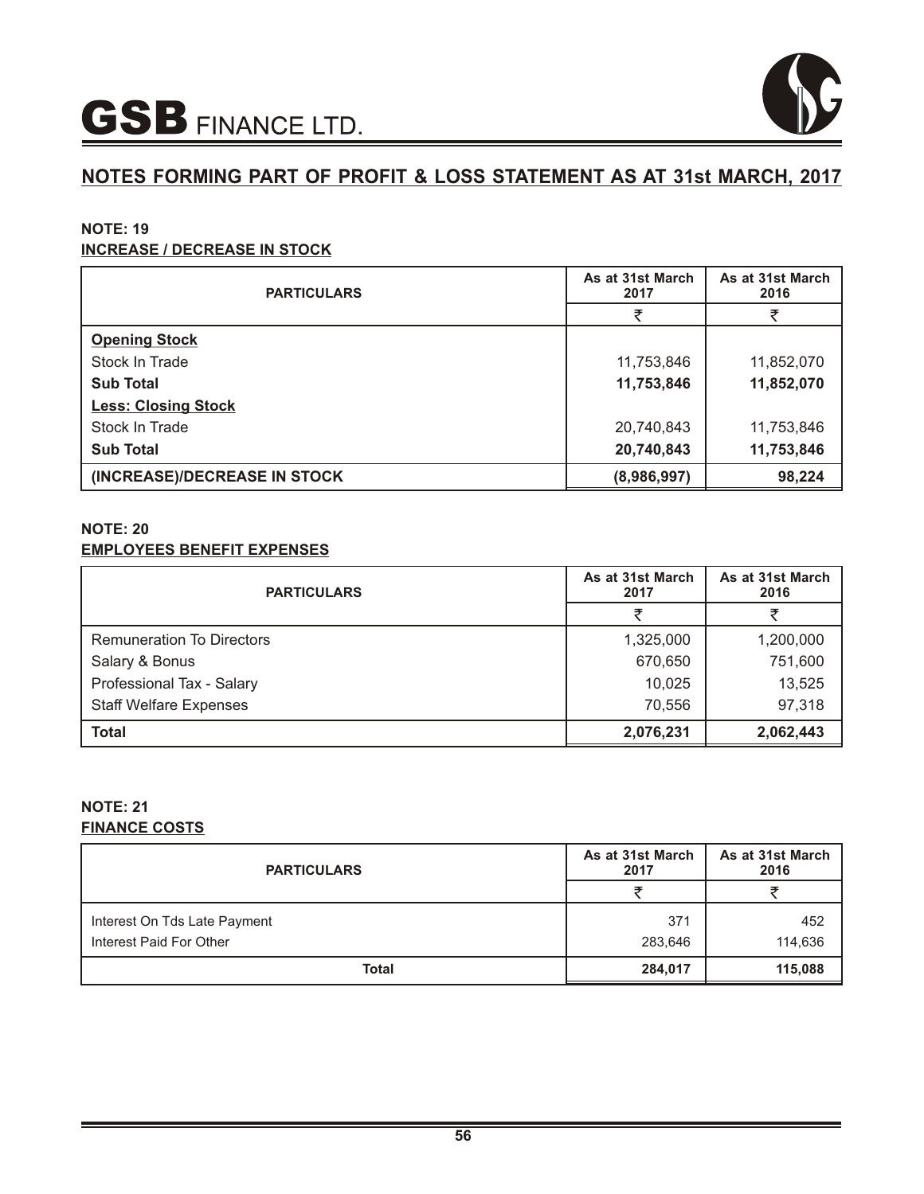## NOTES FORMING PART OF PROFIT & LOSS STATEMENT AS AT 31st MARCH, 2017

### NOTE: 19
**INCREASE / DECREASE IN STOCK**

| PARTICULARS | As at 31st March 2017 | As at 31st March 2016 |
|---|---|---|
| | ₹ | ₹ |
| **Opening Stock** | | |
| Stock In Trade | 11,753,846 | 11,852,070 |
| **Sub Total** | **11,753,846** | **11,852,070** |
| **Less: Closing Stock** | | |
| Stock In Trade | 20,740,843 | 11,753,846 |
| **Sub Total** | **20,740,843** | **11,753,846** |
| **(INCREASE)/DECREASE IN STOCK** | **(8,986,997)** | **98,224** |

### NOTE: 20
**EMPLOYEES BENEFIT EXPENSES**

| PARTICULARS | As at 31st March 2017 | As at 31st March 2016 |
|---|---|---|
| | ₹ | ₹ |
| Remuneration To Directors | 1,325,000 | 1,200,000 |
| Salary & Bonus | 670,650 | 751,600 |
| Professional Tax - Salary | 10,025 | 13,525 |
| Staff Welfare Expenses | 70,556 | 97,318 |
| **Total** | **2,076,231** | **2,062,443** |

### NOTE: 21
**FINANCE COSTS**

| PARTICULARS | As at 31st March 2017 | As at 31st March 2016 |
|---|---|---|
| | ₹ | ₹ |
| Interest On Tds Late Payment | 371 | 452 |
| Interest Paid For Other | 283,646 | 114,636 |
| **Total** | **284,017** | **115,088** |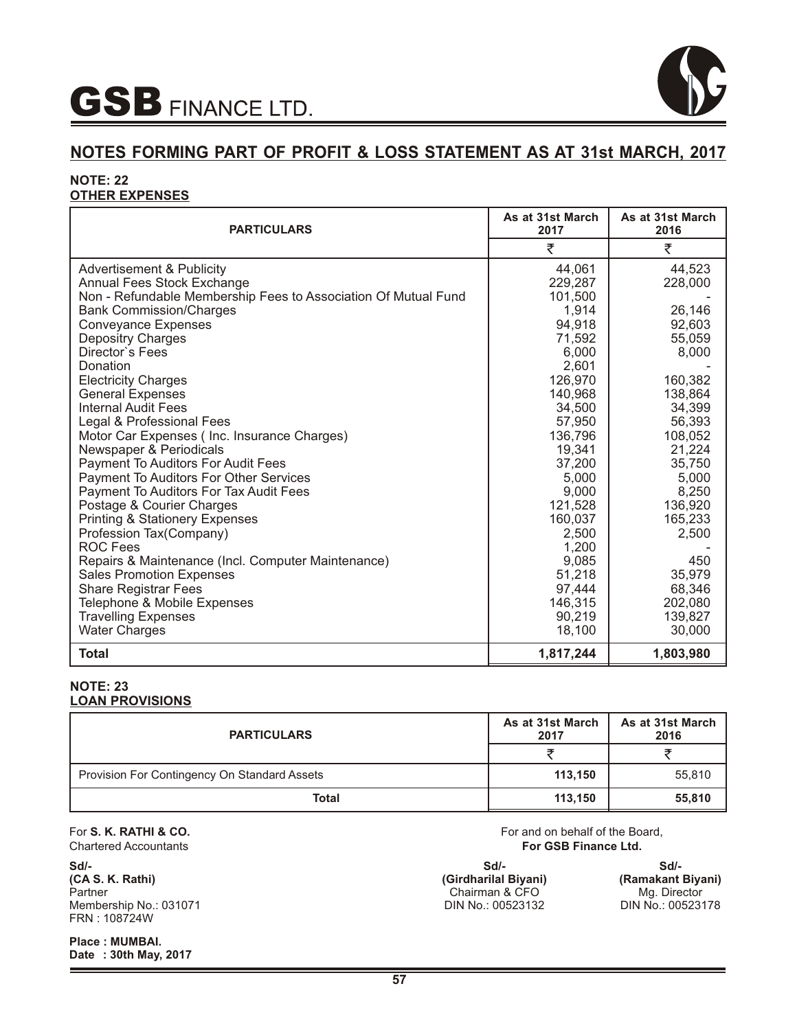## NOTES FORMING PART OF PROFIT & LOSS STATEMENT AS AT 31st MARCH, 2017

### NOTE: 22
### OTHER EXPENSES

| PARTICULARS | As at 31st March 2017 | As at 31st March 2016 |
|---|---|---|
| | ₹ | ₹ |
| Advertisement & Publicity | 44,061 | 44,523 |
| Annual Fees Stock Exchange | 229,287 | 228,000 |
| Non - Refundable Membership Fees to Association Of Mutual Fund | 101,500 | - |
| Bank Commission/Charges | 1,914 | 26,146 |
| Conveyance Expenses | 94,918 | 92,603 |
| Depositry Charges | 71,592 | 55,059 |
| Director`s Fees | 6,000 | 8,000 |
| Donation | 2,601 | - |
| Electricity Charges | 126,970 | 160,382 |
| General Expenses | 140,968 | 138,864 |
| Internal Audit Fees | 34,500 | 34,399 |
| Legal & Professional Fees | 57,950 | 56,393 |
| Motor Car Expenses ( Inc. Insurance Charges) | 136,796 | 108,052 |
| Newspaper & Periodicals | 19,341 | 21,224 |
| Payment To Auditors For Audit Fees | 37,200 | 35,750 |
| Payment To Auditors For Other Services | 5,000 | 5,000 |
| Payment To Auditors For Tax Audit Fees | 9,000 | 8,250 |
| Postage & Courier Charges | 121,528 | 136,920 |
| Printing & Stationery Expenses | 160,037 | 165,233 |
| Profession Tax(Company) | 2,500 | 2,500 |
| ROC Fees | 1,200 | - |
| Repairs & Maintenance (Incl. Computer Maintenance) | 9,085 | 450 |
| Sales Promotion Expenses | 51,218 | 35,979 |
| Share Registrar Fees | 97,444 | 68,346 |
| Telephone & Mobile Expenses | 146,315 | 202,080 |
| Travelling Expenses | 90,219 | 139,827 |
| Water Charges | 18,100 | 30,000 |
| **Total** | **1,817,244** | **1,803,980** |

### NOTE: 23
### LOAN PROVISIONS

| PARTICULARS | As at 31st March 2017 | As at 31st March 2016 |
|---|---|---|
| | ₹ | ₹ |
| Provision For Contingency On Standard Assets | **113,150** | 55,810 |
| **Total** | **113,150** | **55,810** |

For **S. K. RATHI & CO.**
Chartered Accountants

Sd/-
**(CA S. K. Rathi)**
Partner
Membership No.: 031071
FRN : 108724W

**Place : MUMBAI.**
**Date : 30th May, 2017**

For and on behalf of the Board,
**For GSB Finance Ltd.**

Sd/-
**(Girdharilal Biyani)**
Chairman & CFO
DIN No.: 00523132

Sd/-
**(Ramakant Biyani)**
Mg. Director
DIN No.: 00523178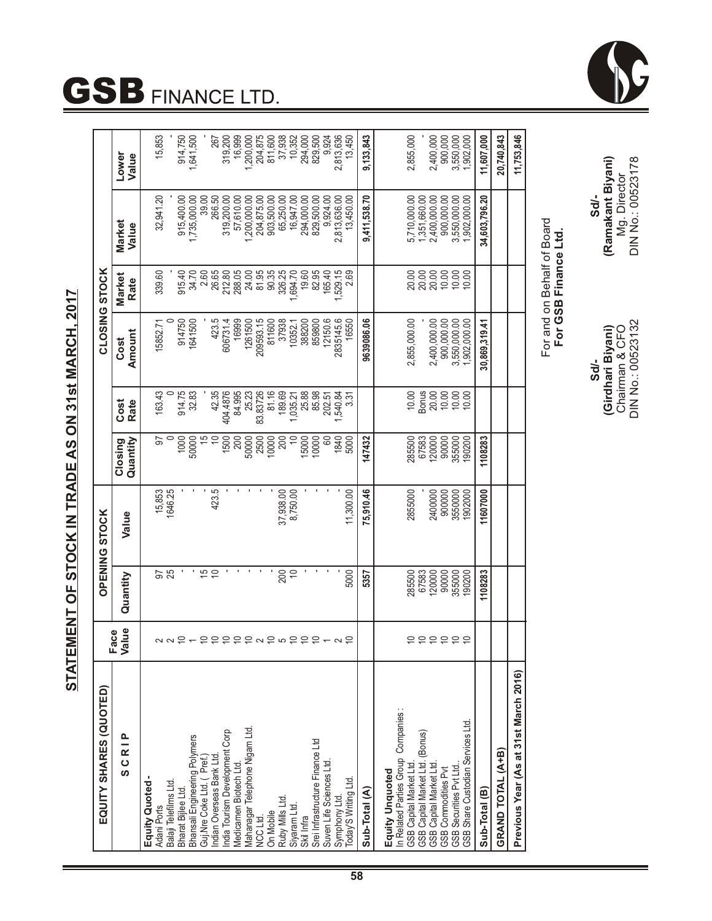# STATEMENT OF STOCK IN TRADE AS ON 31st MARCH, 2017

| EQUITY SHARES (QUOTED) | | OPENING STOCK | | CLOSING STOCK | | | | | |
|---|---|---|---|---|---|---|---|---|---|
| S C R I P | Face Value | Quantity | Value | Closing Quantity | Cost Rate | Cost Amount | Market Rate | Market Value | Lower Value |
| **Equity Quoted -** | | | | | | | | | |
| Adani Ports | 2 | 97 | 15,853 | 97 | 163.43 | 15852.71 | 339.60 | 32,941.20 | 15,853 |
| Balaji Telefilms Ltd. | 2 | 25 | 1646.25 | 0 | 0 | 0 | | | - |
| Bharat Bijlee Ltd. | 10 | - | - | 1000 | 914.75 | 914750 | 915.40 | 915,400.00 | 914,750 |
| Bhansali Engineering Polymers | 1 | - | - | 50000 | 32.83 | 1641500 | 34.70 | 1,735,000.00 | 1,641,500 |
| Guj.Nre Coke Ltd. ( Pref.) | 10 | 15 | - | 15 | - | - | 2.60 | 39.00 | - |
| Indian Overseas Bank Ltd. | 10 | 10 | 423.5 | 10 | 42.35 | 423.5 | 26.65 | 266.50 | 267 |
| India Tourism Development Corp | 10 | - | - | 1500 | 404.4876 | 606731.4 | 212.80 | 319,200.00 | 319,200 |
| Medicamen Biotech Ltd. | 10 | - | - | 200 | 84.995 | 16999 | 288.05 | 57,610.00 | 16,999 |
| Mahanagar Telephone Nigam Ltd. | 10 | - | - | 50000 | 25.23 | 1261500 | 24.00 | 1,200,000.00 | 1,200,000 |
| NCC Ltd. | 2 | - | - | 2500 | 83.83726 | 209593.15 | 81.95 | 204,875.00 | 204,875 |
| On Mobile | 10 | - | - | 10000 | 81.16 | 811600 | 90.35 | 903,500.00 | 811,600 |
| Ruby Mills Ltd. | 5 | 200 | 37,938.00 | 200 | 189.69 | 37938 | 326.25 | 65,250.00 | 37,938 |
| Siyaram Ltd. | 10 | 10 | 8,750.00 | 10 | 1,035.21 | 10352.1 | 1,694.70 | 16,947.00 | 10,352 |
| Skil Infra | 10 | - | - | 15000 | 25.88 | 388200 | 19.60 | 294,000.00 | 294,000 |
| Srei Infrastructure Finance Ltd | 10 | - | - | 10000 | 85.98 | 859800 | 82.95 | 829,500.00 | 829,500 |
| Suven Life Sciences Ltd. | 1 | - | - | 60 | 202.51 | 12150.6 | 165.40 | 9,924.00 | 9,924 |
| Symphony Ltd. | 2 | - | - | 1840 | 1,540.84 | 2835145.6 | 1,529.15 | 2,813,636.00 | 2,813,636 |
| Today'S Writing Ltd. | 10 | 5000 | 11,300.00 | 5000 | 3.31 | 16550 | 2.69 | 13,450.00 | 13,450 |
| **Sub-Total (A)** | | **5357** | **75,910.46** | **147432** | | **9639086.06** | | **9,411,538.70** | **9,133,843** |
| **Equity Unquoted** | | | | | | | | | |
| In Related Parties Group Companies : | | | | | | | | | |
| GSB Capital Market Ltd. | 10 | 285500 | 2855000 | 285500 | 10.00 | 2,855,000.00 | 20.00 | 5,710,000.00 | 2,855,000 |
| GSB Capital Market Ltd. (Bonus) | 10 | 67583 | - | 67583 | Bonus | - | 20.00 | 1,351,660.00 | - |
| GSB Capital Market Ltd. | 10 | 120000 | 2400000 | 120000 | 20.00 | 2,400,000.00 | 20.00 | 2,400,000.00 | 2,400,000 |
| GSB Commodities Pvt | 10 | 90000 | 900000 | 90000 | 10.00 | 900,000.00 | 10.00 | 900,000.00 | 900,000 |
| GSB Securities Pvt Ltd.. | 10 | 355000 | 3550000 | 355000 | 10.00 | 3,550,000.00 | 10.00 | 3,550,000.00 | 3,550,000 |
| GSB Share Custodian Services Ltd. | 10 | 190200 | 1902000 | 190200 | 10.00 | 1,902,000.00 | 10.00 | 1,902,000.00 | 1,902,000 |
| **Sub-Total (B)** | | **1108283** | **11607000** | **1108283** | | **30,869,319.41** | | **34,603,796.20** | **11,607,000** |
| **GRAND TOTAL (A+B)** | | | | | | | | | **20,740,843** |
| **Previous Year (As at 31st March 2016)** | | | | | | | | | **11,753,846** |

For and on Behalf of Board
**For GSB Finance Ltd.**

**Sd/-**
**(Girdhari Biyani)**
Chairman & CFO
DIN No.: 00523132

**Sd/-**
**(Ramakant Biyani)**
Mg. Director
DIN No.: 00523178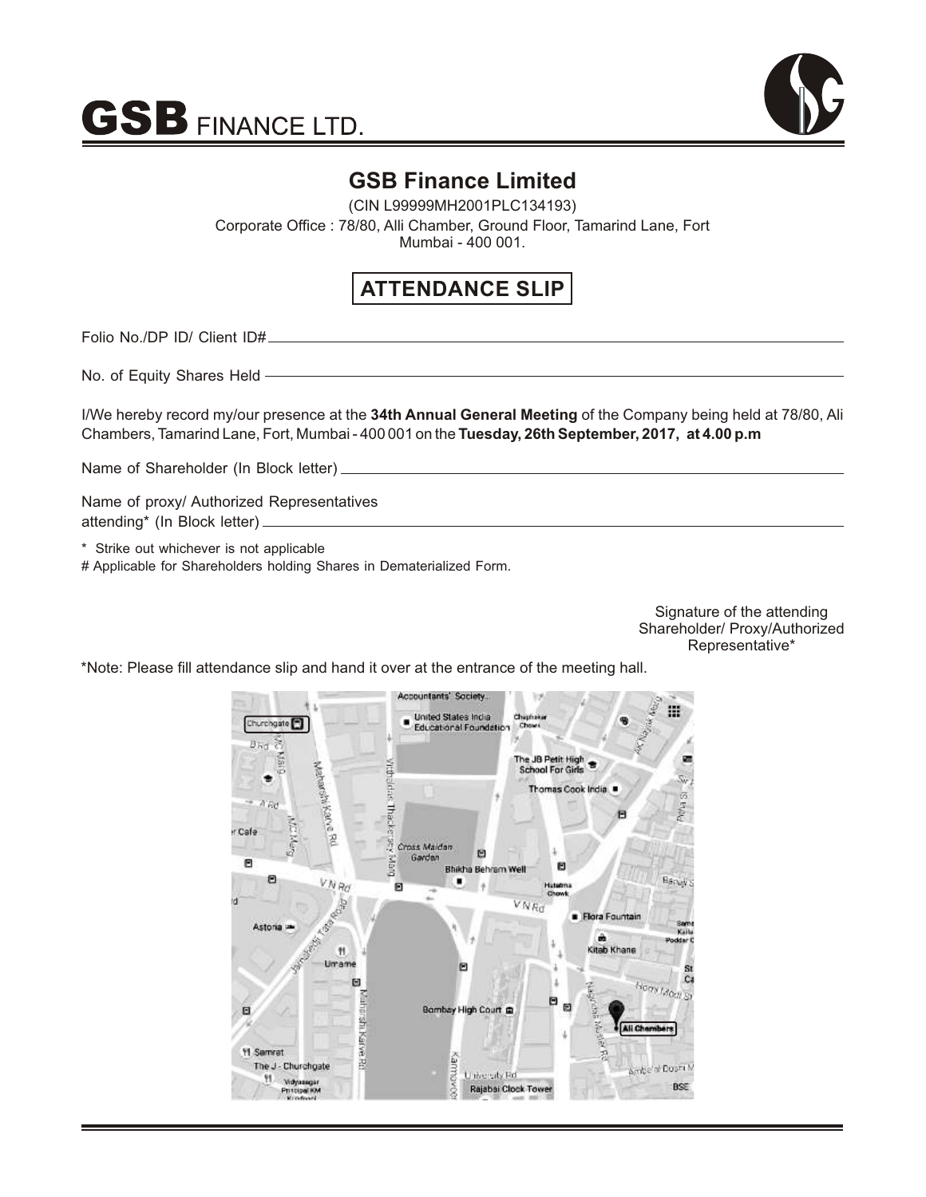# GSB FINANCE LTD.

## GSB Finance Limited

(CIN L99999MH2001PLC134193)

Corporate Office : 78/80, Alli Chamber, Ground Floor, Tamarind Lane, Fort Mumbai - 400 001.

## ATTENDANCE SLIP

Folio No./DP ID/ Client ID# \_\_\_\_\_\_\_\_\_\_\_\_\_\_\_\_\_\_\_\_\_\_\_\_\_\_\_\_\_\_

No. of Equity Shares Held \_\_\_\_\_\_\_\_\_\_\_\_\_\_\_\_\_\_\_\_\_\_\_\_\_\_\_\_\_\_

I/We hereby record my/our presence at the **34th Annual General Meeting** of the Company being held at 78/80, Ali Chambers, Tamarind Lane, Fort, Mumbai - 400 001 on the **Tuesday, 26th September, 2017, at 4.00 p.m**

Name of Shareholder (In Block letter) \_\_\_\_\_\_\_\_\_\_\_\_\_\_\_\_\_\_\_\_\_\_\_\_\_\_\_\_\_\_

Name of proxy/ Authorized Representatives attending* (In Block letter) \_\_\_\_\_\_\_\_\_\_\_\_\_\_\_\_\_\_\_\_\_\_\_\_\_\_\_\_\_\_

\* Strike out whichever is not applicable

\# Applicable for Shareholders holding Shares in Dematerialized Form.

Signature of the attending Shareholder/ Proxy/Authorized Representative*

*Note: Please fill attendance slip and hand it over at the entrance of the meeting hall.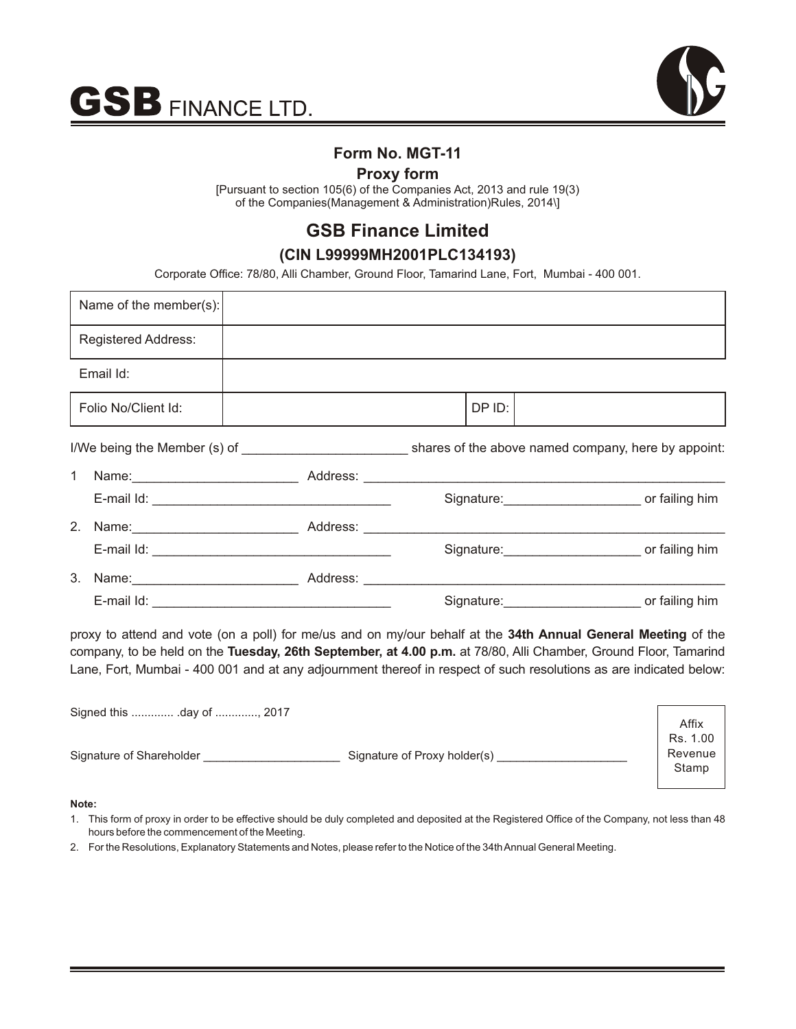# GSB FINANCE LTD.

**Form No. MGT-11**

**Proxy form**

[Pursuant to section 105(6) of the Companies Act, 2013 and rule 19(3) of the Companies(Management & Administration)Rules, 2014\]

## GSB Finance Limited

### (CIN L99999MH2001PLC134193)

Corporate Office: 78/80, Alli Chamber, Ground Floor, Tamarind Lane, Fort, Mumbai - 400 001.

| Name of the member(s): | | | |
|---|---|---|---|
| Registered Address: | | | |
| Email Id: | | | |
| Folio No/Client Id: | | DP ID: | |

I/We being the Member (s) of ______________________ shares of the above named company, here by appoint:

1 Name:______________________ Address: ________________________________________________
E-mail Id: ________________________________ Signature:__________________ or failing him

2. Name:______________________ Address: ________________________________________________
E-mail Id: ________________________________ Signature:__________________ or failing him

3. Name:______________________ Address: ________________________________________________
E-mail Id: ________________________________ Signature:__________________ or failing him

proxy to attend and vote (on a poll) for me/us and on my/our behalf at the **34th Annual General Meeting** of the company, to be held on the **Tuesday, 26th September, at 4.00 p.m.** at 78/80, Alli Chamber, Ground Floor, Tamarind Lane, Fort, Mumbai - 400 001 and at any adjournment thereof in respect of such resolutions as are indicated below:

Signed this ............. .day of ............., 2017

Signature of Shareholder ____________________ Signature of Proxy holder(s) ___________________

Affix Rs. 1.00 Revenue Stamp

**Note:**

1. This form of proxy in order to be effective should be duly completed and deposited at the Registered Office of the Company, not less than 48 hours before the commencement of the Meeting.
2. For the Resolutions, Explanatory Statements and Notes, please refer to the Notice of the 34th Annual General Meeting.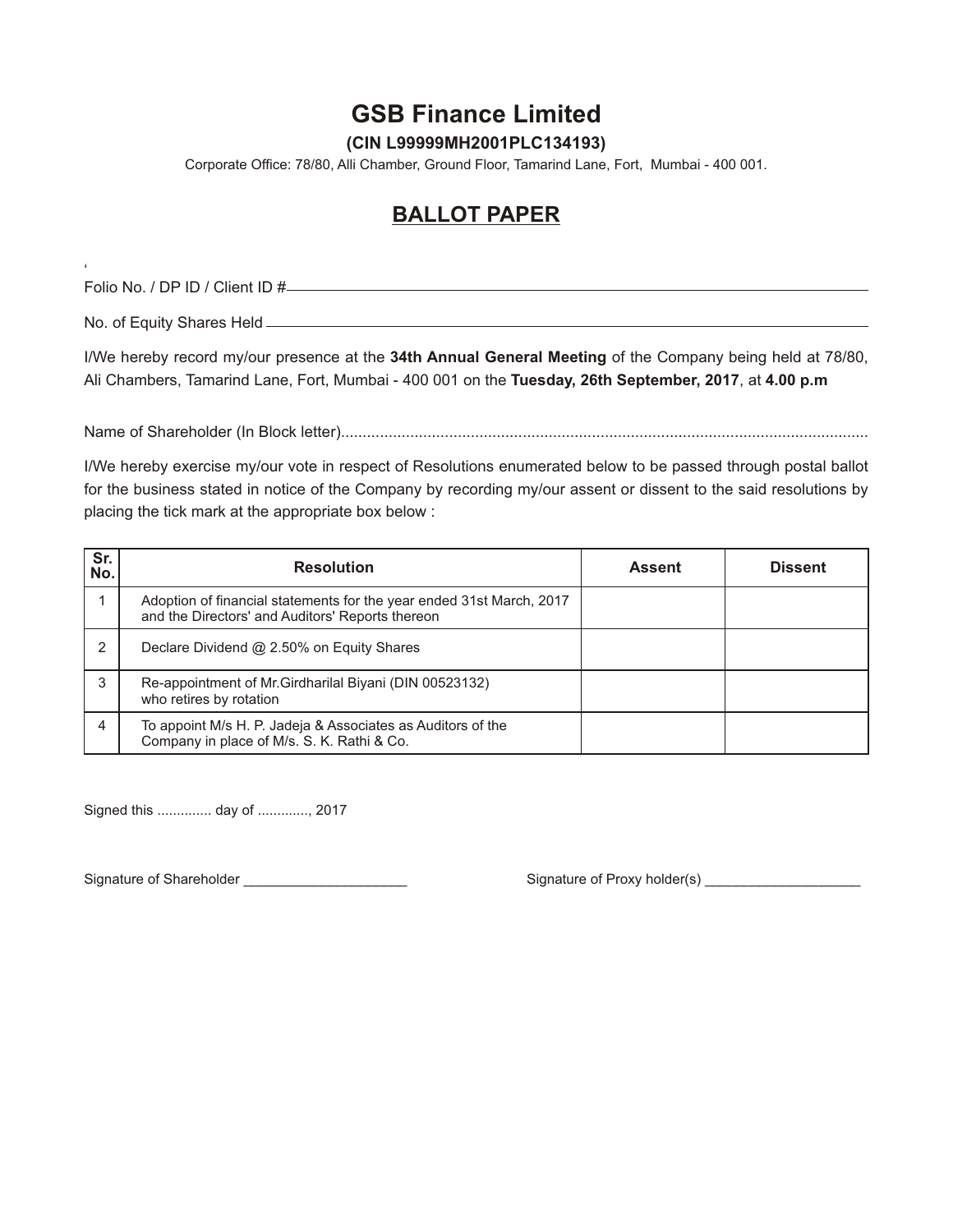# GSB Finance Limited

**(CIN L99999MH2001PLC134193)**

Corporate Office: 78/80, Alli Chamber, Ground Floor, Tamarind Lane, Fort, Mumbai - 400 001.

## BALLOT PAPER

Folio No. / DP ID / Client ID #\_\_\_\_\_\_\_\_\_\_\_\_\_\_\_\_\_\_\_\_\_\_\_\_\_\_\_\_\_\_\_\_\_\_\_\_\_\_\_\_

No. of Equity Shares Held \_\_\_\_\_\_\_\_\_\_\_\_\_\_\_\_\_\_\_\_\_\_\_\_\_\_\_\_\_\_\_\_\_\_\_\_\_\_\_\_

I/We hereby record my/our presence at the **34th Annual General Meeting** of the Company being held at 78/80, Ali Chambers, Tamarind Lane, Fort, Mumbai - 400 001 on the **Tuesday, 26th September, 2017**, at **4.00 p.m**

Name of Shareholder (In Block letter).........................................................................................................................

I/We hereby exercise my/our vote in respect of Resolutions enumerated below to be passed through postal ballot for the business stated in notice of the Company by recording my/our assent or dissent to the said resolutions by placing the tick mark at the appropriate box below :

| Sr. No. | Resolution | Assent | Dissent |
|---|---|---|---|
| 1 | Adoption of financial statements for the year ended 31st March, 2017 and the Directors' and Auditors' Reports thereon | | |
| 2 | Declare Dividend @ 2.50% on Equity Shares | | |
| 3 | Re-appointment of Mr.Girdharilal Biyani (DIN 00523132) who retires by rotation | | |
| 4 | To appoint M/s H. P. Jadeja & Associates as Auditors of the Company in place of M/s. S. K. Rathi & Co. | | |

Signed this .............. day of ............., 2017

Signature of Shareholder \_\_\_\_\_\_\_\_\_\_\_\_\_\_\_\_\_\_\_\_\_ Signature of Proxy holder(s) \_\_\_\_\_\_\_\_\_\_\_\_\_\_\_\_\_\_\_\_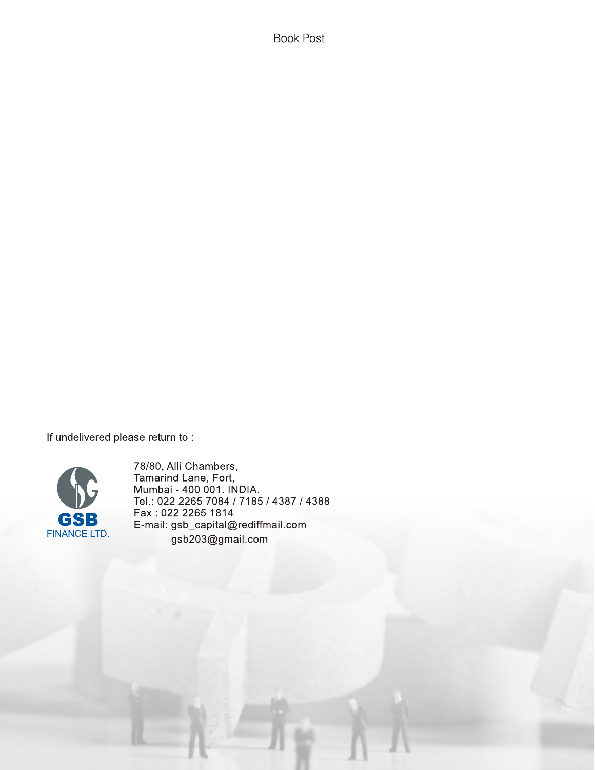Book Post

If undelivered please return to :

GSB
FINANCE LTD.

78/80, Alli Chambers,
Tamarind Lane, Fort,
Mumbai - 400 001. INDIA.
Tel.: 022 2265 7084 / 7185 / 4387 / 4388
Fax : 022 2265 1814
E-mail: gsb_capital@rediffmail.com
gsb203@gmail.com